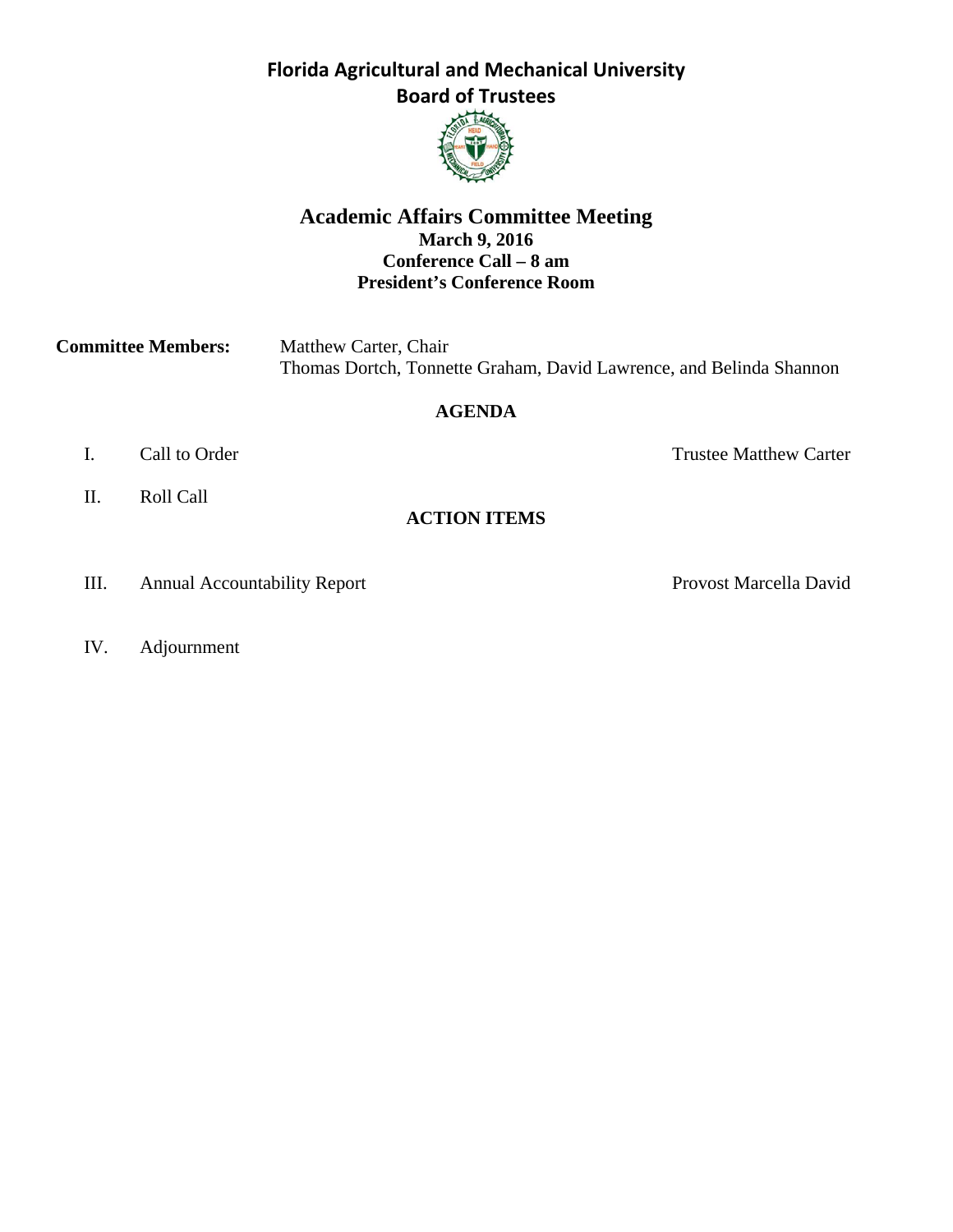# Florida Agricultural and Mechanical University
## Board of Trustees

## Academic Affairs Committee Meeting
**March 9, 2016**
**Conference Call – 8 am**
**President's Conference Room**

**Committee Members:** Matthew Carter, Chair
Thomas Dortch, Tonnette Graham, David Lawrence, and Belinda Shannon

### AGENDA

I. Call to Order — Trustee Matthew Carter

II. Roll Call

**ACTION ITEMS**

III. Annual Accountability Report — Provost Marcella David

IV. Adjournment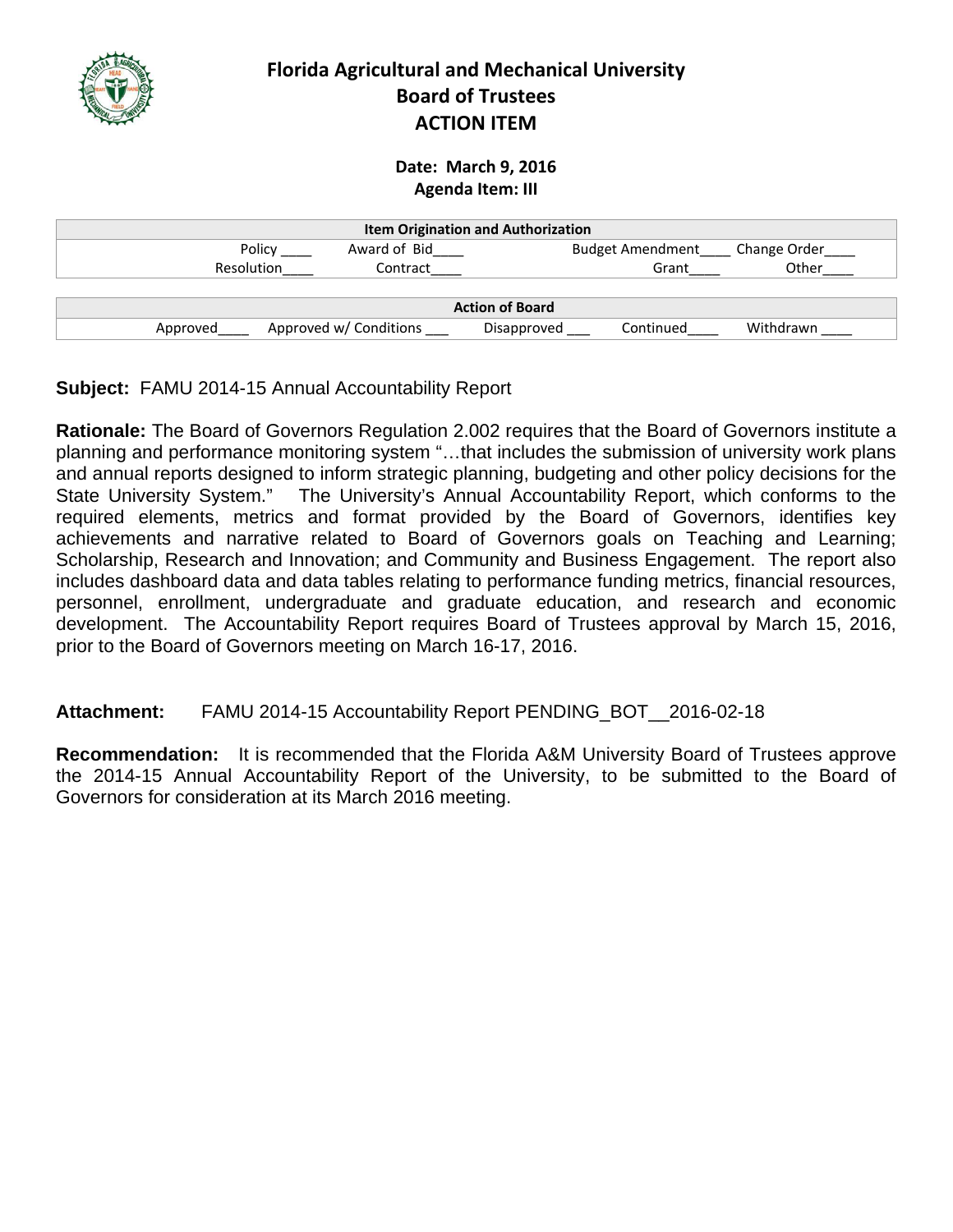# Florida Agricultural and Mechanical University
## Board of Trustees
## ACTION ITEM

**Date: March 9, 2016**
**Agenda Item: III**

| Item Origination and Authorization | | | |
|---|---|---|---|
| Policy ____ | Award of Bid____ | Budget Amendment____ | Change Order____ |
| Resolution____ | Contract____ | Grant____ | Other____ |

| Action of Board | | | | |
|---|---|---|---|---|
| Approved____ | Approved w/ Conditions ___ | Disapproved ___ | Continued____ | Withdrawn ____ |

**Subject:** FAMU 2014-15 Annual Accountability Report

**Rationale:** The Board of Governors Regulation 2.002 requires that the Board of Governors institute a planning and performance monitoring system "…that includes the submission of university work plans and annual reports designed to inform strategic planning, budgeting and other policy decisions for the State University System." The University's Annual Accountability Report, which conforms to the required elements, metrics and format provided by the Board of Governors, identifies key achievements and narrative related to Board of Governors goals on Teaching and Learning; Scholarship, Research and Innovation; and Community and Business Engagement. The report also includes dashboard data and data tables relating to performance funding metrics, financial resources, personnel, enrollment, undergraduate and graduate education, and research and economic development. The Accountability Report requires Board of Trustees approval by March 15, 2016, prior to the Board of Governors meeting on March 16-17, 2016.

**Attachment:** FAMU 2014-15 Accountability Report PENDING_BOT__2016-02-18

**Recommendation:** It is recommended that the Florida A&M University Board of Trustees approve the 2014-15 Annual Accountability Report of the University, to be submitted to the Board of Governors for consideration at its March 2016 meeting.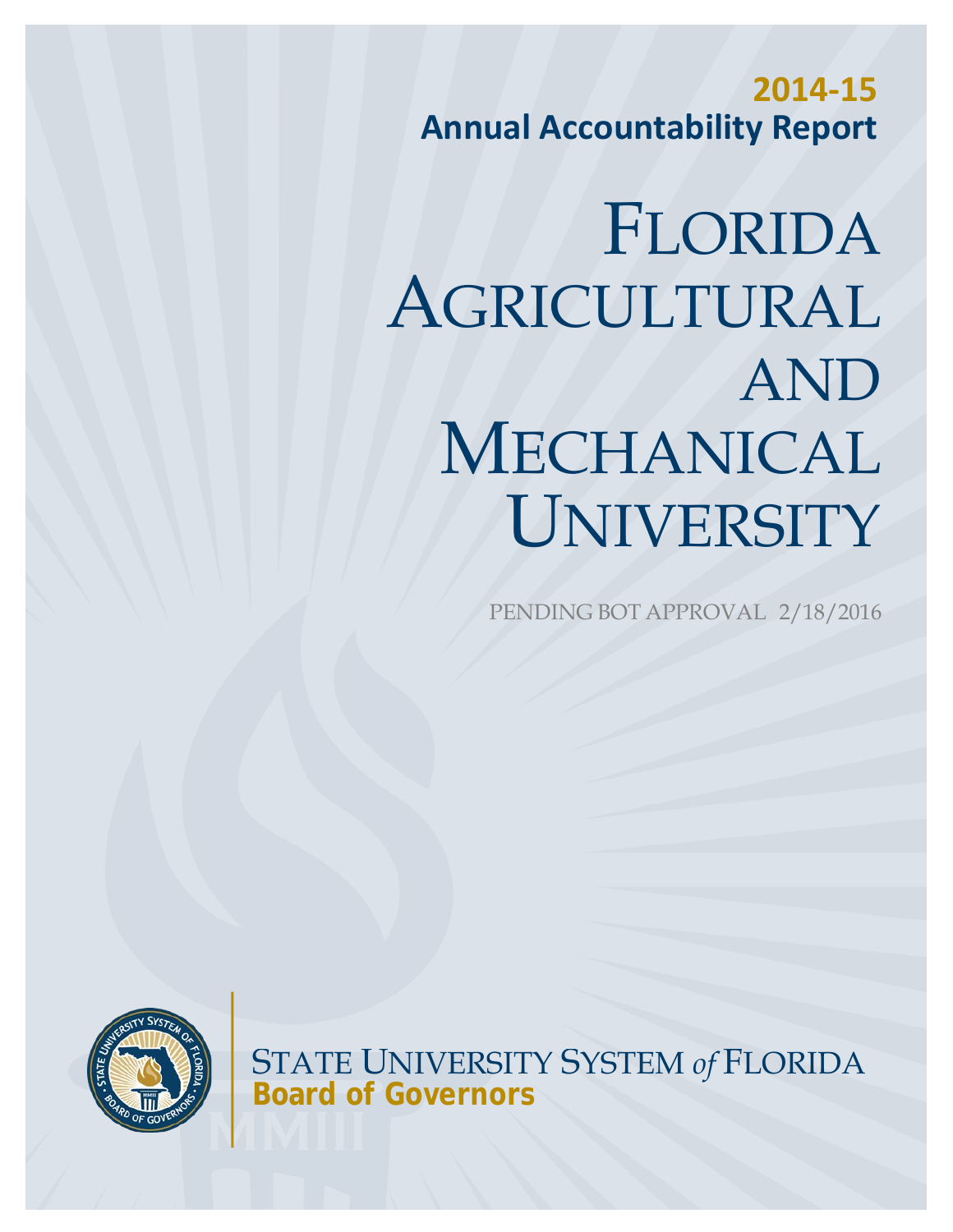**2014-15**

**Annual Accountability Report**

# FLORIDA AGRICULTURAL AND MECHANICAL UNIVERSITY

PENDING BOT APPROVAL 2/18/2016

STATE UNIVERSITY SYSTEM *of* FLORIDA

**Board of Governors**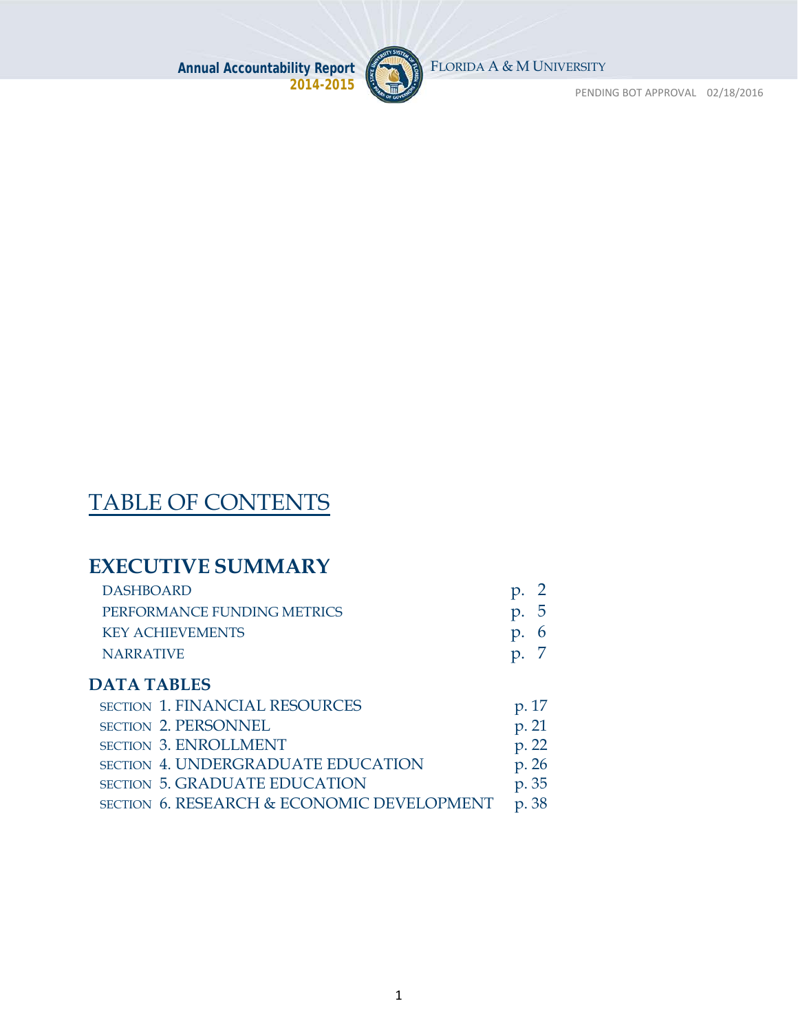# TABLE OF CONTENTS

## EXECUTIVE SUMMARY

| | |
|---|---|
| DASHBOARD | p. 2 |
| PERFORMANCE FUNDING METRICS | p. 5 |
| KEY ACHIEVEMENTS | p. 6 |
| NARRATIVE | p. 7 |

## DATA TABLES

| | |
|---|---|
| SECTION 1. FINANCIAL RESOURCES | p. 17 |
| SECTION 2. PERSONNEL | p. 21 |
| SECTION 3. ENROLLMENT | p. 22 |
| SECTION 4. UNDERGRADUATE EDUCATION | p. 26 |
| SECTION 5. GRADUATE EDUCATION | p. 35 |
| SECTION 6. RESEARCH & ECONOMIC DEVELOPMENT | p. 38 |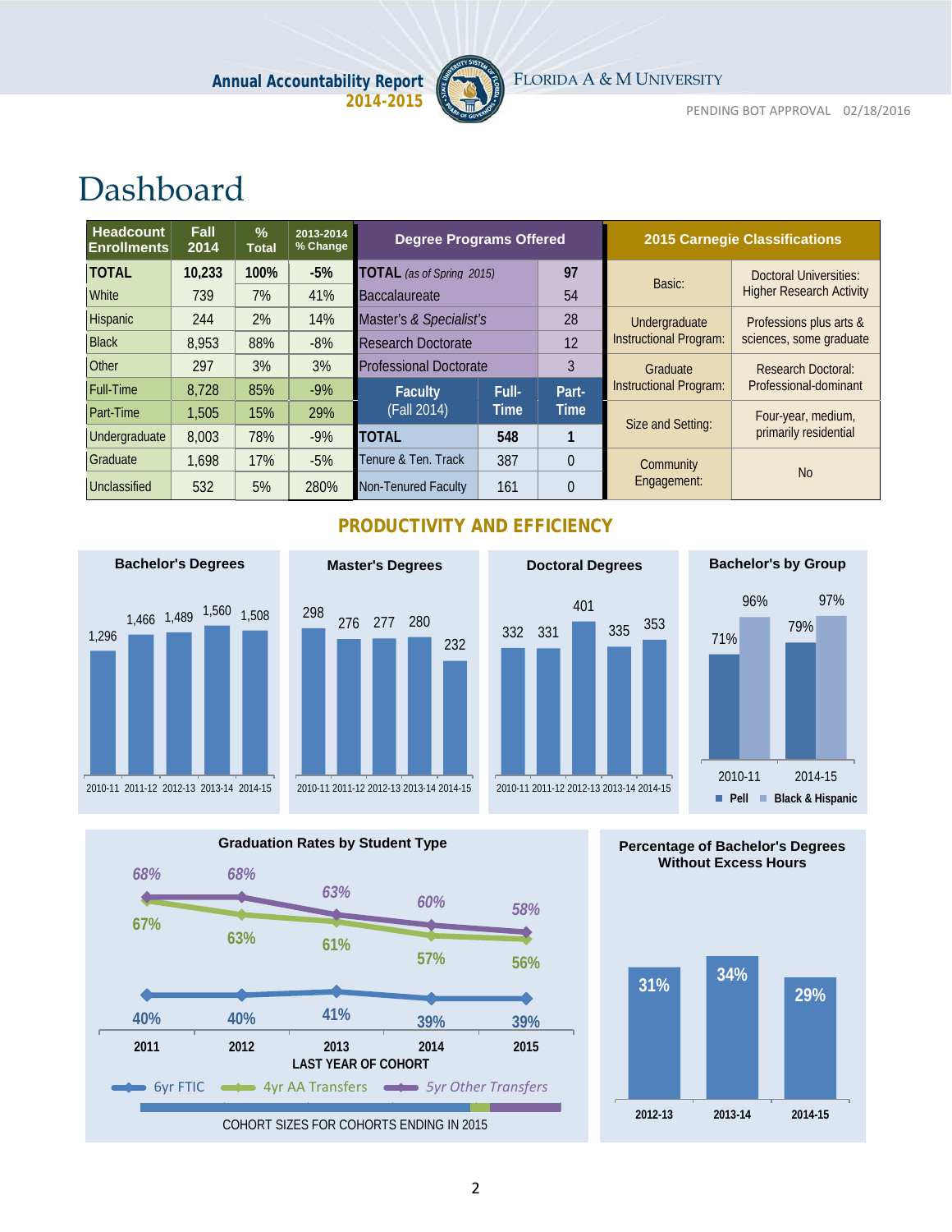# Dashboard

| Headcount Enrollments | Fall 2014 | % Total | 2013-2014 % Change |
|---|---|---|---|
| **TOTAL** | **10,233** | **100%** | **-5%** |
| White | 739 | 7% | 41% |
| Hispanic | 244 | 2% | 14% |
| Black | 8,953 | 88% | -8% |
| Other | 297 | 3% | 3% |
| Full-Time | 8,728 | 85% | -9% |
| Part-Time | 1,505 | 15% | 29% |
| Undergraduate | 8,003 | 78% | -9% |
| Graduate | 1,698 | 17% | -5% |
| Unclassified | 532 | 5% | 280% |

| Degree Programs Offered | |
|---|---|
| **TOTAL** *(as of Spring 2015)* | **97** |
| Baccalaureate | 54 |
| Master's & Specialist's | 28 |
| Research Doctorate | 12 |
| Professional Doctorate | 3 |

| Faculty (Fall 2014) | Full-Time | Part-Time |
|---|---|---|
| **TOTAL** | **548** | **1** |
| Tenure & Ten. Track | 387 | 0 |
| Non-Tenured Faculty | 161 | 0 |

| 2015 Carnegie Classifications | |
|---|---|
| Basic: | Doctoral Universities: Higher Research Activity |
| Undergraduate Instructional Program: | Professions plus arts & sciences, some graduate |
| Graduate Instructional Program: | Research Doctoral: Professional-dominant |
| Size and Setting: | Four-year, medium, primarily residential |
| Community Engagement: | No |

## PRODUCTIVITY AND EFFICIENCY

**Bachelor's Degrees**

| 2010-11 | 2011-12 | 2012-13 | 2013-14 | 2014-15 |
|---|---|---|---|---|
| 1,296 | 1,466 | 1,489 | 1,560 | 1,508 |

**Master's Degrees**

| 2010-11 | 2011-12 | 2012-13 | 2013-14 | 2014-15 |
|---|---|---|---|---|
| 298 | 276 | 277 | 280 | 232 |

**Doctoral Degrees**

| 2010-11 | 2011-12 | 2012-13 | 2013-14 | 2014-15 |
|---|---|---|---|---|
| 332 | 331 | 401 | 335 | 353 |

**Bachelor's by Group**

| | 2010-11 | 2014-15 |
|---|---|---|
| Pell | 71% | 79% |
| Black & Hispanic | 96% | 97% |

**Graduation Rates by Student Type**

| LAST YEAR OF COHORT | 2011 | 2012 | 2013 | 2014 | 2015 |
|---|---|---|---|---|---|
| 6yr FTIC | 40% | 40% | 41% | 39% | 39% |
| 4yr AA Transfers | 67% | 63% | 61% | 57% | 56% |
| 5yr Other Transfers | 68% | 68% | 63% | 60% | 58% |

COHORT SIZES FOR COHORTS ENDING IN 2015

**Percentage of Bachelor's Degrees Without Excess Hours**

| 2012-13 | 2013-14 | 2014-15 |
|---|---|---|
| 31% | 34% | 29% |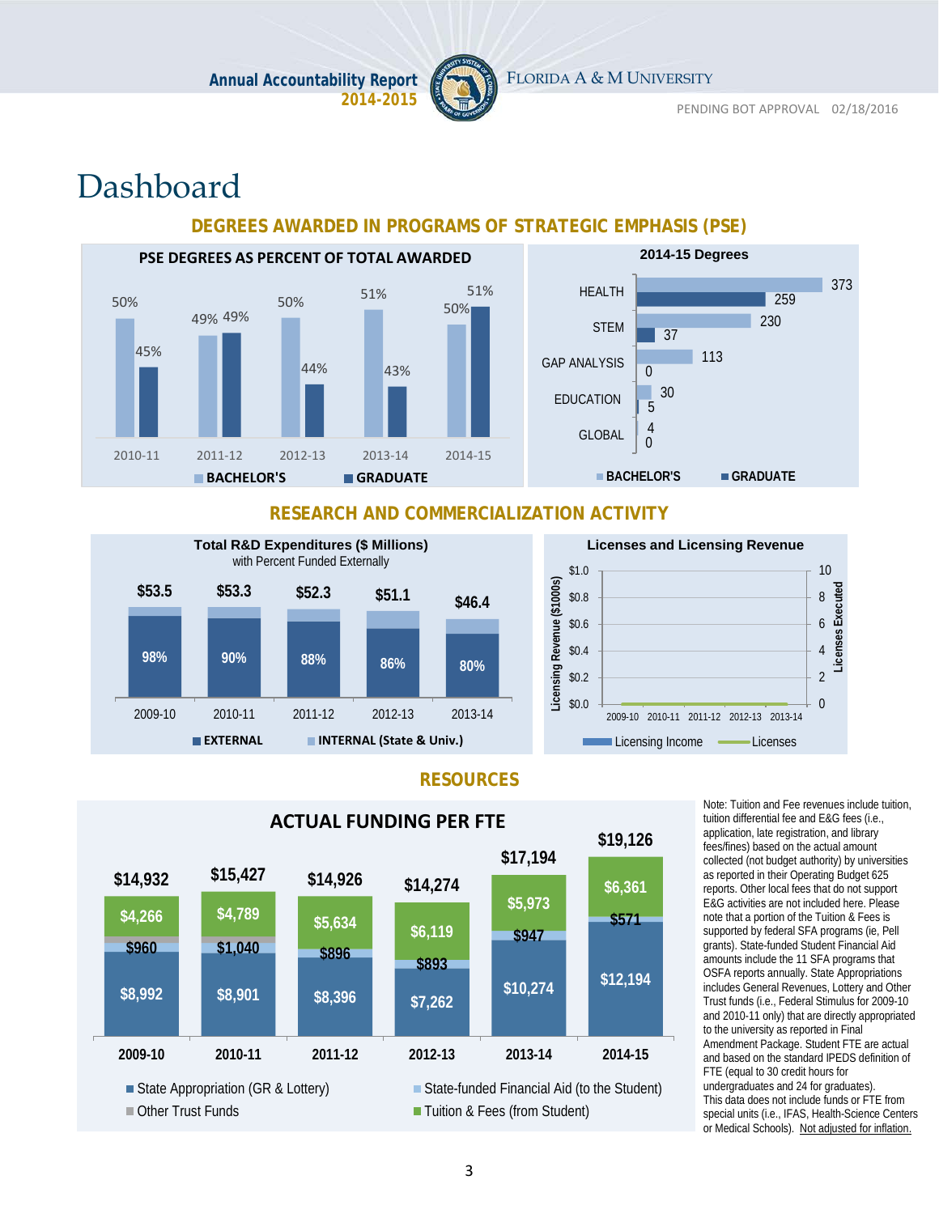# Dashboard

## DEGREES AWARDED IN PROGRAMS OF STRATEGIC EMPHASIS (PSE)

**PSE DEGREES AS PERCENT OF TOTAL AWARDED**

| | BACHELOR'S | GRADUATE |
|---|---|---|
| 2010-11 | 50% | 45% |
| 2011-12 | 49% | 49% |
| 2012-13 | 50% | 44% |
| 2013-14 | 51% | 43% |
| 2014-15 | 50% | 51% |

**2014-15 Degrees**

| | BACHELOR'S | GRADUATE |
|---|---|---|
| HEALTH | 373 | 259 |
| STEM | 230 | 37 |
| GAP ANALYSIS | 113 | 0 |
| EDUCATION | 30 | 5 |
| GLOBAL | 4 | 0 |

## RESEARCH AND COMMERCIALIZATION ACTIVITY

**Total R&D Expenditures ($ Millions)**
with Percent Funded Externally

| | Total | EXTERNAL |
|---|---|---|
| 2009-10 | $53.5 | 98% |
| 2010-11 | $53.3 | 90% |
| 2011-12 | $52.3 | 88% |
| 2012-13 | $51.1 | 86% |
| 2013-14 | $46.4 | 80% |

EXTERNAL; INTERNAL (State & Univ.)

**Licenses and Licensing Revenue**

Licensing Revenue ($1000s): $0.0 – $1.0; Licenses Executed: 0 – 10; years 2009-10, 2010-11, 2011-12, 2012-13, 2013-14.

Licensing Income; Licenses

## RESOURCES

**ACTUAL FUNDING PER FTE**

| | State Appropriation (GR & Lottery) | State-funded Financial Aid (to the Student) | Tuition & Fees (from Student) | Total |
|---|---|---|---|---|
| 2009-10 | $8,992 | $960 | $4,266 | $14,932 |
| 2010-11 | $8,901 | $1,040 | $4,789 | $15,427 |
| 2011-12 | $8,396 | $896 | $5,634 | $14,926 |
| 2012-13 | $7,262 | $893 | $6,119 | $14,274 |
| 2013-14 | $10,274 | $947 | $5,973 | $17,194 |
| 2014-15 | $12,194 | $571 | $6,361 | $19,126 |

State Appropriation (GR & Lottery); State-funded Financial Aid (to the Student); Other Trust Funds; Tuition & Fees (from Student)

Note: Tuition and Fee revenues include tuition, tuition differential fee and E&G fees (i.e., application, late registration, and library fees/fines) based on the actual amount collected (not budget authority) by universities as reported in their Operating Budget 625 reports. Other local fees that do not support E&G activities are not included here. Please note that a portion of the Tuition & Fees is supported by federal SFA programs (ie, Pell grants). State-funded Student Financial Aid amounts include the 11 SFA programs that OSFA reports annually. State Appropriations includes General Revenues, Lottery and Other Trust funds (i.e., Federal Stimulus for 2009-10 and 2010-11 only) that are directly appropriated to the university as reported in Final Amendment Package. Student FTE are actual and based on the standard IPEDS definition of FTE (equal to 30 credit hours for undergraduates and 24 for graduates). This data does not include funds or FTE from special units (i.e., IFAS, Health-Science Centers or Medical Schools). Not adjusted for inflation.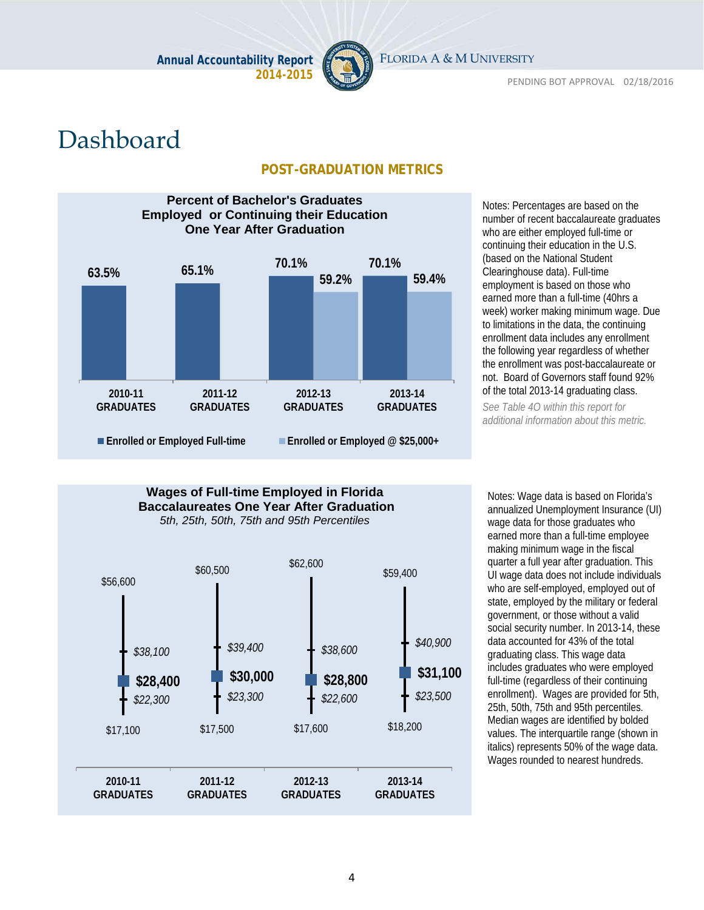# Dashboard

## POST-GRADUATION METRICS

**Percent of Bachelor's Graduates Employed or Continuing their Education One Year After Graduation**

| | 2010-11 GRADUATES | 2011-12 GRADUATES | 2012-13 GRADUATES | 2013-14 GRADUATES |
|---|---|---|---|---|
| Enrolled or Employed Full-time | 63.5% | 65.1% | 70.1% | 70.1% |
| Enrolled or Employed @ $25,000+ | | | 59.2% | 59.4% |

Notes: Percentages are based on the number of recent baccalaureate graduates who are either employed full-time or continuing their education in the U.S. (based on the National Student Clearinghouse data). Full-time employment is based on those who earned more than a full-time (40hrs a week) worker making minimum wage. Due to limitations in the data, the continuing enrollment data includes any enrollment the following year regardless of whether the enrollment was post-baccalaureate or not. Board of Governors staff found 92% of the total 2013-14 graduating class.

*See Table 4O within this report for additional information about this metric.*

**Wages of Full-time Employed in Florida Baccalaureates One Year After Graduation**

*5th, 25th, 50th, 75th and 95th Percentiles*

| Percentile | 2010-11 GRADUATES | 2011-12 GRADUATES | 2012-13 GRADUATES | 2013-14 GRADUATES |
|---|---|---|---|---|
| 95th | $56,600 | $60,500 | $62,600 | $59,400 |
| 75th | *$38,100* | *$39,400* | *$38,600* | *$40,900* |
| 50th (Median) | **$28,400** | **$30,000** | **$28,800** | **$31,100** |
| 25th | *$22,300* | *$23,300* | *$22,600* | *$23,500* |
| 5th | $17,100 | $17,500 | $17,600 | $18,200 |

Notes: Wage data is based on Florida's annualized Unemployment Insurance (UI) wage data for those graduates who earned more than a full-time employee making minimum wage in the fiscal quarter a full year after graduation. This UI wage data does not include individuals who are self-employed, employed out of state, employed by the military or federal government, or those without a valid social security number. In 2013-14, these data accounted for 43% of the total graduating class. This wage data includes graduates who were employed full-time (regardless of their continuing enrollment). Wages are provided for 5th, 25th, 50th, 75th and 95th percentiles. Median wages are identified by bolded values. The interquartile range (shown in italics) represents 50% of the wage data. Wages rounded to nearest hundreds.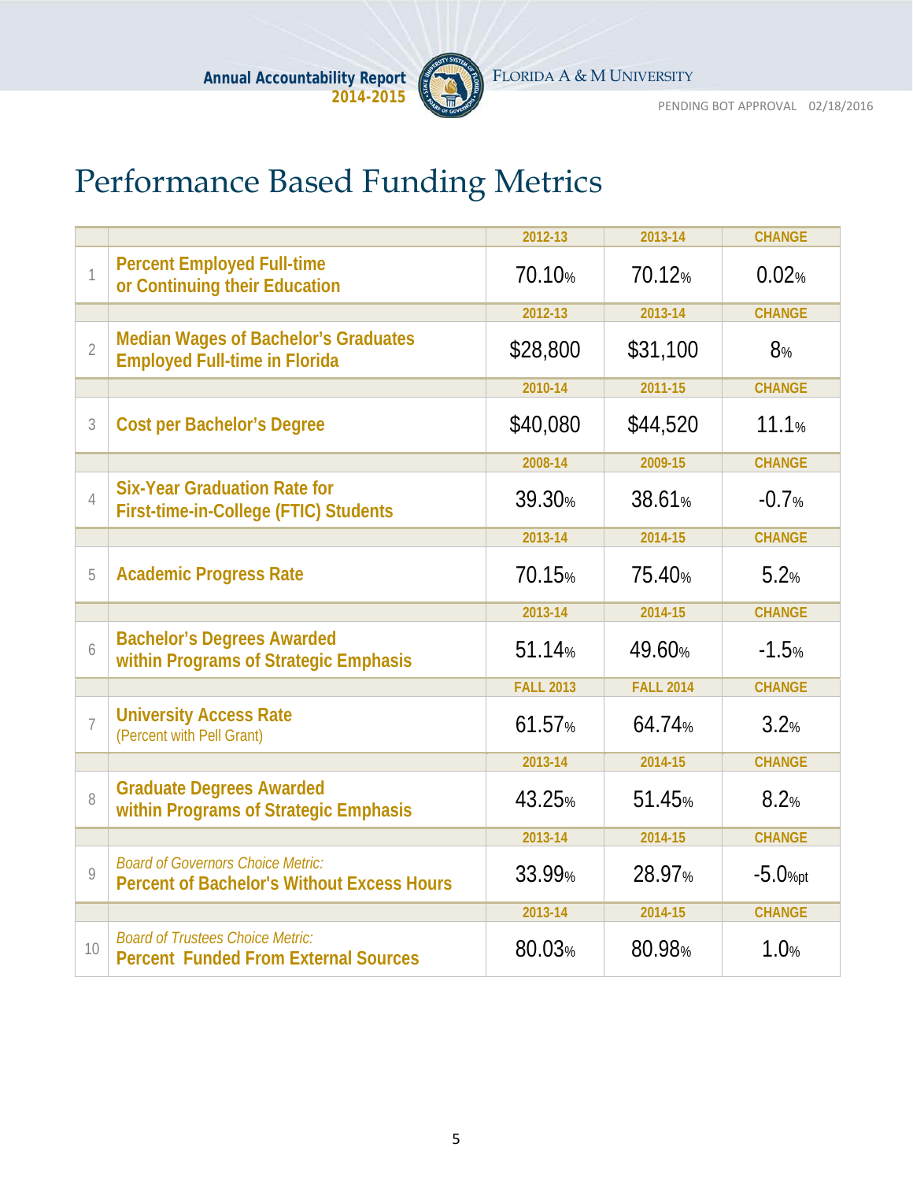# Performance Based Funding Metrics

| | | | | |
|---|---|---|---|---|
| | | 2012-13 | 2013-14 | CHANGE |
| 1 | **Percent Employed Full-time or Continuing their Education** | 70.10% | 70.12% | 0.02% |
| | | 2012-13 | 2013-14 | CHANGE |
| 2 | **Median Wages of Bachelor's Graduates Employed Full-time in Florida** | $28,800 | $31,100 | 8% |
| | | 2010-14 | 2011-15 | CHANGE |
| 3 | **Cost per Bachelor's Degree** | $40,080 | $44,520 | 11.1% |
| | | 2008-14 | 2009-15 | CHANGE |
| 4 | **Six-Year Graduation Rate for First-time-in-College (FTIC) Students** | 39.30% | 38.61% | -0.7% |
| | | 2013-14 | 2014-15 | CHANGE |
| 5 | **Academic Progress Rate** | 70.15% | 75.40% | 5.2% |
| | | 2013-14 | 2014-15 | CHANGE |
| 6 | **Bachelor's Degrees Awarded within Programs of Strategic Emphasis** | 51.14% | 49.60% | -1.5% |
| | | FALL 2013 | FALL 2014 | CHANGE |
| 7 | **University Access Rate** (Percent with Pell Grant) | 61.57% | 64.74% | 3.2% |
| | | 2013-14 | 2014-15 | CHANGE |
| 8 | **Graduate Degrees Awarded within Programs of Strategic Emphasis** | 43.25% | 51.45% | 8.2% |
| | | 2013-14 | 2014-15 | CHANGE |
| 9 | *Board of Governors Choice Metric:* **Percent of Bachelor's Without Excess Hours** | 33.99% | 28.97% | -5.0%pt |
| | | 2013-14 | 2014-15 | CHANGE |
| 10 | *Board of Trustees Choice Metric:* **Percent Funded From External Sources** | 80.03% | 80.98% | 1.0% |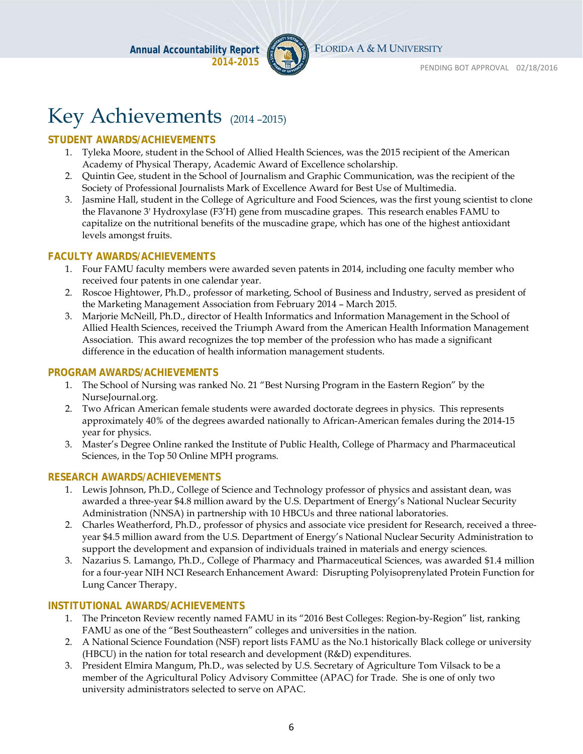# Key Achievements (2014 –2015)

## STUDENT AWARDS/ACHIEVEMENTS

1. Tyleka Moore, student in the School of Allied Health Sciences, was the 2015 recipient of the American Academy of Physical Therapy, Academic Award of Excellence scholarship.
2. Quintin Gee, student in the School of Journalism and Graphic Communication, was the recipient of the Society of Professional Journalists Mark of Excellence Award for Best Use of Multimedia.
3. Jasmine Hall, student in the College of Agriculture and Food Sciences, was the first young scientist to clone the Flavanone 3' Hydroxylase (F3'H) gene from muscadine grapes. This research enables FAMU to capitalize on the nutritional benefits of the muscadine grape, which has one of the highest antioxidant levels amongst fruits.

## FACULTY AWARDS/ACHIEVEMENTS

1. Four FAMU faculty members were awarded seven patents in 2014, including one faculty member who received four patents in one calendar year.
2. Roscoe Hightower, Ph.D., professor of marketing, School of Business and Industry, served as president of the Marketing Management Association from February 2014 – March 2015.
3. Marjorie McNeill, Ph.D., director of Health Informatics and Information Management in the School of Allied Health Sciences, received the Triumph Award from the American Health Information Management Association. This award recognizes the top member of the profession who has made a significant difference in the education of health information management students.

## PROGRAM AWARDS/ACHIEVEMENTS

1. The School of Nursing was ranked No. 21 "Best Nursing Program in the Eastern Region" by the NurseJournal.org.
2. Two African American female students were awarded doctorate degrees in physics. This represents approximately 40% of the degrees awarded nationally to African-American females during the 2014-15 year for physics.
3. Master's Degree Online ranked the Institute of Public Health, College of Pharmacy and Pharmaceutical Sciences, in the Top 50 Online MPH programs.

## RESEARCH AWARDS/ACHIEVEMENTS

1. Lewis Johnson, Ph.D., College of Science and Technology professor of physics and assistant dean, was awarded a three-year $4.8 million award by the U.S. Department of Energy's National Nuclear Security Administration (NNSA) in partnership with 10 HBCUs and three national laboratories.
2. Charles Weatherford, Ph.D., professor of physics and associate vice president for Research, received a three-year $4.5 million award from the U.S. Department of Energy's National Nuclear Security Administration to support the development and expansion of individuals trained in materials and energy sciences.
3. Nazarius S. Lamango, Ph.D., College of Pharmacy and Pharmaceutical Sciences, was awarded $1.4 million for a four-year NIH NCI Research Enhancement Award: Disrupting Polyisoprenylated Protein Function for Lung Cancer Therapy.

## INSTITUTIONAL AWARDS/ACHIEVEMENTS

1. The Princeton Review recently named FAMU in its "2016 Best Colleges: Region-by-Region" list, ranking FAMU as one of the "Best Southeastern" colleges and universities in the nation.
2. A National Science Foundation (NSF) report lists FAMU as the No.1 historically Black college or university (HBCU) in the nation for total research and development (R&D) expenditures.
3. President Elmira Mangum, Ph.D., was selected by U.S. Secretary of Agriculture Tom Vilsack to be a member of the Agricultural Policy Advisory Committee (APAC) for Trade. She is one of only two university administrators selected to serve on APAC.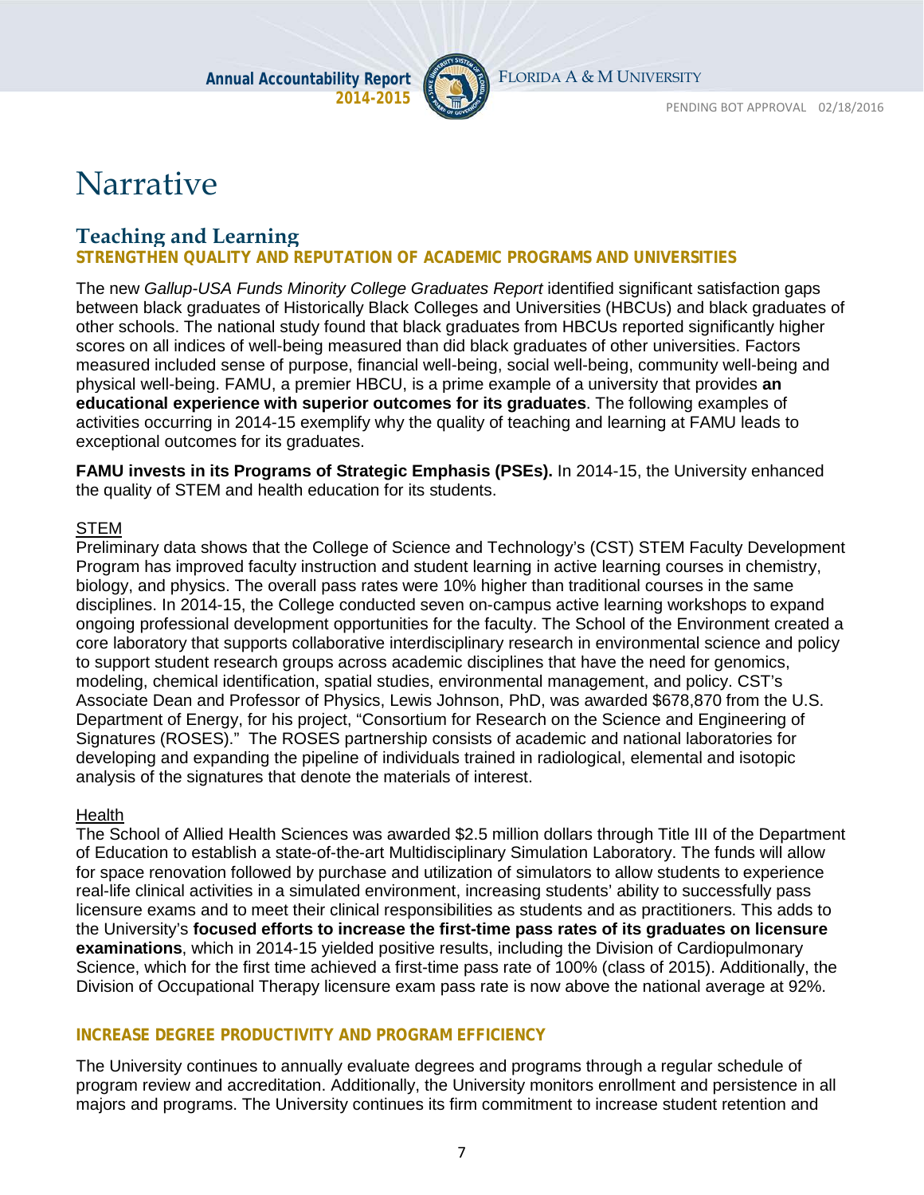# Narrative

## Teaching and Learning

### STRENGTHEN QUALITY AND REPUTATION OF ACADEMIC PROGRAMS AND UNIVERSITIES

The new *Gallup-USA Funds Minority College Graduates Report* identified significant satisfaction gaps between black graduates of Historically Black Colleges and Universities (HBCUs) and black graduates of other schools. The national study found that black graduates from HBCUs reported significantly higher scores on all indices of well-being measured than did black graduates of other universities. Factors measured included sense of purpose, financial well-being, social well-being, community well-being and physical well-being. FAMU, a premier HBCU, is a prime example of a university that provides **an educational experience with superior outcomes for its graduates**. The following examples of activities occurring in 2014-15 exemplify why the quality of teaching and learning at FAMU leads to exceptional outcomes for its graduates.

**FAMU invests in its Programs of Strategic Emphasis (PSEs).** In 2014-15, the University enhanced the quality of STEM and health education for its students.

<u>STEM</u>
Preliminary data shows that the College of Science and Technology's (CST) STEM Faculty Development Program has improved faculty instruction and student learning in active learning courses in chemistry, biology, and physics. The overall pass rates were 10% higher than traditional courses in the same disciplines. In 2014-15, the College conducted seven on-campus active learning workshops to expand ongoing professional development opportunities for the faculty. The School of the Environment created a core laboratory that supports collaborative interdisciplinary research in environmental science and policy to support student research groups across academic disciplines that have the need for genomics, modeling, chemical identification, spatial studies, environmental management, and policy. CST's Associate Dean and Professor of Physics, Lewis Johnson, PhD, was awarded $678,870 from the U.S. Department of Energy, for his project, "Consortium for Research on the Science and Engineering of Signatures (ROSES)." The ROSES partnership consists of academic and national laboratories for developing and expanding the pipeline of individuals trained in radiological, elemental and isotopic analysis of the signatures that denote the materials of interest.

<u>Health</u>
The School of Allied Health Sciences was awarded $2.5 million dollars through Title III of the Department of Education to establish a state-of-the-art Multidisciplinary Simulation Laboratory. The funds will allow for space renovation followed by purchase and utilization of simulators to allow students to experience real-life clinical activities in a simulated environment, increasing students' ability to successfully pass licensure exams and to meet their clinical responsibilities as students and as practitioners. This adds to the University's **focused efforts to increase the first-time pass rates of its graduates on licensure examinations**, which in 2014-15 yielded positive results, including the Division of Cardiopulmonary Science, which for the first time achieved a first-time pass rate of 100% (class of 2015). Additionally, the Division of Occupational Therapy licensure exam pass rate is now above the national average at 92%.

### INCREASE DEGREE PRODUCTIVITY AND PROGRAM EFFICIENCY

The University continues to annually evaluate degrees and programs through a regular schedule of program review and accreditation. Additionally, the University monitors enrollment and persistence in all majors and programs. The University continues its firm commitment to increase student retention and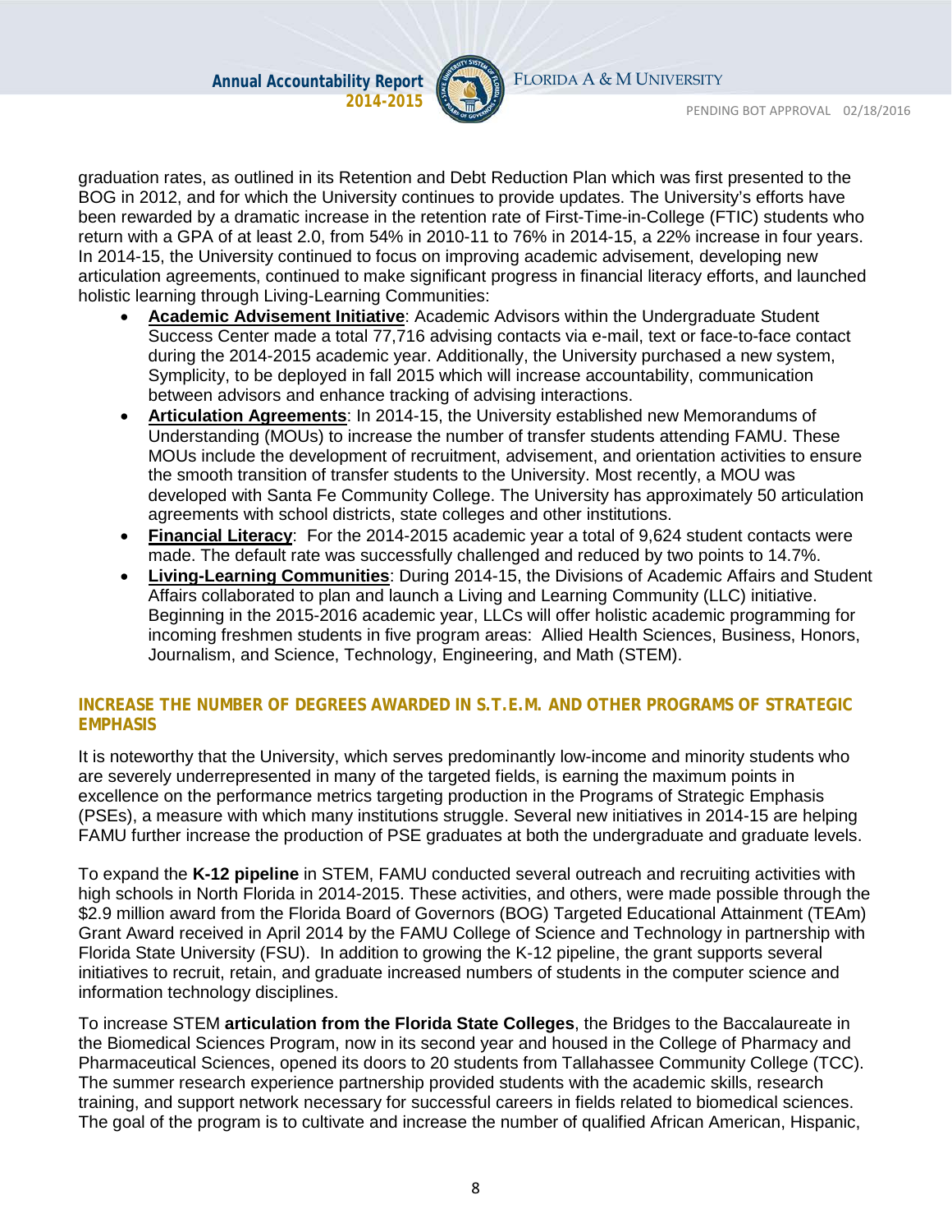graduation rates, as outlined in its Retention and Debt Reduction Plan which was first presented to the BOG in 2012, and for which the University continues to provide updates. The University's efforts have been rewarded by a dramatic increase in the retention rate of First-Time-in-College (FTIC) students who return with a GPA of at least 2.0, from 54% in 2010-11 to 76% in 2014-15, a 22% increase in four years. In 2014-15, the University continued to focus on improving academic advisement, developing new articulation agreements, continued to make significant progress in financial literacy efforts, and launched holistic learning through Living-Learning Communities:

- **Academic Advisement Initiative**: Academic Advisors within the Undergraduate Student Success Center made a total 77,716 advising contacts via e-mail, text or face-to-face contact during the 2014-2015 academic year. Additionally, the University purchased a new system, Symplicity, to be deployed in fall 2015 which will increase accountability, communication between advisors and enhance tracking of advising interactions.
- **Articulation Agreements**: In 2014-15, the University established new Memorandums of Understanding (MOUs) to increase the number of transfer students attending FAMU. These MOUs include the development of recruitment, advisement, and orientation activities to ensure the smooth transition of transfer students to the University. Most recently, a MOU was developed with Santa Fe Community College. The University has approximately 50 articulation agreements with school districts, state colleges and other institutions.
- **Financial Literacy**: For the 2014-2015 academic year a total of 9,624 student contacts were made. The default rate was successfully challenged and reduced by two points to 14.7%.
- **Living-Learning Communities**: During 2014-15, the Divisions of Academic Affairs and Student Affairs collaborated to plan and launch a Living and Learning Community (LLC) initiative. Beginning in the 2015-2016 academic year, LLCs will offer holistic academic programming for incoming freshmen students in five program areas: Allied Health Sciences, Business, Honors, Journalism, and Science, Technology, Engineering, and Math (STEM).

## INCREASE THE NUMBER OF DEGREES AWARDED IN S.T.E.M. AND OTHER PROGRAMS OF STRATEGIC EMPHASIS

It is noteworthy that the University, which serves predominantly low-income and minority students who are severely underrepresented in many of the targeted fields, is earning the maximum points in excellence on the performance metrics targeting production in the Programs of Strategic Emphasis (PSEs), a measure with which many institutions struggle. Several new initiatives in 2014-15 are helping FAMU further increase the production of PSE graduates at both the undergraduate and graduate levels.

To expand the **K-12 pipeline** in STEM, FAMU conducted several outreach and recruiting activities with high schools in North Florida in 2014-2015. These activities, and others, were made possible through the $2.9 million award from the Florida Board of Governors (BOG) Targeted Educational Attainment (TEAm) Grant Award received in April 2014 by the FAMU College of Science and Technology in partnership with Florida State University (FSU). In addition to growing the K-12 pipeline, the grant supports several initiatives to recruit, retain, and graduate increased numbers of students in the computer science and information technology disciplines.

To increase STEM **articulation from the Florida State Colleges**, the Bridges to the Baccalaureate in the Biomedical Sciences Program, now in its second year and housed in the College of Pharmacy and Pharmaceutical Sciences, opened its doors to 20 students from Tallahassee Community College (TCC). The summer research experience partnership provided students with the academic skills, research training, and support network necessary for successful careers in fields related to biomedical sciences. The goal of the program is to cultivate and increase the number of qualified African American, Hispanic,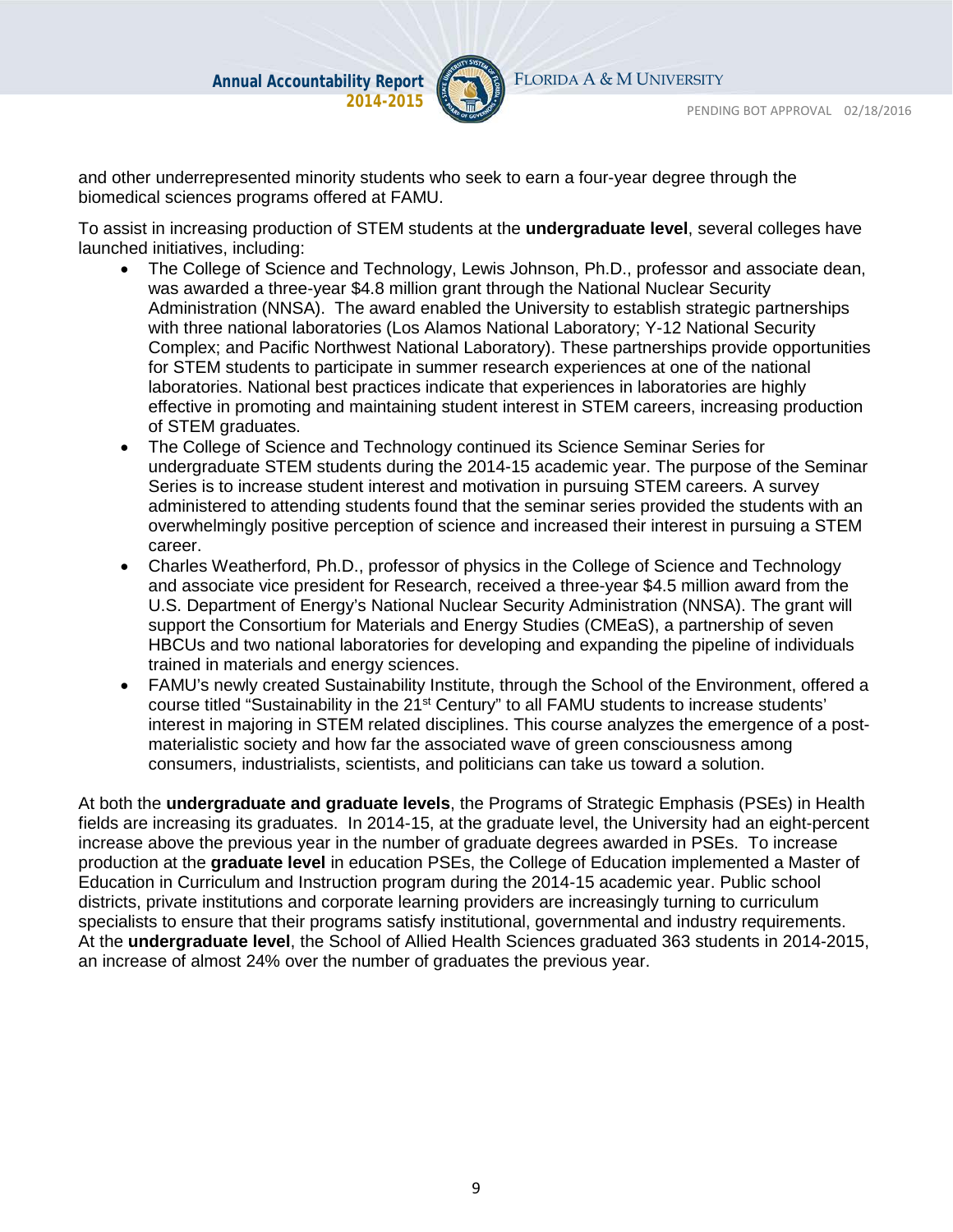and other underrepresented minority students who seek to earn a four-year degree through the biomedical sciences programs offered at FAMU.

To assist in increasing production of STEM students at the **undergraduate level**, several colleges have launched initiatives, including:

- The College of Science and Technology, Lewis Johnson, Ph.D., professor and associate dean, was awarded a three-year $4.8 million grant through the National Nuclear Security Administration (NNSA). The award enabled the University to establish strategic partnerships with three national laboratories (Los Alamos National Laboratory; Y-12 National Security Complex; and Pacific Northwest National Laboratory). These partnerships provide opportunities for STEM students to participate in summer research experiences at one of the national laboratories. National best practices indicate that experiences in laboratories are highly effective in promoting and maintaining student interest in STEM careers, increasing production of STEM graduates.
- The College of Science and Technology continued its Science Seminar Series for undergraduate STEM students during the 2014-15 academic year. The purpose of the Seminar Series is to increase student interest and motivation in pursuing STEM careers. A survey administered to attending students found that the seminar series provided the students with an overwhelmingly positive perception of science and increased their interest in pursuing a STEM career.
- Charles Weatherford, Ph.D., professor of physics in the College of Science and Technology and associate vice president for Research, received a three-year $4.5 million award from the U.S. Department of Energy's National Nuclear Security Administration (NNSA). The grant will support the Consortium for Materials and Energy Studies (CMEaS), a partnership of seven HBCUs and two national laboratories for developing and expanding the pipeline of individuals trained in materials and energy sciences.
- FAMU's newly created Sustainability Institute, through the School of the Environment, offered a course titled "Sustainability in the 21st Century" to all FAMU students to increase students' interest in majoring in STEM related disciplines. This course analyzes the emergence of a post-materialistic society and how far the associated wave of green consciousness among consumers, industrialists, scientists, and politicians can take us toward a solution.

At both the **undergraduate and graduate levels**, the Programs of Strategic Emphasis (PSEs) in Health fields are increasing its graduates. In 2014-15, at the graduate level, the University had an eight-percent increase above the previous year in the number of graduate degrees awarded in PSEs. To increase production at the **graduate level** in education PSEs, the College of Education implemented a Master of Education in Curriculum and Instruction program during the 2014-15 academic year. Public school districts, private institutions and corporate learning providers are increasingly turning to curriculum specialists to ensure that their programs satisfy institutional, governmental and industry requirements. At the **undergraduate level**, the School of Allied Health Sciences graduated 363 students in 2014-2015, an increase of almost 24% over the number of graduates the previous year.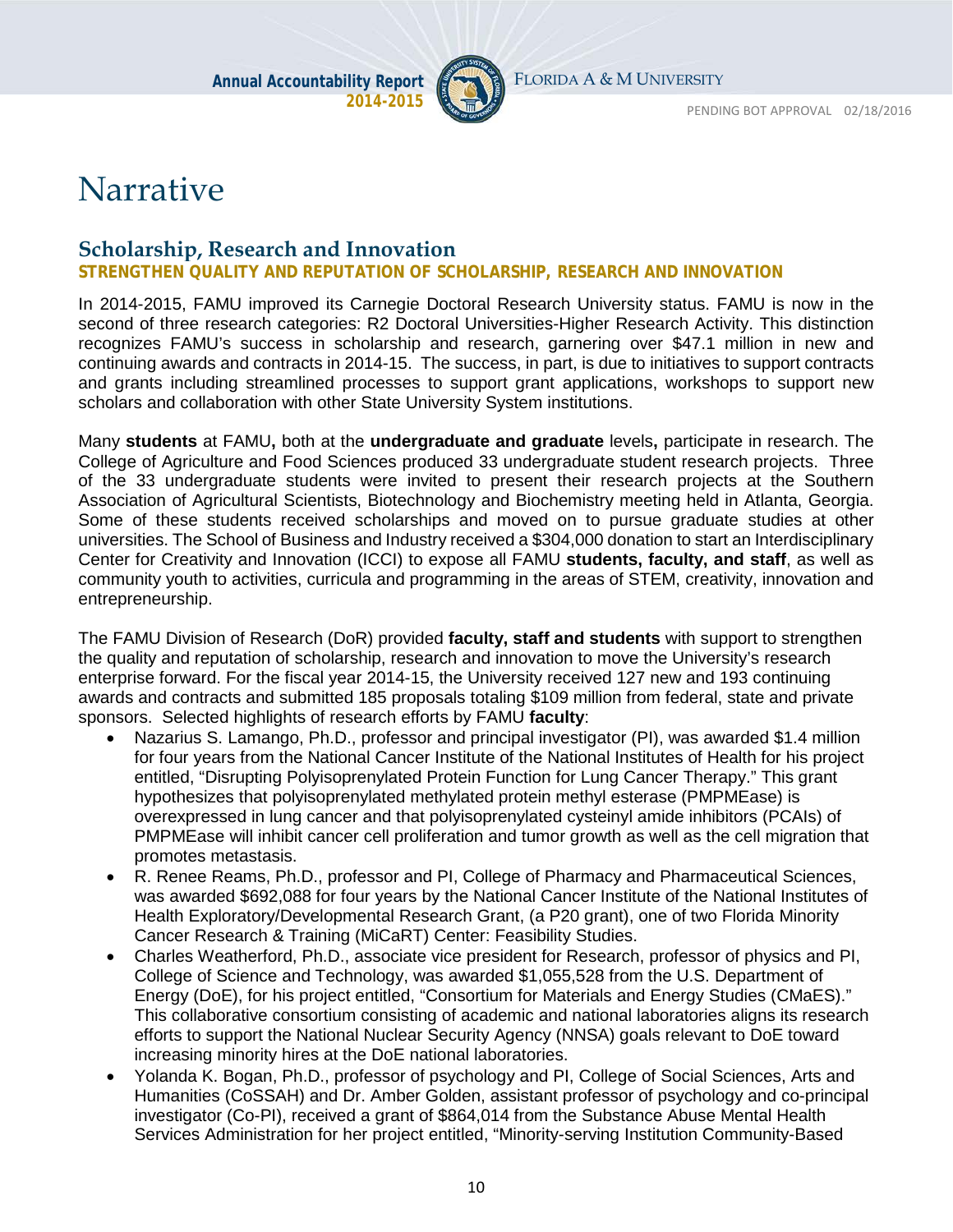# Narrative

## Scholarship, Research and Innovation

### STRENGTHEN QUALITY AND REPUTATION OF SCHOLARSHIP, RESEARCH AND INNOVATION

In 2014-2015, FAMU improved its Carnegie Doctoral Research University status. FAMU is now in the second of three research categories: R2 Doctoral Universities-Higher Research Activity. This distinction recognizes FAMU's success in scholarship and research, garnering over $47.1 million in new and continuing awards and contracts in 2014-15. The success, in part, is due to initiatives to support contracts and grants including streamlined processes to support grant applications, workshops to support new scholars and collaboration with other State University System institutions.

Many **students** at FAMU**,** both at the **undergraduate and graduate** levels**,** participate in research. The College of Agriculture and Food Sciences produced 33 undergraduate student research projects. Three of the 33 undergraduate students were invited to present their research projects at the Southern Association of Agricultural Scientists, Biotechnology and Biochemistry meeting held in Atlanta, Georgia. Some of these students received scholarships and moved on to pursue graduate studies at other universities. The School of Business and Industry received a $304,000 donation to start an Interdisciplinary Center for Creativity and Innovation (ICCI) to expose all FAMU **students, faculty, and staff**, as well as community youth to activities, curricula and programming in the areas of STEM, creativity, innovation and entrepreneurship.

The FAMU Division of Research (DoR) provided **faculty, staff and students** with support to strengthen the quality and reputation of scholarship, research and innovation to move the University's research enterprise forward. For the fiscal year 2014-15, the University received 127 new and 193 continuing awards and contracts and submitted 185 proposals totaling $109 million from federal, state and private sponsors. Selected highlights of research efforts by FAMU **faculty**:

- Nazarius S. Lamango, Ph.D., professor and principal investigator (PI), was awarded $1.4 million for four years from the National Cancer Institute of the National Institutes of Health for his project entitled, "Disrupting Polyisoprenylated Protein Function for Lung Cancer Therapy." This grant hypothesizes that polyisoprenylated methylated protein methyl esterase (PMPMEase) is overexpressed in lung cancer and that polyisoprenylated cysteinyl amide inhibitors (PCAIs) of PMPMEase will inhibit cancer cell proliferation and tumor growth as well as the cell migration that promotes metastasis.
- R. Renee Reams, Ph.D., professor and PI, College of Pharmacy and Pharmaceutical Sciences, was awarded $692,088 for four years by the National Cancer Institute of the National Institutes of Health Exploratory/Developmental Research Grant, (a P20 grant), one of two Florida Minority Cancer Research & Training (MiCaRT) Center: Feasibility Studies.
- Charles Weatherford, Ph.D., associate vice president for Research, professor of physics and PI, College of Science and Technology, was awarded $1,055,528 from the U.S. Department of Energy (DoE), for his project entitled, "Consortium for Materials and Energy Studies (CMaES)." This collaborative consortium consisting of academic and national laboratories aligns its research efforts to support the National Nuclear Security Agency (NNSA) goals relevant to DoE toward increasing minority hires at the DoE national laboratories.
- Yolanda K. Bogan, Ph.D., professor of psychology and PI, College of Social Sciences, Arts and Humanities (CoSSAH) and Dr. Amber Golden, assistant professor of psychology and co-principal investigator (Co-PI), received a grant of $864,014 from the Substance Abuse Mental Health Services Administration for her project entitled, "Minority-serving Institution Community-Based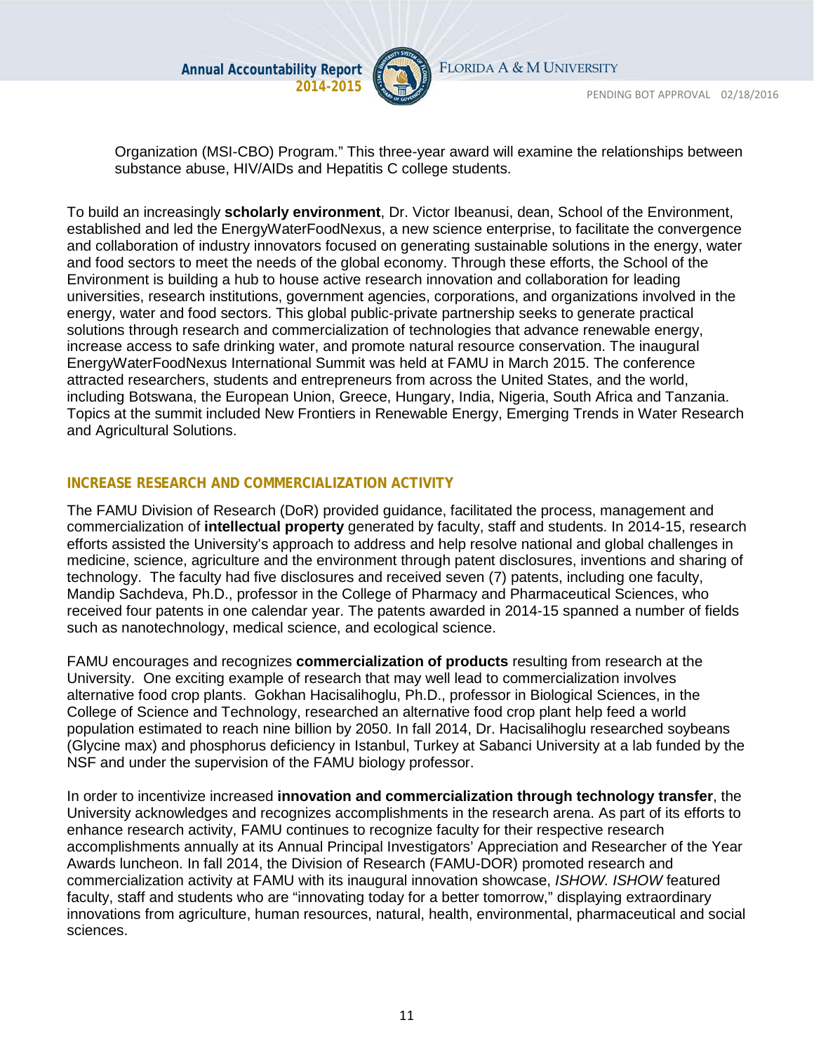Organization (MSI-CBO) Program." This three-year award will examine the relationships between substance abuse, HIV/AIDs and Hepatitis C college students.

To build an increasingly **scholarly environment**, Dr. Victor Ibeanusi, dean, School of the Environment, established and led the EnergyWaterFoodNexus, a new science enterprise, to facilitate the convergence and collaboration of industry innovators focused on generating sustainable solutions in the energy, water and food sectors to meet the needs of the global economy. Through these efforts, the School of the Environment is building a hub to house active research innovation and collaboration for leading universities, research institutions, government agencies, corporations, and organizations involved in the energy, water and food sectors. This global public-private partnership seeks to generate practical solutions through research and commercialization of technologies that advance renewable energy, increase access to safe drinking water, and promote natural resource conservation. The inaugural EnergyWaterFoodNexus International Summit was held at FAMU in March 2015. The conference attracted researchers, students and entrepreneurs from across the United States, and the world, including Botswana, the European Union, Greece, Hungary, India, Nigeria, South Africa and Tanzania. Topics at the summit included New Frontiers in Renewable Energy, Emerging Trends in Water Research and Agricultural Solutions.

## INCREASE RESEARCH AND COMMERCIALIZATION ACTIVITY

The FAMU Division of Research (DoR) provided guidance, facilitated the process, management and commercialization of **intellectual property** generated by faculty, staff and students. In 2014-15, research efforts assisted the University's approach to address and help resolve national and global challenges in medicine, science, agriculture and the environment through patent disclosures, inventions and sharing of technology. The faculty had five disclosures and received seven (7) patents, including one faculty, Mandip Sachdeva, Ph.D., professor in the College of Pharmacy and Pharmaceutical Sciences, who received four patents in one calendar year. The patents awarded in 2014-15 spanned a number of fields such as nanotechnology, medical science, and ecological science.

FAMU encourages and recognizes **commercialization of products** resulting from research at the University. One exciting example of research that may well lead to commercialization involves alternative food crop plants. Gokhan Hacisalihoglu, Ph.D., professor in Biological Sciences, in the College of Science and Technology, researched an alternative food crop plant help feed a world population estimated to reach nine billion by 2050. In fall 2014, Dr. Hacisalihoglu researched soybeans (Glycine max) and phosphorus deficiency in Istanbul, Turkey at Sabanci University at a lab funded by the NSF and under the supervision of the FAMU biology professor.

In order to incentivize increased **innovation and commercialization through technology transfer**, the University acknowledges and recognizes accomplishments in the research arena. As part of its efforts to enhance research activity, FAMU continues to recognize faculty for their respective research accomplishments annually at its Annual Principal Investigators' Appreciation and Researcher of the Year Awards luncheon. In fall 2014, the Division of Research (FAMU-DOR) promoted research and commercialization activity at FAMU with its inaugural innovation showcase, *ISHOW. ISHOW* featured faculty, staff and students who are "innovating today for a better tomorrow," displaying extraordinary innovations from agriculture, human resources, natural, health, environmental, pharmaceutical and social sciences.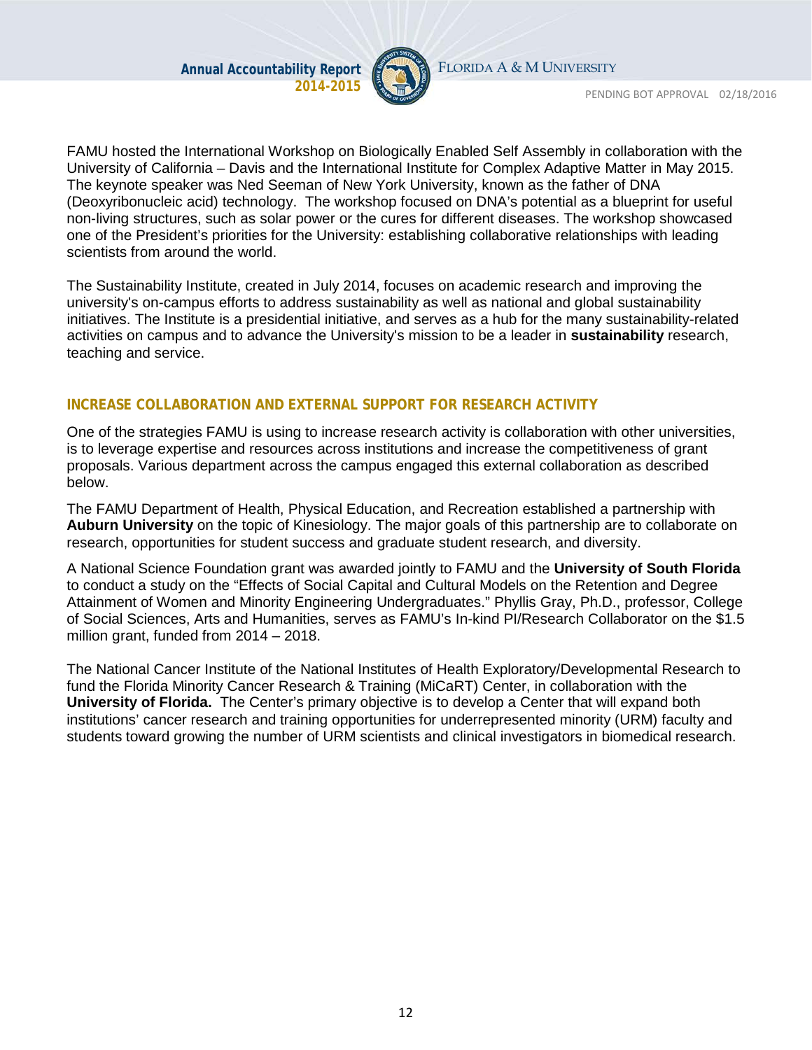FAMU hosted the International Workshop on Biologically Enabled Self Assembly in collaboration with the University of California – Davis and the International Institute for Complex Adaptive Matter in May 2015. The keynote speaker was Ned Seeman of New York University, known as the father of DNA (Deoxyribonucleic acid) technology. The workshop focused on DNA's potential as a blueprint for useful non-living structures, such as solar power or the cures for different diseases. The workshop showcased one of the President's priorities for the University: establishing collaborative relationships with leading scientists from around the world.

The Sustainability Institute, created in July 2014, focuses on academic research and improving the university's on-campus efforts to address sustainability as well as national and global sustainability initiatives. The Institute is a presidential initiative, and serves as a hub for the many sustainability-related activities on campus and to advance the University's mission to be a leader in **sustainability** research, teaching and service.

## INCREASE COLLABORATION AND EXTERNAL SUPPORT FOR RESEARCH ACTIVITY

One of the strategies FAMU is using to increase research activity is collaboration with other universities, is to leverage expertise and resources across institutions and increase the competitiveness of grant proposals. Various department across the campus engaged this external collaboration as described below.

The FAMU Department of Health, Physical Education, and Recreation established a partnership with **Auburn University** on the topic of Kinesiology. The major goals of this partnership are to collaborate on research, opportunities for student success and graduate student research, and diversity.

A National Science Foundation grant was awarded jointly to FAMU and the **University of South Florida** to conduct a study on the "Effects of Social Capital and Cultural Models on the Retention and Degree Attainment of Women and Minority Engineering Undergraduates." Phyllis Gray, Ph.D., professor, College of Social Sciences, Arts and Humanities, serves as FAMU's In-kind PI/Research Collaborator on the $1.5 million grant, funded from 2014 – 2018.

The National Cancer Institute of the National Institutes of Health Exploratory/Developmental Research to fund the Florida Minority Cancer Research & Training (MiCaRT) Center, in collaboration with the **University of Florida.** The Center's primary objective is to develop a Center that will expand both institutions' cancer research and training opportunities for underrepresented minority (URM) faculty and students toward growing the number of URM scientists and clinical investigators in biomedical research.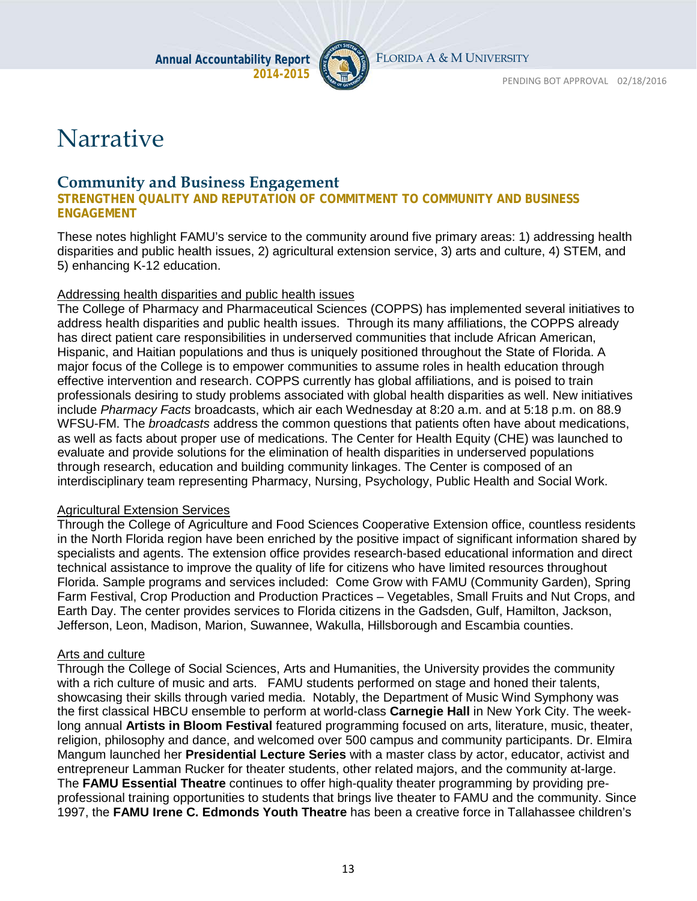# Narrative

## Community and Business Engagement

**STRENGTHEN QUALITY AND REPUTATION OF COMMITMENT TO COMMUNITY AND BUSINESS ENGAGEMENT**

These notes highlight FAMU's service to the community around five primary areas: 1) addressing health disparities and public health issues, 2) agricultural extension service, 3) arts and culture, 4) STEM, and 5) enhancing K-12 education.

Addressing health disparities and public health issues

The College of Pharmacy and Pharmaceutical Sciences (COPPS) has implemented several initiatives to address health disparities and public health issues. Through its many affiliations, the COPPS already has direct patient care responsibilities in underserved communities that include African American, Hispanic, and Haitian populations and thus is uniquely positioned throughout the State of Florida. A major focus of the College is to empower communities to assume roles in health education through effective intervention and research. COPPS currently has global affiliations, and is poised to train professionals desiring to study problems associated with global health disparities as well. New initiatives include *Pharmacy Facts* broadcasts, which air each Wednesday at 8:20 a.m. and at 5:18 p.m. on 88.9 WFSU-FM. The *broadcasts* address the common questions that patients often have about medications, as well as facts about proper use of medications. The Center for Health Equity (CHE) was launched to evaluate and provide solutions for the elimination of health disparities in underserved populations through research, education and building community linkages. The Center is composed of an interdisciplinary team representing Pharmacy, Nursing, Psychology, Public Health and Social Work.

Agricultural Extension Services

Through the College of Agriculture and Food Sciences Cooperative Extension office, countless residents in the North Florida region have been enriched by the positive impact of significant information shared by specialists and agents. The extension office provides research-based educational information and direct technical assistance to improve the quality of life for citizens who have limited resources throughout Florida. Sample programs and services included: Come Grow with FAMU (Community Garden), Spring Farm Festival, Crop Production and Production Practices – Vegetables, Small Fruits and Nut Crops, and Earth Day. The center provides services to Florida citizens in the Gadsden, Gulf, Hamilton, Jackson, Jefferson, Leon, Madison, Marion, Suwannee, Wakulla, Hillsborough and Escambia counties.

Arts and culture

Through the College of Social Sciences, Arts and Humanities, the University provides the community with a rich culture of music and arts. FAMU students performed on stage and honed their talents, showcasing their skills through varied media. Notably, the Department of Music Wind Symphony was the first classical HBCU ensemble to perform at world-class **Carnegie Hall** in New York City. The week-long annual **Artists in Bloom Festival** featured programming focused on arts, literature, music, theater, religion, philosophy and dance, and welcomed over 500 campus and community participants. Dr. Elmira Mangum launched her **Presidential Lecture Series** with a master class by actor, educator, activist and entrepreneur Lamman Rucker for theater students, other related majors, and the community at-large. The **FAMU Essential Theatre** continues to offer high-quality theater programming by providing pre-professional training opportunities to students that brings live theater to FAMU and the community. Since 1997, the **FAMU Irene C. Edmonds Youth Theatre** has been a creative force in Tallahassee children's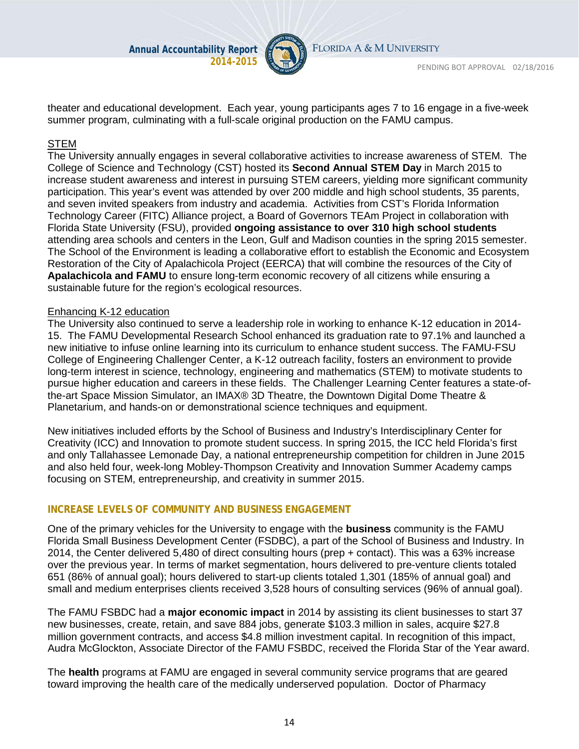theater and educational development. Each year, young participants ages 7 to 16 engage in a five-week summer program, culminating with a full-scale original production on the FAMU campus.

STEM

The University annually engages in several collaborative activities to increase awareness of STEM. The College of Science and Technology (CST) hosted its **Second Annual STEM Day** in March 2015 to increase student awareness and interest in pursuing STEM careers, yielding more significant community participation. This year's event was attended by over 200 middle and high school students, 35 parents, and seven invited speakers from industry and academia. Activities from CST's Florida Information Technology Career (FITC) Alliance project, a Board of Governors TEAm Project in collaboration with Florida State University (FSU), provided **ongoing assistance to over 310 high school students** attending area schools and centers in the Leon, Gulf and Madison counties in the spring 2015 semester. The School of the Environment is leading a collaborative effort to establish the Economic and Ecosystem Restoration of the City of Apalachicola Project (EERCA) that will combine the resources of the City of **Apalachicola and FAMU** to ensure long-term economic recovery of all citizens while ensuring a sustainable future for the region's ecological resources.

Enhancing K-12 education

The University also continued to serve a leadership role in working to enhance K-12 education in 2014-15. The FAMU Developmental Research School enhanced its graduation rate to 97.1% and launched a new initiative to infuse online learning into its curriculum to enhance student success. The FAMU-FSU College of Engineering Challenger Center, a K-12 outreach facility, fosters an environment to provide long-term interest in science, technology, engineering and mathematics (STEM) to motivate students to pursue higher education and careers in these fields. The Challenger Learning Center features a state-of-the-art Space Mission Simulator, an IMAX® 3D Theatre, the Downtown Digital Dome Theatre & Planetarium, and hands-on or demonstrational science techniques and equipment.

New initiatives included efforts by the School of Business and Industry's Interdisciplinary Center for Creativity (ICC) and Innovation to promote student success. In spring 2015, the ICC held Florida's first and only Tallahassee Lemonade Day, a national entrepreneurship competition for children in June 2015 and also held four, week-long Mobley-Thompson Creativity and Innovation Summer Academy camps focusing on STEM, entrepreneurship, and creativity in summer 2015.

## INCREASE LEVELS OF COMMUNITY AND BUSINESS ENGAGEMENT

One of the primary vehicles for the University to engage with the **business** community is the FAMU Florida Small Business Development Center (FSDBC), a part of the School of Business and Industry. In 2014, the Center delivered 5,480 of direct consulting hours (prep + contact). This was a 63% increase over the previous year. In terms of market segmentation, hours delivered to pre-venture clients totaled 651 (86% of annual goal); hours delivered to start-up clients totaled 1,301 (185% of annual goal) and small and medium enterprises clients received 3,528 hours of consulting services (96% of annual goal).

The FAMU FSBDC had a **major economic impact** in 2014 by assisting its client businesses to start 37 new businesses, create, retain, and save 884 jobs, generate $103.3 million in sales, acquire $27.8 million government contracts, and access $4.8 million investment capital. In recognition of this impact, Audra McGlockton, Associate Director of the FAMU FSBDC, received the Florida Star of the Year award.

The **health** programs at FAMU are engaged in several community service programs that are geared toward improving the health care of the medically underserved population. Doctor of Pharmacy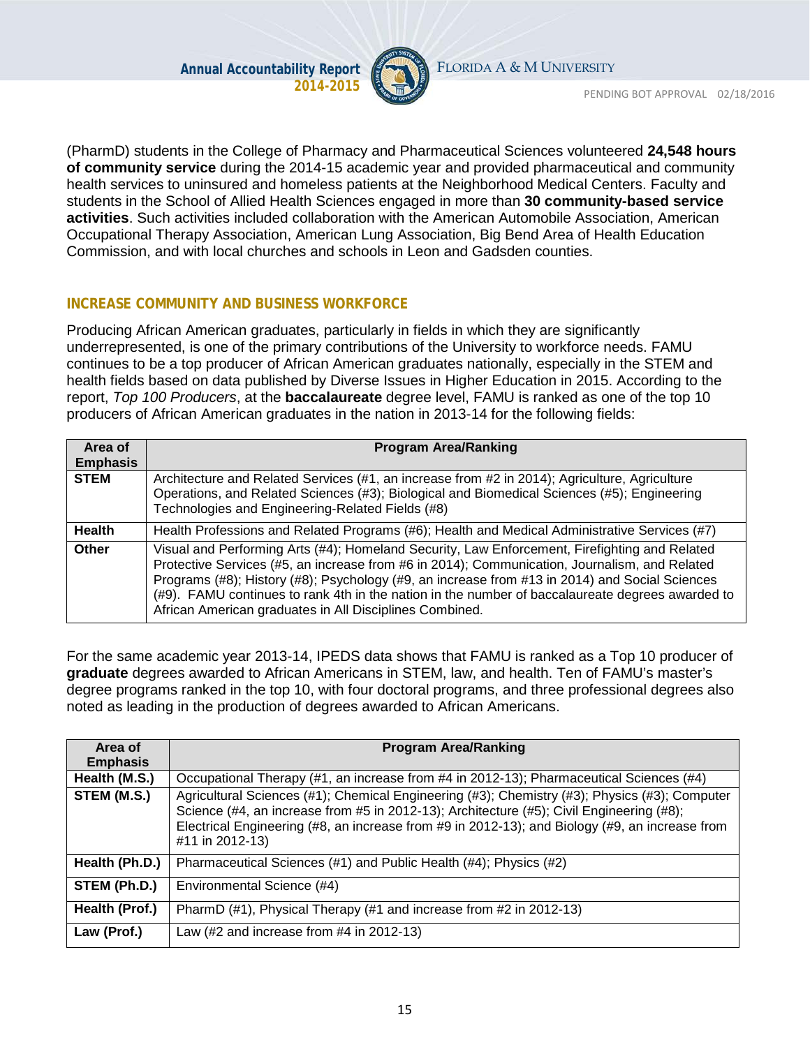(PharmD) students in the College of Pharmacy and Pharmaceutical Sciences volunteered **24,548 hours of community service** during the 2014-15 academic year and provided pharmaceutical and community health services to uninsured and homeless patients at the Neighborhood Medical Centers. Faculty and students in the School of Allied Health Sciences engaged in more than **30 community-based service activities**. Such activities included collaboration with the American Automobile Association, American Occupational Therapy Association, American Lung Association, Big Bend Area of Health Education Commission, and with local churches and schools in Leon and Gadsden counties.

## INCREASE COMMUNITY AND BUSINESS WORKFORCE

Producing African American graduates, particularly in fields in which they are significantly underrepresented, is one of the primary contributions of the University to workforce needs. FAMU continues to be a top producer of African American graduates nationally, especially in the STEM and health fields based on data published by Diverse Issues in Higher Education in 2015. According to the report, *Top 100 Producers*, at the **baccalaureate** degree level, FAMU is ranked as one of the top 10 producers of African American graduates in the nation in 2013-14 for the following fields:

| Area of Emphasis | Program Area/Ranking |
|---|---|
| **STEM** | Architecture and Related Services (#1, an increase from #2 in 2014); Agriculture, Agriculture Operations, and Related Sciences (#3); Biological and Biomedical Sciences (#5); Engineering Technologies and Engineering-Related Fields (#8) |
| **Health** | Health Professions and Related Programs (#6); Health and Medical Administrative Services (#7) |
| **Other** | Visual and Performing Arts (#4); Homeland Security, Law Enforcement, Firefighting and Related Protective Services (#5, an increase from #6 in 2014); Communication, Journalism, and Related Programs (#8); History (#8); Psychology (#9, an increase from #13 in 2014) and Social Sciences (#9). FAMU continues to rank 4th in the nation in the number of baccalaureate degrees awarded to African American graduates in All Disciplines Combined. |

For the same academic year 2013-14, IPEDS data shows that FAMU is ranked as a Top 10 producer of **graduate** degrees awarded to African Americans in STEM, law, and health. Ten of FAMU's master's degree programs ranked in the top 10, with four doctoral programs, and three professional degrees also noted as leading in the production of degrees awarded to African Americans.

| Area of Emphasis | Program Area/Ranking |
|---|---|
| **Health (M.S.)** | Occupational Therapy (#1, an increase from #4 in 2012-13); Pharmaceutical Sciences (#4) |
| **STEM (M.S.)** | Agricultural Sciences (#1); Chemical Engineering (#3); Chemistry (#3); Physics (#3); Computer Science (#4, an increase from #5 in 2012-13); Architecture (#5); Civil Engineering (#8); Electrical Engineering (#8, an increase from #9 in 2012-13); and Biology (#9, an increase from #11 in 2012-13) |
| **Health (Ph.D.)** | Pharmaceutical Sciences (#1) and Public Health (#4); Physics (#2) |
| **STEM (Ph.D.)** | Environmental Science (#4) |
| **Health (Prof.)** | PharmD (#1), Physical Therapy (#1 and increase from #2 in 2012-13) |
| **Law (Prof.)** | Law (#2 and increase from #4 in 2012-13) |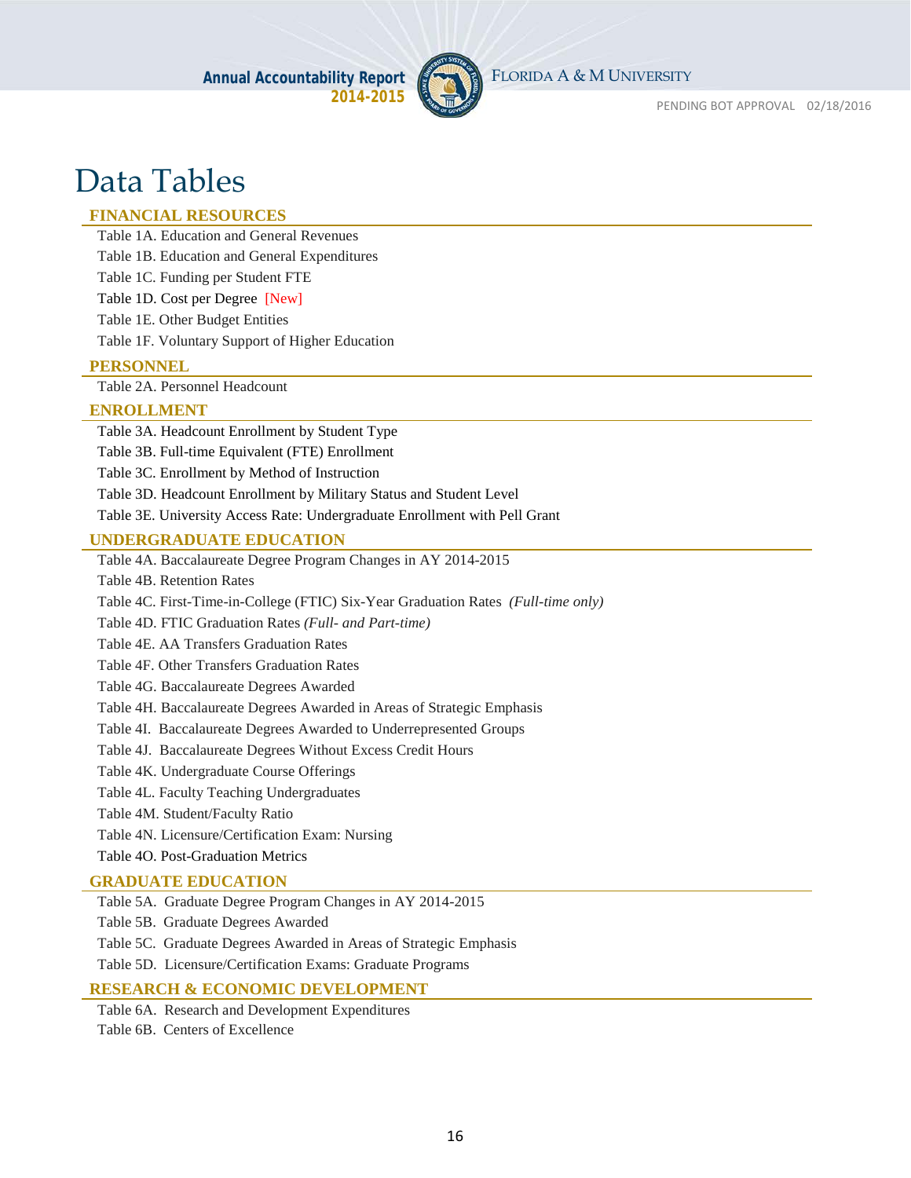# Data Tables

## FINANCIAL RESOURCES

- Table 1A. Education and General Revenues
- Table 1B. Education and General Expenditures
- Table 1C. Funding per Student FTE
- Table 1D. Cost per Degree [New]
- Table 1E. Other Budget Entities
- Table 1F. Voluntary Support of Higher Education

## PERSONNEL

- Table 2A. Personnel Headcount

## ENROLLMENT

- Table 3A. Headcount Enrollment by Student Type
- Table 3B. Full-time Equivalent (FTE) Enrollment
- Table 3C. Enrollment by Method of Instruction
- Table 3D. Headcount Enrollment by Military Status and Student Level
- Table 3E. University Access Rate: Undergraduate Enrollment with Pell Grant

## UNDERGRADUATE EDUCATION

- Table 4A. Baccalaureate Degree Program Changes in AY 2014-2015
- Table 4B. Retention Rates
- Table 4C. First-Time-in-College (FTIC) Six-Year Graduation Rates *(Full-time only)*
- Table 4D. FTIC Graduation Rates *(Full- and Part-time)*
- Table 4E. AA Transfers Graduation Rates
- Table 4F. Other Transfers Graduation Rates
- Table 4G. Baccalaureate Degrees Awarded
- Table 4H. Baccalaureate Degrees Awarded in Areas of Strategic Emphasis
- Table 4I. Baccalaureate Degrees Awarded to Underrepresented Groups
- Table 4J. Baccalaureate Degrees Without Excess Credit Hours
- Table 4K. Undergraduate Course Offerings
- Table 4L. Faculty Teaching Undergraduates
- Table 4M. Student/Faculty Ratio
- Table 4N. Licensure/Certification Exam: Nursing
- Table 4O. Post-Graduation Metrics

## GRADUATE EDUCATION

- Table 5A. Graduate Degree Program Changes in AY 2014-2015
- Table 5B. Graduate Degrees Awarded
- Table 5C. Graduate Degrees Awarded in Areas of Strategic Emphasis
- Table 5D. Licensure/Certification Exams: Graduate Programs

## RESEARCH & ECONOMIC DEVELOPMENT

- Table 6A. Research and Development Expenditures
- Table 6B. Centers of Excellence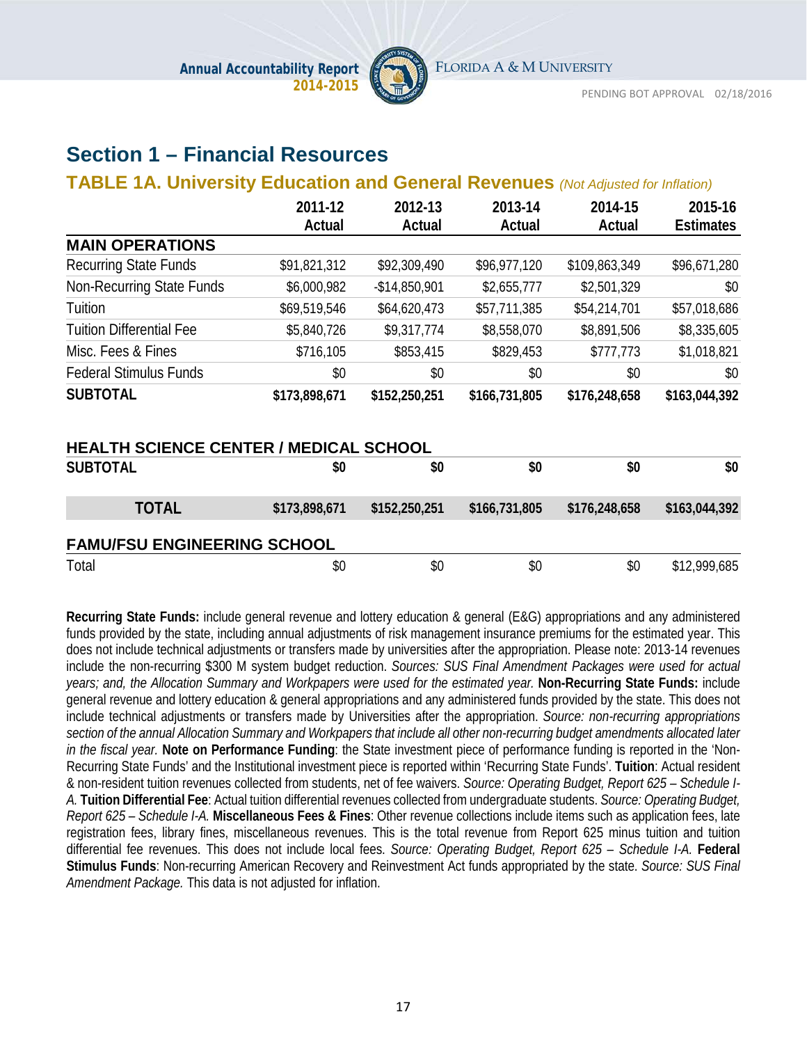# Section 1 – Financial Resources

## TABLE 1A. University Education and General Revenues *(Not Adjusted for Inflation)*

| | 2011-12 Actual | 2012-13 Actual | 2013-14 Actual | 2014-15 Actual | 2015-16 Estimates |
|---|---|---|---|---|---|
| **MAIN OPERATIONS** | | | | | |
| Recurring State Funds | $91,821,312 | $92,309,490 | $96,977,120 | $109,863,349 | $96,671,280 |
| Non-Recurring State Funds | $6,000,982 | -$14,850,901 | $2,655,777 | $2,501,329 | $0 |
| Tuition | $69,519,546 | $64,620,473 | $57,711,385 | $54,214,701 | $57,018,686 |
| Tuition Differential Fee | $5,840,726 | $9,317,774 | $8,558,070 | $8,891,506 | $8,335,605 |
| Misc. Fees & Fines | $716,105 | $853,415 | $829,453 | $777,773 | $1,018,821 |
| Federal Stimulus Funds | $0 | $0 | $0 | $0 | $0 |
| **SUBTOTAL** | **$173,898,671** | **$152,250,251** | **$166,731,805** | **$176,248,658** | **$163,044,392** |
| **HEALTH SCIENCE CENTER / MEDICAL SCHOOL** | | | | | |
| **SUBTOTAL** | **$0** | **$0** | **$0** | **$0** | **$0** |
| **TOTAL** | **$173,898,671** | **$152,250,251** | **$166,731,805** | **$176,248,658** | **$163,044,392** |
| **FAMU/FSU ENGINEERING SCHOOL** | | | | | |
| Total | $0 | $0 | $0 | $0 | $12,999,685 |

**Recurring State Funds:** include general revenue and lottery education & general (E&G) appropriations and any administered funds provided by the state, including annual adjustments of risk management insurance premiums for the estimated year. This does not include technical adjustments or transfers made by universities after the appropriation. Please note: 2013-14 revenues include the non-recurring $300 M system budget reduction. *Sources: SUS Final Amendment Packages were used for actual years; and, the Allocation Summary and Workpapers were used for the estimated year.* **Non-Recurring State Funds:** include general revenue and lottery education & general appropriations and any administered funds provided by the state. This does not include technical adjustments or transfers made by Universities after the appropriation. *Source: non-recurring appropriations section of the annual Allocation Summary and Workpapers that include all other non-recurring budget amendments allocated later in the fiscal year.* **Note on Performance Funding**: the State investment piece of performance funding is reported in the 'Non-Recurring State Funds' and the Institutional investment piece is reported within 'Recurring State Funds'. **Tuition**: Actual resident & non-resident tuition revenues collected from students, net of fee waivers. *Source: Operating Budget, Report 625 – Schedule I-A.* **Tuition Differential Fee**: Actual tuition differential revenues collected from undergraduate students. *Source: Operating Budget, Report 625 – Schedule I-A.* **Miscellaneous Fees & Fines**: Other revenue collections include items such as application fees, late registration fees, library fines, miscellaneous revenues. This is the total revenue from Report 625 minus tuition and tuition differential fee revenues. This does not include local fees. *Source: Operating Budget, Report 625 – Schedule I-A.* **Federal Stimulus Funds**: Non-recurring American Recovery and Reinvestment Act funds appropriated by the state. *Source: SUS Final Amendment Package.* This data is not adjusted for inflation.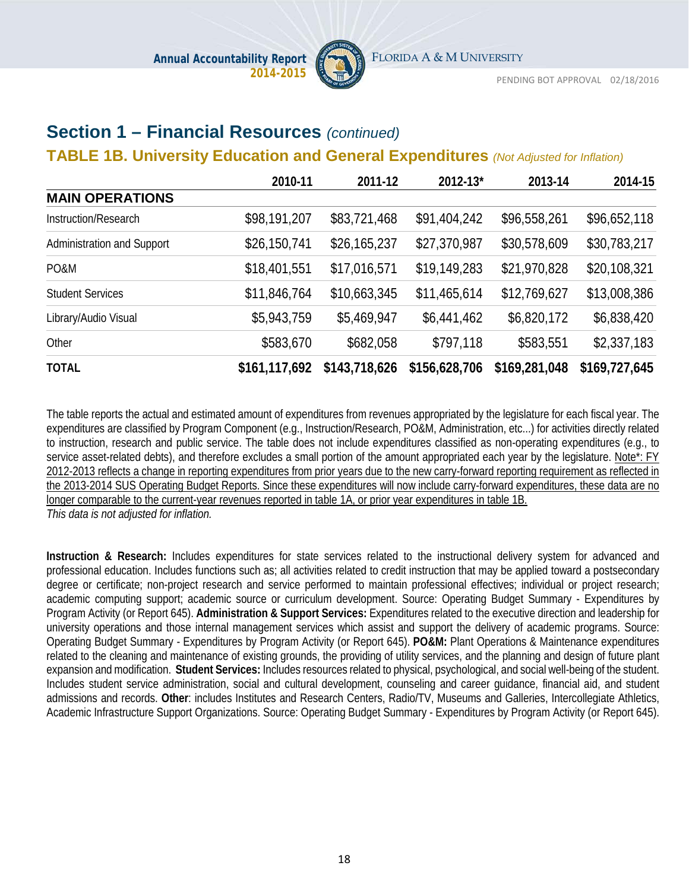## Section 1 – Financial Resources *(continued)*

### TABLE 1B. University Education and General Expenditures *(Not Adjusted for Inflation)*

| | 2010-11 | 2011-12 | 2012-13* | 2013-14 | 2014-15 |
|---|---|---|---|---|---|
| **MAIN OPERATIONS** | | | | | |
| Instruction/Research | $98,191,207 | $83,721,468 | $91,404,242 | $96,558,261 | $96,652,118 |
| Administration and Support | $26,150,741 | $26,165,237 | $27,370,987 | $30,578,609 | $30,783,217 |
| PO&M | $18,401,551 | $17,016,571 | $19,149,283 | $21,970,828 | $20,108,321 |
| Student Services | $11,846,764 | $10,663,345 | $11,465,614 | $12,769,627 | $13,008,386 |
| Library/Audio Visual | $5,943,759 | $5,469,947 | $6,441,462 | $6,820,172 | $6,838,420 |
| Other | $583,670 | $682,058 | $797,118 | $583,551 | $2,337,183 |
| **TOTAL** | **$161,117,692** | **$143,718,626** | **$156,628,706** | **$169,281,048** | **$169,727,645** |

The table reports the actual and estimated amount of expenditures from revenues appropriated by the legislature for each fiscal year. The expenditures are classified by Program Component (e.g., Instruction/Research, PO&M, Administration, etc...) for activities directly related to instruction, research and public service. The table does not include expenditures classified as non-operating expenditures (e.g., to service asset-related debts), and therefore excludes a small portion of the amount appropriated each year by the legislature. <u>Note*: FY 2012-2013 reflects a change in reporting expenditures from prior years due to the new carry-forward reporting requirement as reflected in the 2013-2014 SUS Operating Budget Reports. Since these expenditures will now include carry-forward expenditures, these data are no longer comparable to the current-year revenues reported in table 1A, or prior year expenditures in table 1B.</u>
*This data is not adjusted for inflation.*

**Instruction & Research:** Includes expenditures for state services related to the instructional delivery system for advanced and professional education. Includes functions such as; all activities related to credit instruction that may be applied toward a postsecondary degree or certificate; non-project research and service performed to maintain professional effectives; individual or project research; academic computing support; academic source or curriculum development. Source: Operating Budget Summary - Expenditures by Program Activity (or Report 645). **Administration & Support Services:** Expenditures related to the executive direction and leadership for university operations and those internal management services which assist and support the delivery of academic programs. Source: Operating Budget Summary - Expenditures by Program Activity (or Report 645). **PO&M:** Plant Operations & Maintenance expenditures related to the cleaning and maintenance of existing grounds, the providing of utility services, and the planning and design of future plant expansion and modification. **Student Services:** Includes resources related to physical, psychological, and social well-being of the student. Includes student service administration, social and cultural development, counseling and career guidance, financial aid, and student admissions and records. **Other**: includes Institutes and Research Centers, Radio/TV, Museums and Galleries, Intercollegiate Athletics, Academic Infrastructure Support Organizations. Source: Operating Budget Summary - Expenditures by Program Activity (or Report 645).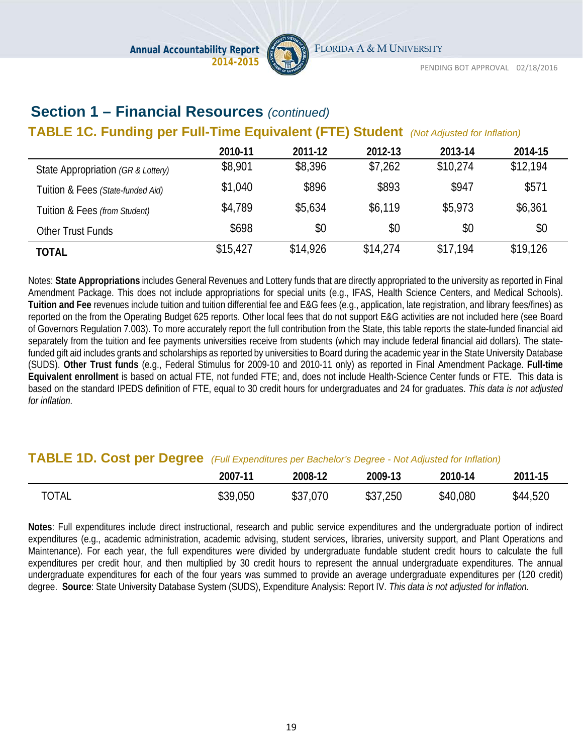## Section 1 – Financial Resources *(continued)*

### TABLE 1C. Funding per Full-Time Equivalent (FTE) Student *(Not Adjusted for Inflation)*

| | 2010-11 | 2011-12 | 2012-13 | 2013-14 | 2014-15 |
|---|---|---|---|---|---|
| State Appropriation *(GR & Lottery)* | $8,901 | $8,396 | $7,262 | $10,274 | $12,194 |
| Tuition & Fees *(State-funded Aid)* | $1,040 | $896 | $893 | $947 | $571 |
| Tuition & Fees *(from Student)* | $4,789 | $5,634 | $6,119 | $5,973 | $6,361 |
| Other Trust Funds | $698 | $0 | $0 | $0 | $0 |
| **TOTAL** | $15,427 | $14,926 | $14,274 | $17,194 | $19,126 |

Notes: **State Appropriations** includes General Revenues and Lottery funds that are directly appropriated to the university as reported in Final Amendment Package. This does not include appropriations for special units (e.g., IFAS, Health Science Centers, and Medical Schools). **Tuition and Fee** revenues include tuition and tuition differential fee and E&G fees (e.g., application, late registration, and library fees/fines) as reported on the from the Operating Budget 625 reports. Other local fees that do not support E&G activities are not included here (see Board of Governors Regulation 7.003). To more accurately report the full contribution from the State, this table reports the state-funded financial aid separately from the tuition and fee payments universities receive from students (which may include federal financial aid dollars). The state-funded gift aid includes grants and scholarships as reported by universities to Board during the academic year in the State University Database (SUDS). **Other Trust funds** (e.g., Federal Stimulus for 2009-10 and 2010-11 only) as reported in Final Amendment Package. **Full-time Equivalent enrollment** is based on actual FTE, not funded FTE; and, does not include Health-Science Center funds or FTE. This data is based on the standard IPEDS definition of FTE, equal to 30 credit hours for undergraduates and 24 for graduates. *This data is not adjusted for inflation.*

### TABLE 1D. Cost per Degree *(Full Expenditures per Bachelor's Degree - Not Adjusted for Inflation)*

| | 2007-11 | 2008-12 | 2009-13 | 2010-14 | 2011-15 |
|---|---|---|---|---|---|
| TOTAL | $39,050 | $37,070 | $37,250 | $40,080 | $44,520 |

**Notes**: Full expenditures include direct instructional, research and public service expenditures and the undergraduate portion of indirect expenditures (e.g., academic administration, academic advising, student services, libraries, university support, and Plant Operations and Maintenance). For each year, the full expenditures were divided by undergraduate fundable student credit hours to calculate the full expenditures per credit hour, and then multiplied by 30 credit hours to represent the annual undergraduate expenditures. The annual undergraduate expenditures for each of the four years was summed to provide an average undergraduate expenditures per (120 credit) degree. **Source**: State University Database System (SUDS), Expenditure Analysis: Report IV. *This data is not adjusted for inflation.*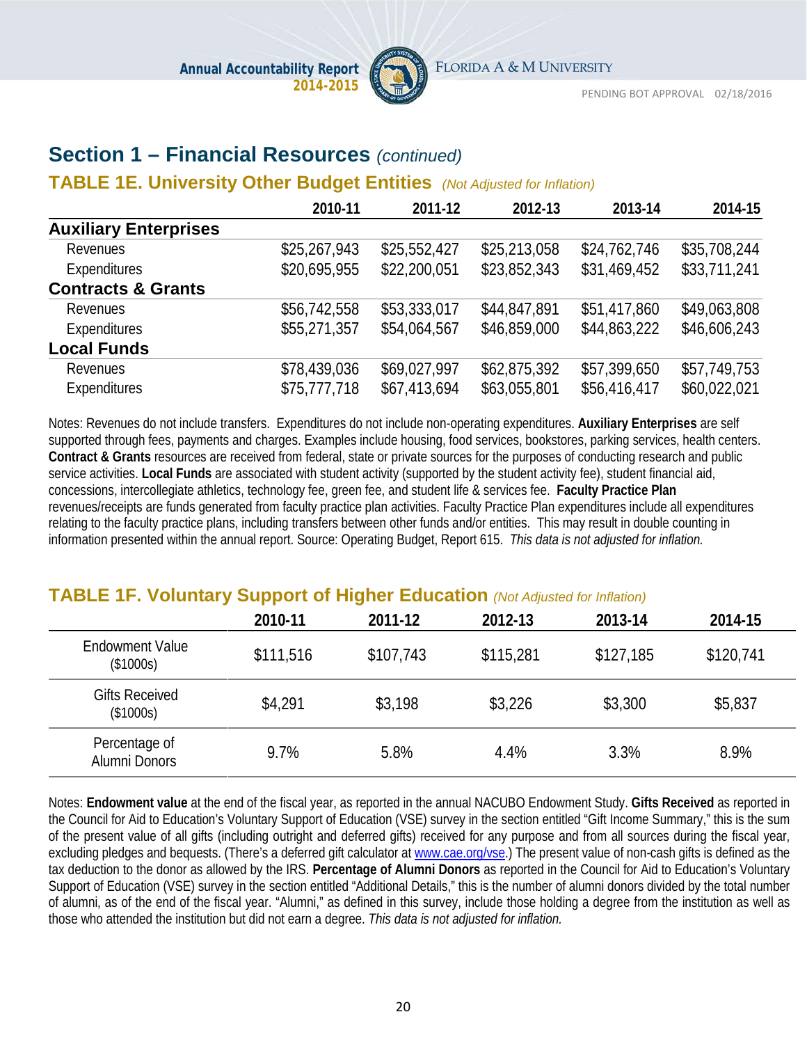## Section 1 – Financial Resources *(continued)*

### TABLE 1E. University Other Budget Entities *(Not Adjusted for Inflation)*

| | 2010-11 | 2011-12 | 2012-13 | 2013-14 | 2014-15 |
|---|---|---|---|---|---|
| **Auxiliary Enterprises** | | | | | |
| Revenues | $25,267,943 | $25,552,427 | $25,213,058 | $24,762,746 | $35,708,244 |
| Expenditures | $20,695,955 | $22,200,051 | $23,852,343 | $31,469,452 | $33,711,241 |
| **Contracts & Grants** | | | | | |
| Revenues | $56,742,558 | $53,333,017 | $44,847,891 | $51,417,860 | $49,063,808 |
| Expenditures | $55,271,357 | $54,064,567 | $46,859,000 | $44,863,222 | $46,606,243 |
| **Local Funds** | | | | | |
| Revenues | $78,439,036 | $69,027,997 | $62,875,392 | $57,399,650 | $57,749,753 |
| Expenditures | $75,777,718 | $67,413,694 | $63,055,801 | $56,416,417 | $60,022,021 |

Notes: Revenues do not include transfers. Expenditures do not include non-operating expenditures. **Auxiliary Enterprises** are self supported through fees, payments and charges. Examples include housing, food services, bookstores, parking services, health centers. **Contract & Grants** resources are received from federal, state or private sources for the purposes of conducting research and public service activities. **Local Funds** are associated with student activity (supported by the student activity fee), student financial aid, concessions, intercollegiate athletics, technology fee, green fee, and student life & services fee. **Faculty Practice Plan** revenues/receipts are funds generated from faculty practice plan activities. Faculty Practice Plan expenditures include all expenditures relating to the faculty practice plans, including transfers between other funds and/or entities. This may result in double counting in information presented within the annual report. Source: Operating Budget, Report 615. *This data is not adjusted for inflation.*

### TABLE 1F. Voluntary Support of Higher Education *(Not Adjusted for Inflation)*

| | 2010-11 | 2011-12 | 2012-13 | 2013-14 | 2014-15 |
|---|---|---|---|---|---|
| Endowment Value ($1000s) | $111,516 | $107,743 | $115,281 | $127,185 | $120,741 |
| Gifts Received ($1000s) | $4,291 | $3,198 | $3,226 | $3,300 | $5,837 |
| Percentage of Alumni Donors | 9.7% | 5.8% | 4.4% | 3.3% | 8.9% |

Notes: **Endowment value** at the end of the fiscal year, as reported in the annual NACUBO Endowment Study. **Gifts Received** as reported in the Council for Aid to Education's Voluntary Support of Education (VSE) survey in the section entitled "Gift Income Summary," this is the sum of the present value of all gifts (including outright and deferred gifts) received for any purpose and from all sources during the fiscal year, excluding pledges and bequests. (There's a deferred gift calculator at www.cae.org/vse.) The present value of non-cash gifts is defined as the tax deduction to the donor as allowed by the IRS. **Percentage of Alumni Donors** as reported in the Council for Aid to Education's Voluntary Support of Education (VSE) survey in the section entitled "Additional Details," this is the number of alumni donors divided by the total number of alumni, as of the end of the fiscal year. "Alumni," as defined in this survey, include those holding a degree from the institution as well as those who attended the institution but did not earn a degree. *This data is not adjusted for inflation.*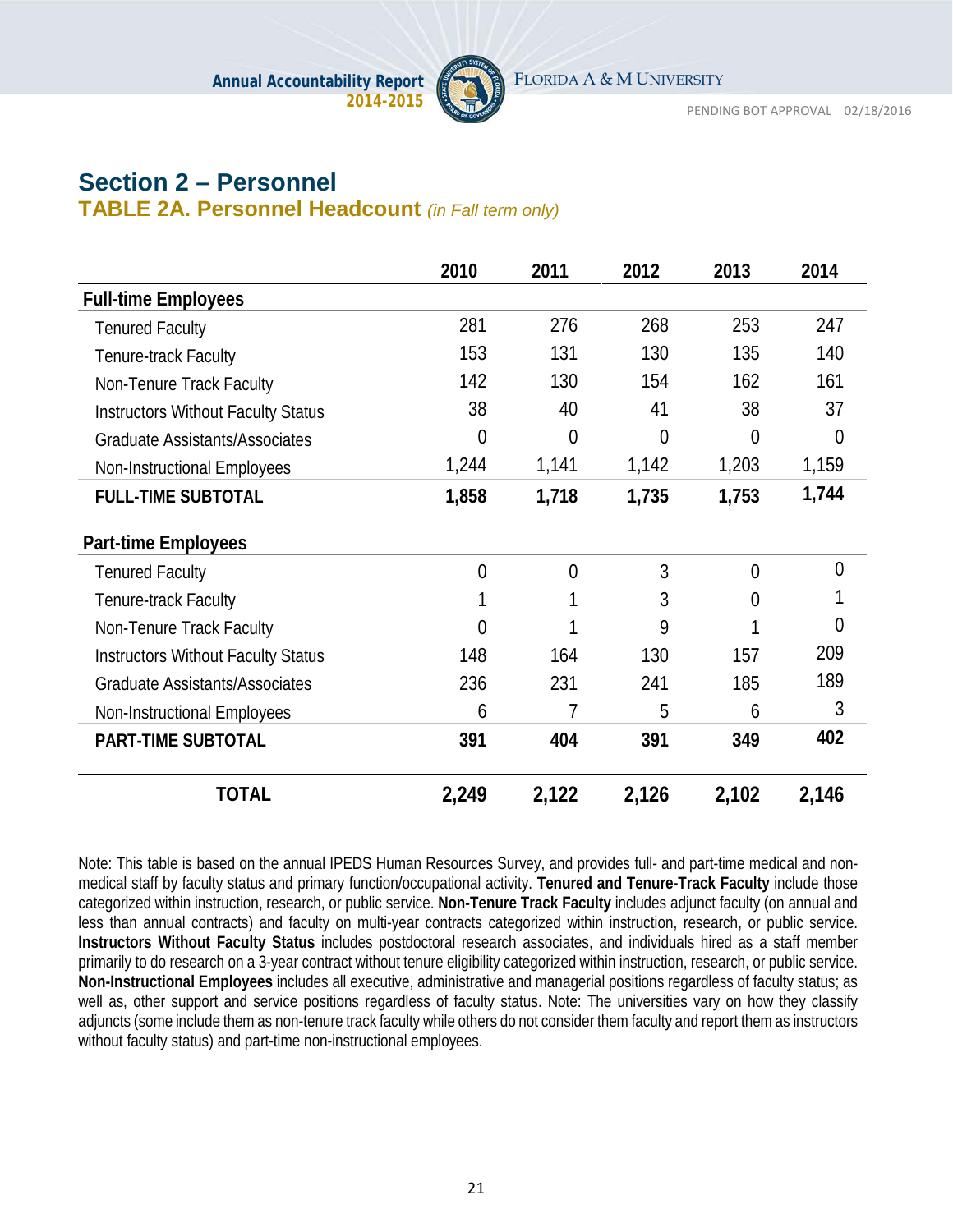# Section 2 – Personnel

## TABLE 2A. Personnel Headcount *(in Fall term only)*

| | 2010 | 2011 | 2012 | 2013 | 2014 |
|---|---|---|---|---|---|
| **Full-time Employees** | | | | | |
| Tenured Faculty | 281 | 276 | 268 | 253 | 247 |
| Tenure-track Faculty | 153 | 131 | 130 | 135 | 140 |
| Non-Tenure Track Faculty | 142 | 130 | 154 | 162 | 161 |
| Instructors Without Faculty Status | 38 | 40 | 41 | 38 | 37 |
| Graduate Assistants/Associates | 0 | 0 | 0 | 0 | 0 |
| Non-Instructional Employees | 1,244 | 1,141 | 1,142 | 1,203 | 1,159 |
| **FULL-TIME SUBTOTAL** | **1,858** | **1,718** | **1,735** | **1,753** | **1,744** |
| **Part-time Employees** | | | | | |
| Tenured Faculty | 0 | 0 | 3 | 0 | 0 |
| Tenure-track Faculty | 1 | 1 | 3 | 0 | 1 |
| Non-Tenure Track Faculty | 0 | 1 | 9 | 1 | 0 |
| Instructors Without Faculty Status | 148 | 164 | 130 | 157 | 209 |
| Graduate Assistants/Associates | 236 | 231 | 241 | 185 | 189 |
| Non-Instructional Employees | 6 | 7 | 5 | 6 | 3 |
| **PART-TIME SUBTOTAL** | **391** | **404** | **391** | **349** | **402** |
| **TOTAL** | **2,249** | **2,122** | **2,126** | **2,102** | **2,146** |

Note: This table is based on the annual IPEDS Human Resources Survey, and provides full- and part-time medical and non-medical staff by faculty status and primary function/occupational activity. **Tenured and Tenure-Track Faculty** include those categorized within instruction, research, or public service. **Non-Tenure Track Faculty** includes adjunct faculty (on annual and less than annual contracts) and faculty on multi-year contracts categorized within instruction, research, or public service. **Instructors Without Faculty Status** includes postdoctoral research associates, and individuals hired as a staff member primarily to do research on a 3-year contract without tenure eligibility categorized within instruction, research, or public service. **Non-Instructional Employees** includes all executive, administrative and managerial positions regardless of faculty status; as well as, other support and service positions regardless of faculty status. Note: The universities vary on how they classify adjuncts (some include them as non-tenure track faculty while others do not consider them faculty and report them as instructors without faculty status) and part-time non-instructional employees.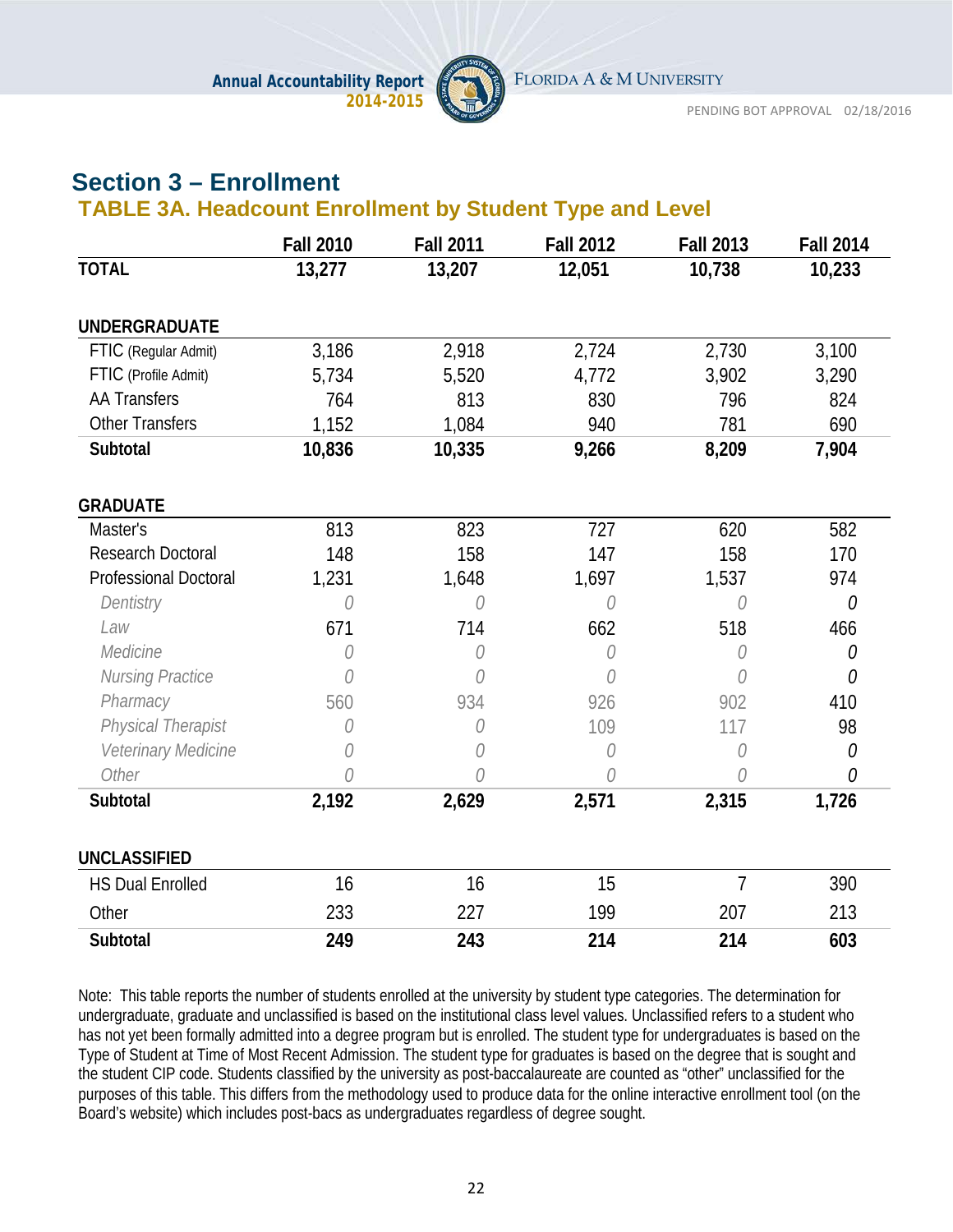## Section 3 – Enrollment

### TABLE 3A. Headcount Enrollment by Student Type and Level

| | Fall 2010 | Fall 2011 | Fall 2012 | Fall 2013 | Fall 2014 |
|---|---|---|---|---|---|
| **TOTAL** | **13,277** | **13,207** | **12,051** | **10,738** | **10,233** |
| **UNDERGRADUATE** | | | | | |
| FTIC (Regular Admit) | 3,186 | 2,918 | 2,724 | 2,730 | 3,100 |
| FTIC (Profile Admit) | 5,734 | 5,520 | 4,772 | 3,902 | 3,290 |
| AA Transfers | 764 | 813 | 830 | 796 | 824 |
| Other Transfers | 1,152 | 1,084 | 940 | 781 | 690 |
| **Subtotal** | **10,836** | **10,335** | **9,266** | **8,209** | **7,904** |
| **GRADUATE** | | | | | |
| Master's | 813 | 823 | 727 | 620 | 582 |
| Research Doctoral | 148 | 158 | 147 | 158 | 170 |
| Professional Doctoral | 1,231 | 1,648 | 1,697 | 1,537 | 974 |
| *Dentistry* | 0 | 0 | 0 | 0 | 0 |
| *Law* | 671 | 714 | 662 | 518 | 466 |
| *Medicine* | 0 | 0 | 0 | 0 | 0 |
| *Nursing Practice* | 0 | 0 | 0 | 0 | 0 |
| *Pharmacy* | 560 | 934 | 926 | 902 | 410 |
| *Physical Therapist* | 0 | 0 | 109 | 117 | 98 |
| *Veterinary Medicine* | 0 | 0 | 0 | 0 | 0 |
| *Other* | 0 | 0 | 0 | 0 | 0 |
| **Subtotal** | **2,192** | **2,629** | **2,571** | **2,315** | **1,726** |
| **UNCLASSIFIED** | | | | | |
| HS Dual Enrolled | 16 | 16 | 15 | 7 | 390 |
| Other | 233 | 227 | 199 | 207 | 213 |
| **Subtotal** | **249** | **243** | **214** | **214** | **603** |

Note: This table reports the number of students enrolled at the university by student type categories. The determination for undergraduate, graduate and unclassified is based on the institutional class level values. Unclassified refers to a student who has not yet been formally admitted into a degree program but is enrolled. The student type for undergraduates is based on the Type of Student at Time of Most Recent Admission. The student type for graduates is based on the degree that is sought and the student CIP code. Students classified by the university as post-baccalaureate are counted as "other" unclassified for the purposes of this table. This differs from the methodology used to produce data for the online interactive enrollment tool (on the Board's website) which includes post-bacs as undergraduates regardless of degree sought.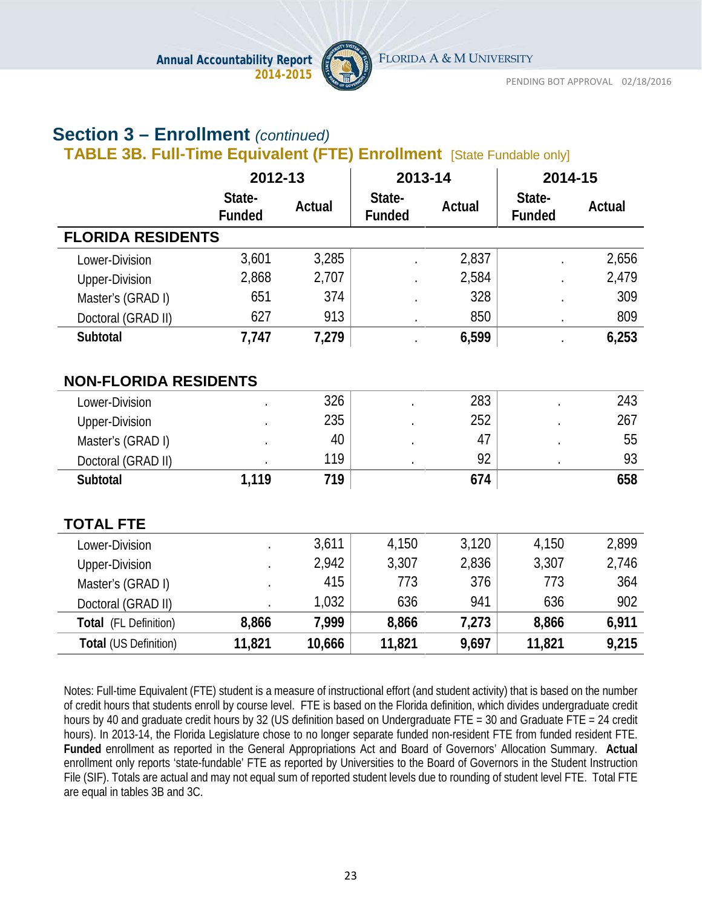## Section 3 – Enrollment *(continued)*

### TABLE 3B. Full-Time Equivalent (FTE) Enrollment [State Fundable only]

| | 2012-13 | | 2013-14 | | 2014-15 | |
|---|---|---|---|---|---|---|
| | State-Funded | Actual | State-Funded | Actual | State-Funded | Actual |
| **FLORIDA RESIDENTS** | | | | | | |
| Lower-Division | 3,601 | 3,285 | . | 2,837 | . | 2,656 |
| Upper-Division | 2,868 | 2,707 | . | 2,584 | . | 2,479 |
| Master's (GRAD I) | 651 | 374 | . | 328 | . | 309 |
| Doctoral (GRAD II) | 627 | 913 | . | 850 | . | 809 |
| **Subtotal** | **7,747** | **7,279** | . | **6,599** | . | **6,253** |
| **NON-FLORIDA RESIDENTS** | | | | | | |
| Lower-Division | . | 326 | . | 283 | . | 243 |
| Upper-Division | . | 235 | . | 252 | . | 267 |
| Master's (GRAD I) | . | 40 | . | 47 | . | 55 |
| Doctoral (GRAD II) | . | 119 | . | 92 | . | 93 |
| **Subtotal** | **1,119** | **719** | | **674** | | **658** |
| **TOTAL FTE** | | | | | | |
| Lower-Division | . | 3,611 | 4,150 | 3,120 | 4,150 | 2,899 |
| Upper-Division | . | 2,942 | 3,307 | 2,836 | 3,307 | 2,746 |
| Master's (GRAD I) | . | 415 | 773 | 376 | 773 | 364 |
| Doctoral (GRAD II) | . | 1,032 | 636 | 941 | 636 | 902 |
| **Total** (FL Definition) | **8,866** | **7,999** | **8,866** | **7,273** | **8,866** | **6,911** |
| **Total** (US Definition) | **11,821** | **10,666** | **11,821** | **9,697** | **11,821** | **9,215** |

Notes: Full-time Equivalent (FTE) student is a measure of instructional effort (and student activity) that is based on the number of credit hours that students enroll by course level. FTE is based on the Florida definition, which divides undergraduate credit hours by 40 and graduate credit hours by 32 (US definition based on Undergraduate FTE = 30 and Graduate FTE = 24 credit hours). In 2013-14, the Florida Legislature chose to no longer separate funded non-resident FTE from funded resident FTE. **Funded** enrollment as reported in the General Appropriations Act and Board of Governors' Allocation Summary. **Actual** enrollment only reports 'state-fundable' FTE as reported by Universities to the Board of Governors in the Student Instruction File (SIF). Totals are actual and may not equal sum of reported student levels due to rounding of student level FTE. Total FTE are equal in tables 3B and 3C.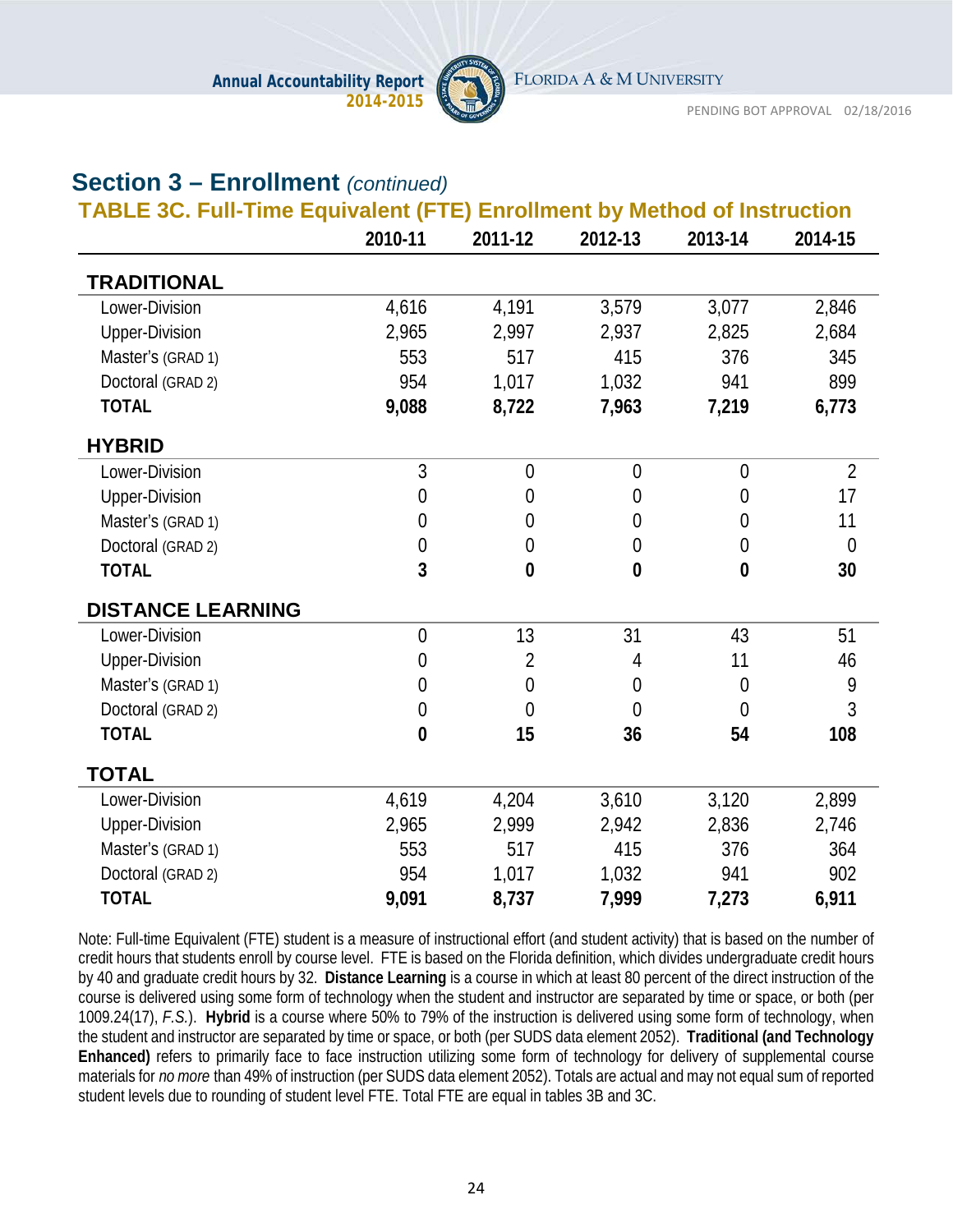## Section 3 – Enrollment *(continued)*

### TABLE 3C. Full-Time Equivalent (FTE) Enrollment by Method of Instruction

| | 2010-11 | 2011-12 | 2012-13 | 2013-14 | 2014-15 |
|---|---|---|---|---|---|
| **TRADITIONAL** | | | | | |
| Lower-Division | 4,616 | 4,191 | 3,579 | 3,077 | 2,846 |
| Upper-Division | 2,965 | 2,997 | 2,937 | 2,825 | 2,684 |
| Master's (GRAD 1) | 553 | 517 | 415 | 376 | 345 |
| Doctoral (GRAD 2) | 954 | 1,017 | 1,032 | 941 | 899 |
| **TOTAL** | **9,088** | **8,722** | **7,963** | **7,219** | **6,773** |
| **HYBRID** | | | | | |
| Lower-Division | 3 | 0 | 0 | 0 | 2 |
| Upper-Division | 0 | 0 | 0 | 0 | 17 |
| Master's (GRAD 1) | 0 | 0 | 0 | 0 | 11 |
| Doctoral (GRAD 2) | 0 | 0 | 0 | 0 | 0 |
| **TOTAL** | **3** | **0** | **0** | **0** | **30** |
| **DISTANCE LEARNING** | | | | | |
| Lower-Division | 0 | 13 | 31 | 43 | 51 |
| Upper-Division | 0 | 2 | 4 | 11 | 46 |
| Master's (GRAD 1) | 0 | 0 | 0 | 0 | 9 |
| Doctoral (GRAD 2) | 0 | 0 | 0 | 0 | 3 |
| **TOTAL** | **0** | **15** | **36** | **54** | **108** |
| **TOTAL** | | | | | |
| Lower-Division | 4,619 | 4,204 | 3,610 | 3,120 | 2,899 |
| Upper-Division | 2,965 | 2,999 | 2,942 | 2,836 | 2,746 |
| Master's (GRAD 1) | 553 | 517 | 415 | 376 | 364 |
| Doctoral (GRAD 2) | 954 | 1,017 | 1,032 | 941 | 902 |
| **TOTAL** | **9,091** | **8,737** | **7,999** | **7,273** | **6,911** |

Note: Full-time Equivalent (FTE) student is a measure of instructional effort (and student activity) that is based on the number of credit hours that students enroll by course level. FTE is based on the Florida definition, which divides undergraduate credit hours by 40 and graduate credit hours by 32. **Distance Learning** is a course in which at least 80 percent of the direct instruction of the course is delivered using some form of technology when the student and instructor are separated by time or space, or both (per 1009.24(17), *F.S.*). **Hybrid** is a course where 50% to 79% of the instruction is delivered using some form of technology, when the student and instructor are separated by time or space, or both (per SUDS data element 2052). **Traditional (and Technology Enhanced)** refers to primarily face to face instruction utilizing some form of technology for delivery of supplemental course materials for *no more* than 49% of instruction (per SUDS data element 2052). Totals are actual and may not equal sum of reported student levels due to rounding of student level FTE. Total FTE are equal in tables 3B and 3C.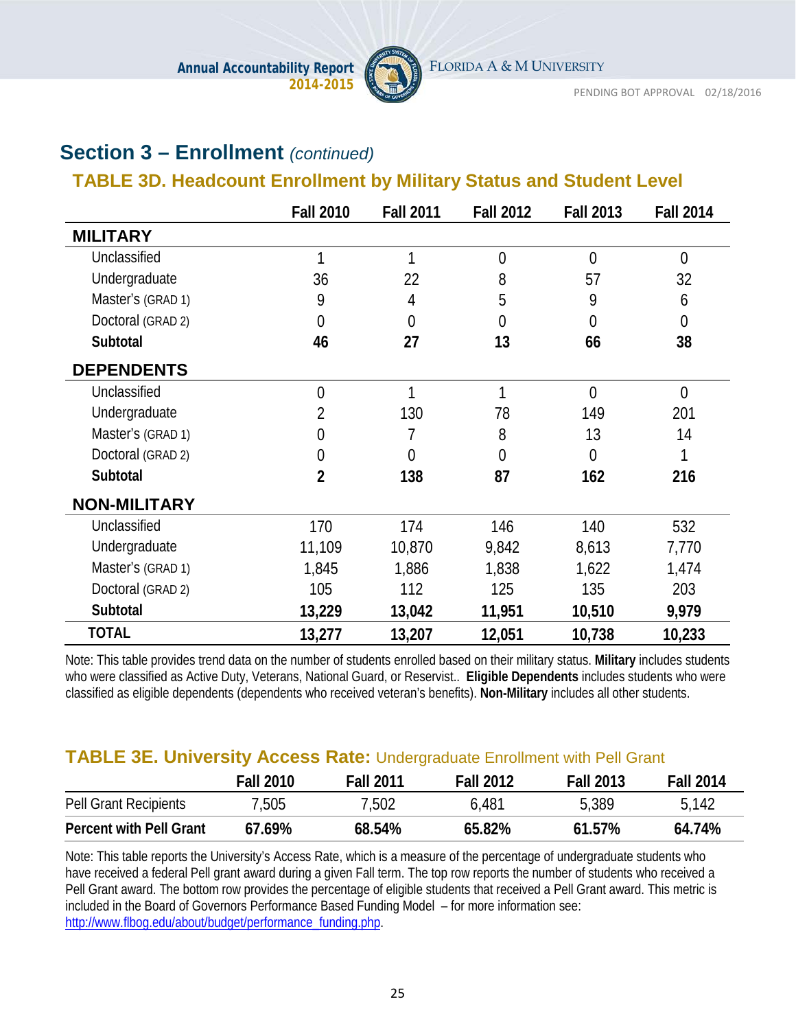## Section 3 – Enrollment *(continued)*

### TABLE 3D. Headcount Enrollment by Military Status and Student Level

| | Fall 2010 | Fall 2011 | Fall 2012 | Fall 2013 | Fall 2014 |
|---|---|---|---|---|---|
| **MILITARY** | | | | | |
| Unclassified | 1 | 1 | 0 | 0 | 0 |
| Undergraduate | 36 | 22 | 8 | 57 | 32 |
| Master's (GRAD 1) | 9 | 4 | 5 | 9 | 6 |
| Doctoral (GRAD 2) | 0 | 0 | 0 | 0 | 0 |
| **Subtotal** | **46** | **27** | **13** | **66** | **38** |
| **DEPENDENTS** | | | | | |
| Unclassified | 0 | 1 | 1 | 0 | 0 |
| Undergraduate | 2 | 130 | 78 | 149 | 201 |
| Master's (GRAD 1) | 0 | 7 | 8 | 13 | 14 |
| Doctoral (GRAD 2) | 0 | 0 | 0 | 0 | 1 |
| **Subtotal** | **2** | **138** | **87** | **162** | **216** |
| **NON-MILITARY** | | | | | |
| Unclassified | 170 | 174 | 146 | 140 | 532 |
| Undergraduate | 11,109 | 10,870 | 9,842 | 8,613 | 7,770 |
| Master's (GRAD 1) | 1,845 | 1,886 | 1,838 | 1,622 | 1,474 |
| Doctoral (GRAD 2) | 105 | 112 | 125 | 135 | 203 |
| **Subtotal** | **13,229** | **13,042** | **11,951** | **10,510** | **9,979** |
| **TOTAL** | **13,277** | **13,207** | **12,051** | **10,738** | **10,233** |

Note: This table provides trend data on the number of students enrolled based on their military status. **Military** includes students who were classified as Active Duty, Veterans, National Guard, or Reservist.. **Eligible Dependents** includes students who were classified as eligible dependents (dependents who received veteran's benefits). **Non-Military** includes all other students.

### TABLE 3E. University Access Rate: Undergraduate Enrollment with Pell Grant

| | Fall 2010 | Fall 2011 | Fall 2012 | Fall 2013 | Fall 2014 |
|---|---|---|---|---|---|
| Pell Grant Recipients | 7,505 | 7,502 | 6,481 | 5,389 | 5,142 |
| **Percent with Pell Grant** | **67.69%** | **68.54%** | **65.82%** | **61.57%** | **64.74%** |

Note: This table reports the University's Access Rate, which is a measure of the percentage of undergraduate students who have received a federal Pell grant award during a given Fall term. The top row reports the number of students who received a Pell Grant award. The bottom row provides the percentage of eligible students that received a Pell Grant award. This metric is included in the Board of Governors Performance Based Funding Model – for more information see: http://www.flbog.edu/about/budget/performance_funding.php.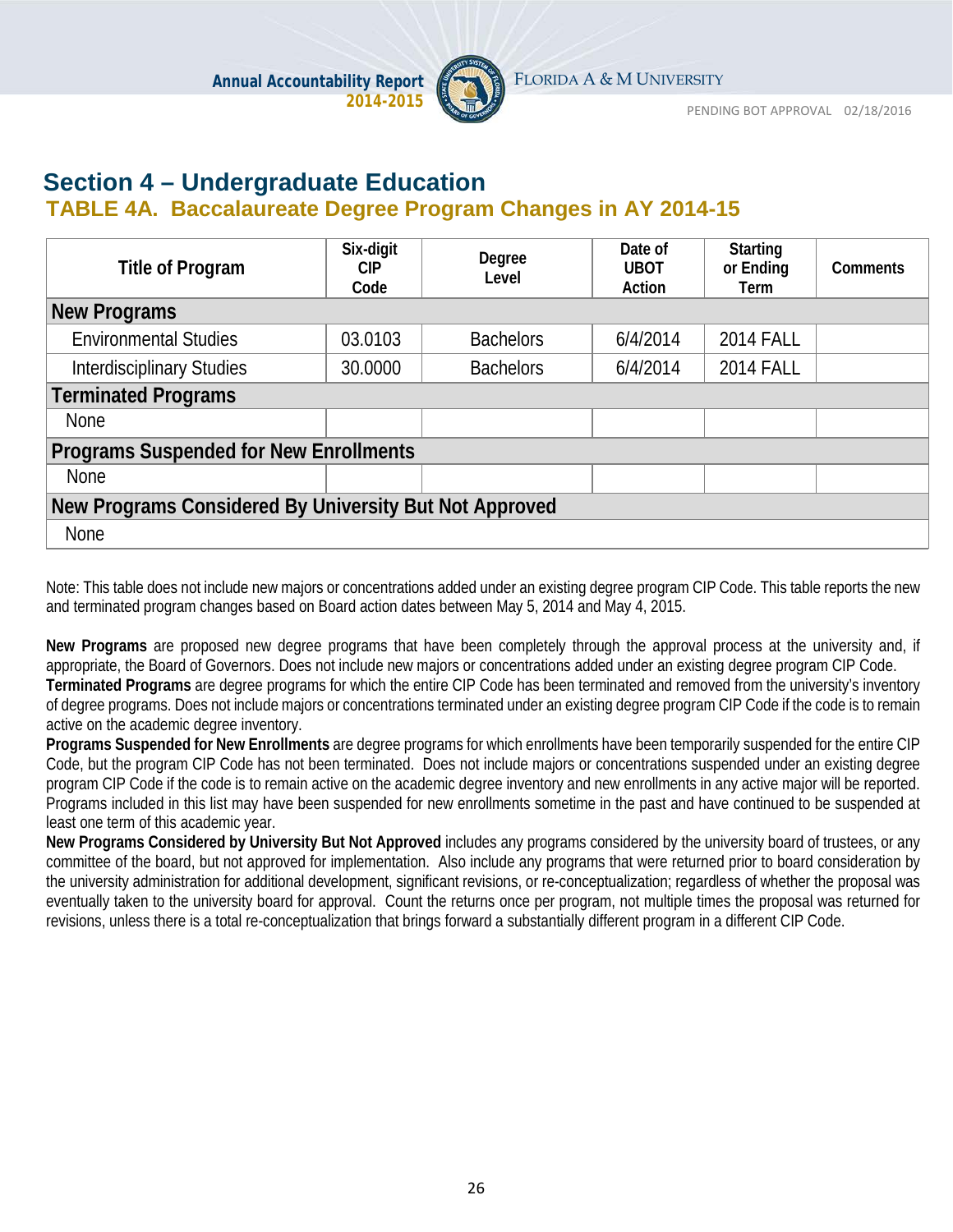# Section 4 – Undergraduate Education

## TABLE 4A. Baccalaureate Degree Program Changes in AY 2014-15

| Title of Program | Six-digit CIP Code | Degree Level | Date of UBOT Action | Starting or Ending Term | Comments |
|---|---|---|---|---|---|
| **New Programs** | | | | | |
| Environmental Studies | 03.0103 | Bachelors | 6/4/2014 | 2014 FALL | |
| Interdisciplinary Studies | 30.0000 | Bachelors | 6/4/2014 | 2014 FALL | |
| **Terminated Programs** | | | | | |
| None | | | | | |
| **Programs Suspended for New Enrollments** | | | | | |
| None | | | | | |
| **New Programs Considered By University But Not Approved** | | | | | |
| None | | | | | |

Note: This table does not include new majors or concentrations added under an existing degree program CIP Code. This table reports the new and terminated program changes based on Board action dates between May 5, 2014 and May 4, 2015.

**New Programs** are proposed new degree programs that have been completely through the approval process at the university and, if appropriate, the Board of Governors. Does not include new majors or concentrations added under an existing degree program CIP Code.
**Terminated Programs** are degree programs for which the entire CIP Code has been terminated and removed from the university's inventory of degree programs. Does not include majors or concentrations terminated under an existing degree program CIP Code if the code is to remain active on the academic degree inventory.
**Programs Suspended for New Enrollments** are degree programs for which enrollments have been temporarily suspended for the entire CIP Code, but the program CIP Code has not been terminated. Does not include majors or concentrations suspended under an existing degree program CIP Code if the code is to remain active on the academic degree inventory and new enrollments in any active major will be reported. Programs included in this list may have been suspended for new enrollments sometime in the past and have continued to be suspended at least one term of this academic year.
**New Programs Considered by University But Not Approved** includes any programs considered by the university board of trustees, or any committee of the board, but not approved for implementation. Also include any programs that were returned prior to board consideration by the university administration for additional development, significant revisions, or re-conceptualization; regardless of whether the proposal was eventually taken to the university board for approval. Count the returns once per program, not multiple times the proposal was returned for revisions, unless there is a total re-conceptualization that brings forward a substantially different program in a different CIP Code.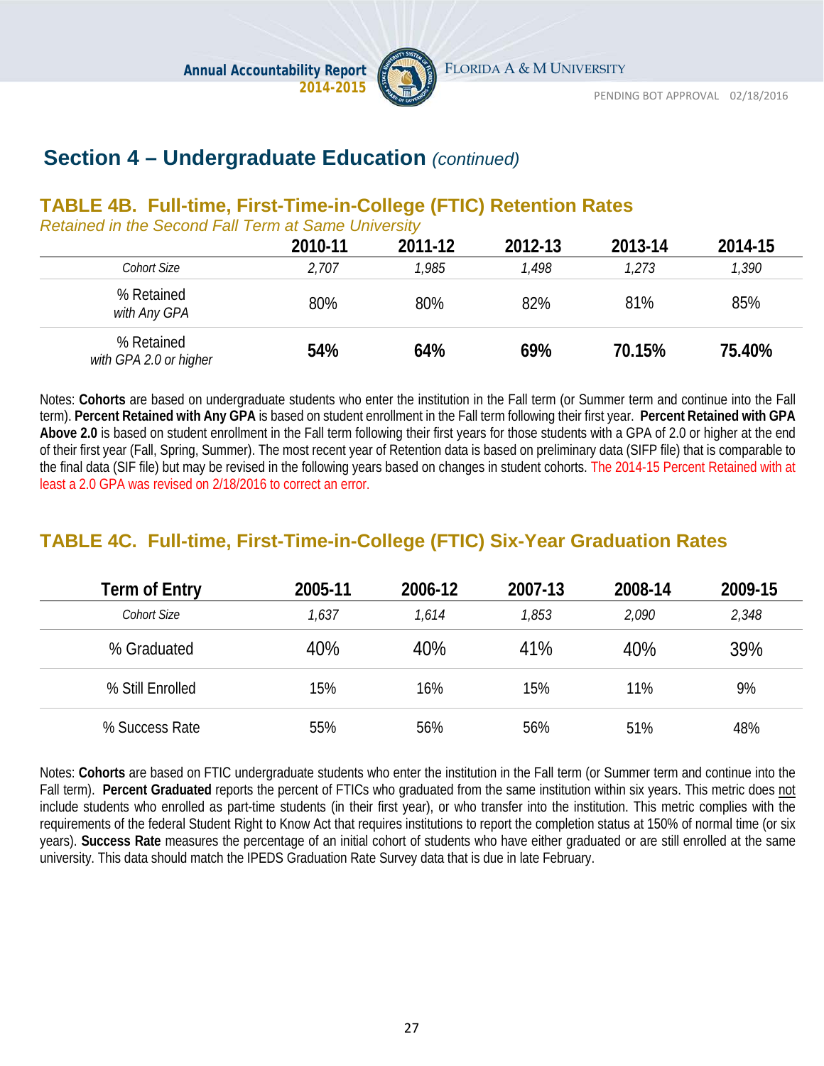## Section 4 – Undergraduate Education *(continued)*

### TABLE 4B. Full-time, First-Time-in-College (FTIC) Retention Rates

*Retained in the Second Fall Term at Same University*

| | 2010-11 | 2011-12 | 2012-13 | 2013-14 | 2014-15 |
|---|---|---|---|---|---|
| *Cohort Size* | *2,707* | *1,985* | *1,498* | *1,273* | *1,390* |
| % Retained *with Any GPA* | 80% | 80% | 82% | 81% | 85% |
| % Retained *with GPA 2.0 or higher* | **54%** | **64%** | **69%** | **70.15%** | **75.40%** |

Notes: **Cohorts** are based on undergraduate students who enter the institution in the Fall term (or Summer term and continue into the Fall term). **Percent Retained with Any GPA** is based on student enrollment in the Fall term following their first year. **Percent Retained with GPA Above 2.0** is based on student enrollment in the Fall term following their first years for those students with a GPA of 2.0 or higher at the end of their first year (Fall, Spring, Summer). The most recent year of Retention data is based on preliminary data (SIFP file) that is comparable to the final data (SIF file) but may be revised in the following years based on changes in student cohorts. The 2014-15 Percent Retained with at least a 2.0 GPA was revised on 2/18/2016 to correct an error.

### TABLE 4C. Full-time, First-Time-in-College (FTIC) Six-Year Graduation Rates

| Term of Entry | 2005-11 | 2006-12 | 2007-13 | 2008-14 | 2009-15 |
|---|---|---|---|---|---|
| *Cohort Size* | *1,637* | *1,614* | *1,853* | *2,090* | *2,348* |
| % Graduated | 40% | 40% | 41% | 40% | 39% |
| % Still Enrolled | 15% | 16% | 15% | 11% | 9% |
| % Success Rate | 55% | 56% | 56% | 51% | 48% |

Notes: **Cohorts** are based on FTIC undergraduate students who enter the institution in the Fall term (or Summer term and continue into the Fall term). **Percent Graduated** reports the percent of FTICs who graduated from the same institution within six years. This metric does not include students who enrolled as part-time students (in their first year), or who transfer into the institution. This metric complies with the requirements of the federal Student Right to Know Act that requires institutions to report the completion status at 150% of normal time (or six years). **Success Rate** measures the percentage of an initial cohort of students who have either graduated or are still enrolled at the same university. This data should match the IPEDS Graduation Rate Survey data that is due in late February.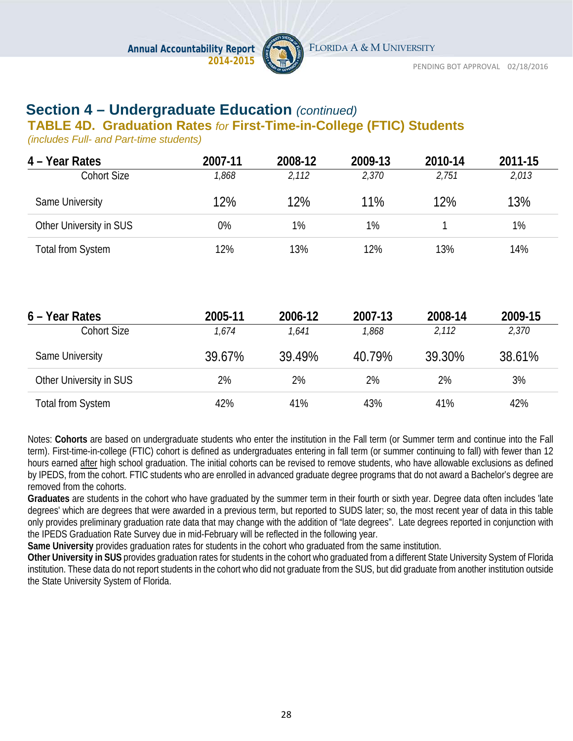## Section 4 – Undergraduate Education *(continued)*

### TABLE 4D. Graduation Rates *for* First-Time-in-College (FTIC) Students

*(includes Full- and Part-time students)*

| 4 – Year Rates | 2007-11 | 2008-12 | 2009-13 | 2010-14 | 2011-15 |
|---|---|---|---|---|---|
| Cohort Size | *1,868* | *2,112* | *2,370* | *2,751* | *2,013* |
| Same University | 12% | 12% | 11% | 12% | 13% |
| Other University in SUS | 0% | 1% | 1% | 1 | 1% |
| Total from System | 12% | 13% | 12% | 13% | 14% |

| 6 – Year Rates | 2005-11 | 2006-12 | 2007-13 | 2008-14 | 2009-15 |
|---|---|---|---|---|---|
| Cohort Size | *1,674* | *1,641* | *1,868* | *2,112* | *2,370* |
| Same University | 39.67% | 39.49% | 40.79% | 39.30% | 38.61% |
| Other University in SUS | 2% | 2% | 2% | 2% | 3% |
| Total from System | 42% | 41% | 43% | 41% | 42% |

Notes: **Cohorts** are based on undergraduate students who enter the institution in the Fall term (or Summer term and continue into the Fall term). First-time-in-college (FTIC) cohort is defined as undergraduates entering in fall term (or summer continuing to fall) with fewer than 12 hours earned after high school graduation. The initial cohorts can be revised to remove students, who have allowable exclusions as defined by IPEDS, from the cohort. FTIC students who are enrolled in advanced graduate degree programs that do not award a Bachelor's degree are removed from the cohorts.

**Graduates** are students in the cohort who have graduated by the summer term in their fourth or sixth year. Degree data often includes 'late degrees' which are degrees that were awarded in a previous term, but reported to SUDS later; so, the most recent year of data in this table only provides preliminary graduation rate data that may change with the addition of "late degrees". Late degrees reported in conjunction with the IPEDS Graduation Rate Survey due in mid-February will be reflected in the following year.

**Same University** provides graduation rates for students in the cohort who graduated from the same institution.

**Other University in SUS** provides graduation rates for students in the cohort who graduated from a different State University System of Florida institution. These data do not report students in the cohort who did not graduate from the SUS, but did graduate from another institution outside the State University System of Florida.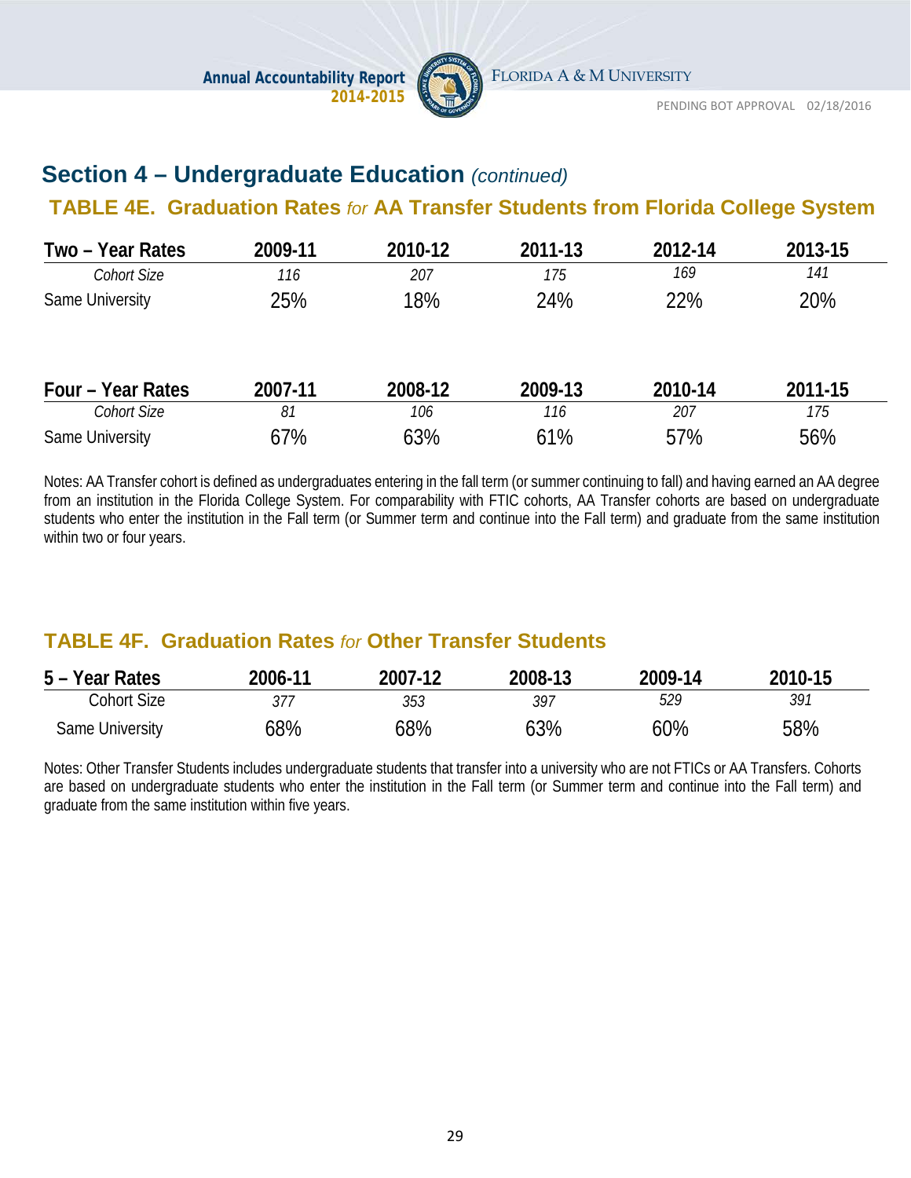## Section 4 – Undergraduate Education *(continued)*

### TABLE 4E. Graduation Rates *for* AA Transfer Students from Florida College System

| Two – Year Rates | 2009-11 | 2010-12 | 2011-13 | 2012-14 | 2013-15 |
|---|---|---|---|---|---|
| *Cohort Size* | *116* | *207* | *175* | *169* | *141* |
| Same University | 25% | 18% | 24% | 22% | 20% |

| Four – Year Rates | 2007-11 | 2008-12 | 2009-13 | 2010-14 | 2011-15 |
|---|---|---|---|---|---|
| *Cohort Size* | *81* | *106* | *116* | *207* | *175* |
| Same University | 67% | 63% | 61% | 57% | 56% |

Notes: AA Transfer cohort is defined as undergraduates entering in the fall term (or summer continuing to fall) and having earned an AA degree from an institution in the Florida College System. For comparability with FTIC cohorts, AA Transfer cohorts are based on undergraduate students who enter the institution in the Fall term (or Summer term and continue into the Fall term) and graduate from the same institution within two or four years.

### TABLE 4F. Graduation Rates *for* Other Transfer Students

| 5 – Year Rates | 2006-11 | 2007-12 | 2008-13 | 2009-14 | 2010-15 |
|---|---|---|---|---|---|
| Cohort Size | *377* | *353* | *397* | *529* | *391* |
| Same University | 68% | 68% | 63% | 60% | 58% |

Notes: Other Transfer Students includes undergraduate students that transfer into a university who are not FTICs or AA Transfers. Cohorts are based on undergraduate students who enter the institution in the Fall term (or Summer term and continue into the Fall term) and graduate from the same institution within five years.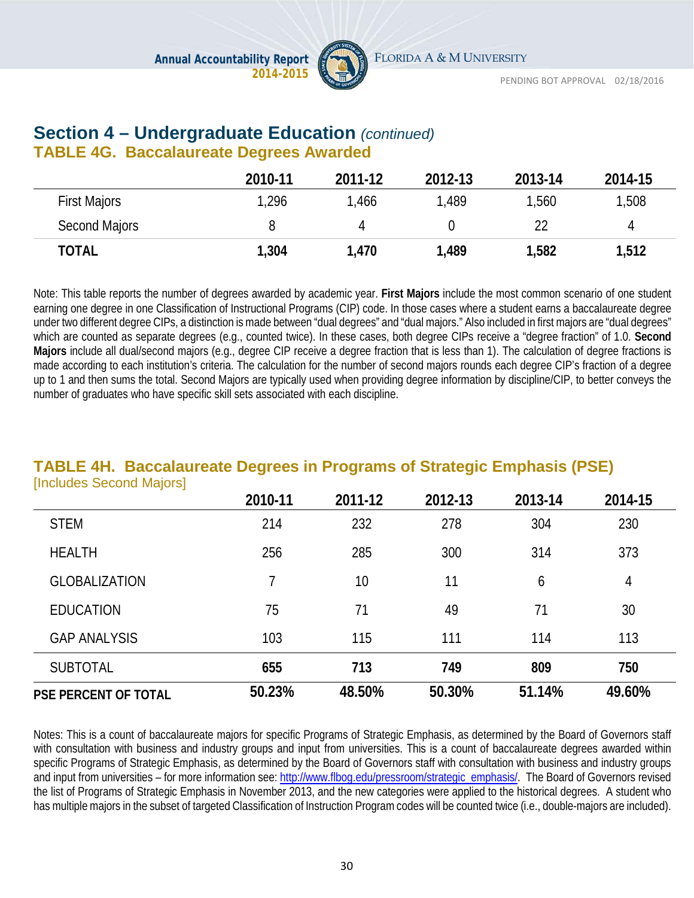## Section 4 – Undergraduate Education *(continued)*

### TABLE 4G. Baccalaureate Degrees Awarded

| | 2010-11 | 2011-12 | 2012-13 | 2013-14 | 2014-15 |
|---|---|---|---|---|---|
| First Majors | 1,296 | 1,466 | 1,489 | 1,560 | 1,508 |
| Second Majors | 8 | 4 | 0 | 22 | 4 |
| **TOTAL** | **1,304** | **1,470** | **1,489** | **1,582** | **1,512** |

Note: This table reports the number of degrees awarded by academic year. **First Majors** include the most common scenario of one student earning one degree in one Classification of Instructional Programs (CIP) code. In those cases where a student earns a baccalaureate degree under two different degree CIPs, a distinction is made between "dual degrees" and "dual majors." Also included in first majors are "dual degrees" which are counted as separate degrees (e.g., counted twice). In these cases, both degree CIPs receive a "degree fraction" of 1.0. **Second Majors** include all dual/second majors (e.g., degree CIP receive a degree fraction that is less than 1). The calculation of degree fractions is made according to each institution's criteria. The calculation for the number of second majors rounds each degree CIP's fraction of a degree up to 1 and then sums the total. Second Majors are typically used when providing degree information by discipline/CIP, to better conveys the number of graduates who have specific skill sets associated with each discipline.

### TABLE 4H. Baccalaureate Degrees in Programs of Strategic Emphasis (PSE)

[Includes Second Majors]

| | 2010-11 | 2011-12 | 2012-13 | 2013-14 | 2014-15 |
|---|---|---|---|---|---|
| STEM | 214 | 232 | 278 | 304 | 230 |
| HEALTH | 256 | 285 | 300 | 314 | 373 |
| GLOBALIZATION | 7 | 10 | 11 | 6 | 4 |
| EDUCATION | 75 | 71 | 49 | 71 | 30 |
| GAP ANALYSIS | 103 | 115 | 111 | 114 | 113 |
| SUBTOTAL | **655** | **713** | **749** | **809** | **750** |
| **PSE PERCENT OF TOTAL** | **50.23%** | **48.50%** | **50.30%** | **51.14%** | **49.60%** |

Notes: This is a count of baccalaureate majors for specific Programs of Strategic Emphasis, as determined by the Board of Governors staff with consultation with business and industry groups and input from universities. This is a count of baccalaureate degrees awarded within specific Programs of Strategic Emphasis, as determined by the Board of Governors staff with consultation with business and industry groups and input from universities – for more information see: http://www.flbog.edu/pressroom/strategic_emphasis/. The Board of Governors revised the list of Programs of Strategic Emphasis in November 2013, and the new categories were applied to the historical degrees. A student who has multiple majors in the subset of targeted Classification of Instruction Program codes will be counted twice (i.e., double-majors are included).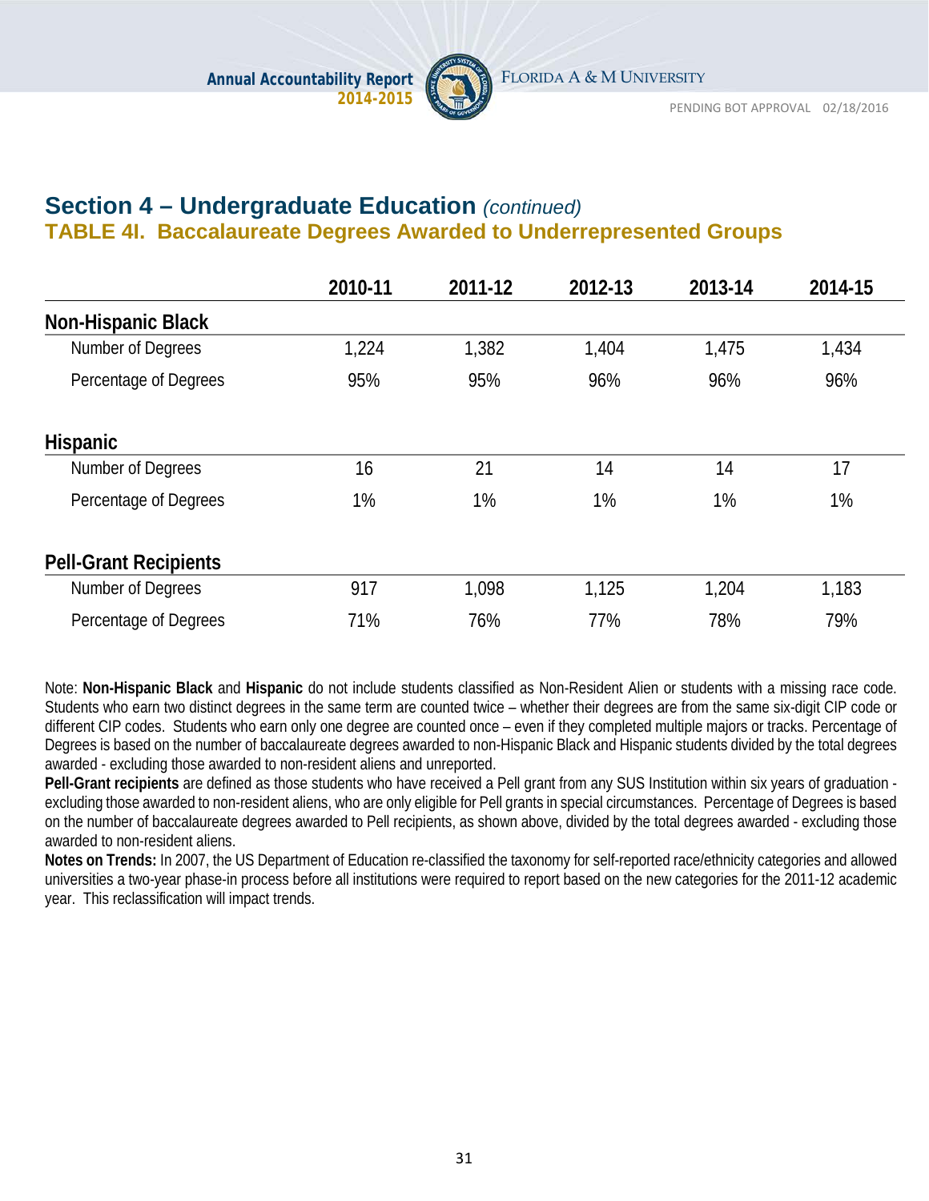## Section 4 – Undergraduate Education *(continued)*

### TABLE 4I. Baccalaureate Degrees Awarded to Underrepresented Groups

| | 2010-11 | 2011-12 | 2012-13 | 2013-14 | 2014-15 |
|---|---|---|---|---|---|
| **Non-Hispanic Black** | | | | | |
| Number of Degrees | 1,224 | 1,382 | 1,404 | 1,475 | 1,434 |
| Percentage of Degrees | 95% | 95% | 96% | 96% | 96% |
| **Hispanic** | | | | | |
| Number of Degrees | 16 | 21 | 14 | 14 | 17 |
| Percentage of Degrees | 1% | 1% | 1% | 1% | 1% |
| **Pell-Grant Recipients** | | | | | |
| Number of Degrees | 917 | 1,098 | 1,125 | 1,204 | 1,183 |
| Percentage of Degrees | 71% | 76% | 77% | 78% | 79% |

Note: **Non-Hispanic Black** and **Hispanic** do not include students classified as Non-Resident Alien or students with a missing race code. Students who earn two distinct degrees in the same term are counted twice – whether their degrees are from the same six-digit CIP code or different CIP codes. Students who earn only one degree are counted once – even if they completed multiple majors or tracks. Percentage of Degrees is based on the number of baccalaureate degrees awarded to non-Hispanic Black and Hispanic students divided by the total degrees awarded - excluding those awarded to non-resident aliens and unreported.

**Pell-Grant recipients** are defined as those students who have received a Pell grant from any SUS Institution within six years of graduation - excluding those awarded to non-resident aliens, who are only eligible for Pell grants in special circumstances. Percentage of Degrees is based on the number of baccalaureate degrees awarded to Pell recipients, as shown above, divided by the total degrees awarded - excluding those awarded to non-resident aliens.

**Notes on Trends:** In 2007, the US Department of Education re-classified the taxonomy for self-reported race/ethnicity categories and allowed universities a two-year phase-in process before all institutions were required to report based on the new categories for the 2011-12 academic year. This reclassification will impact trends.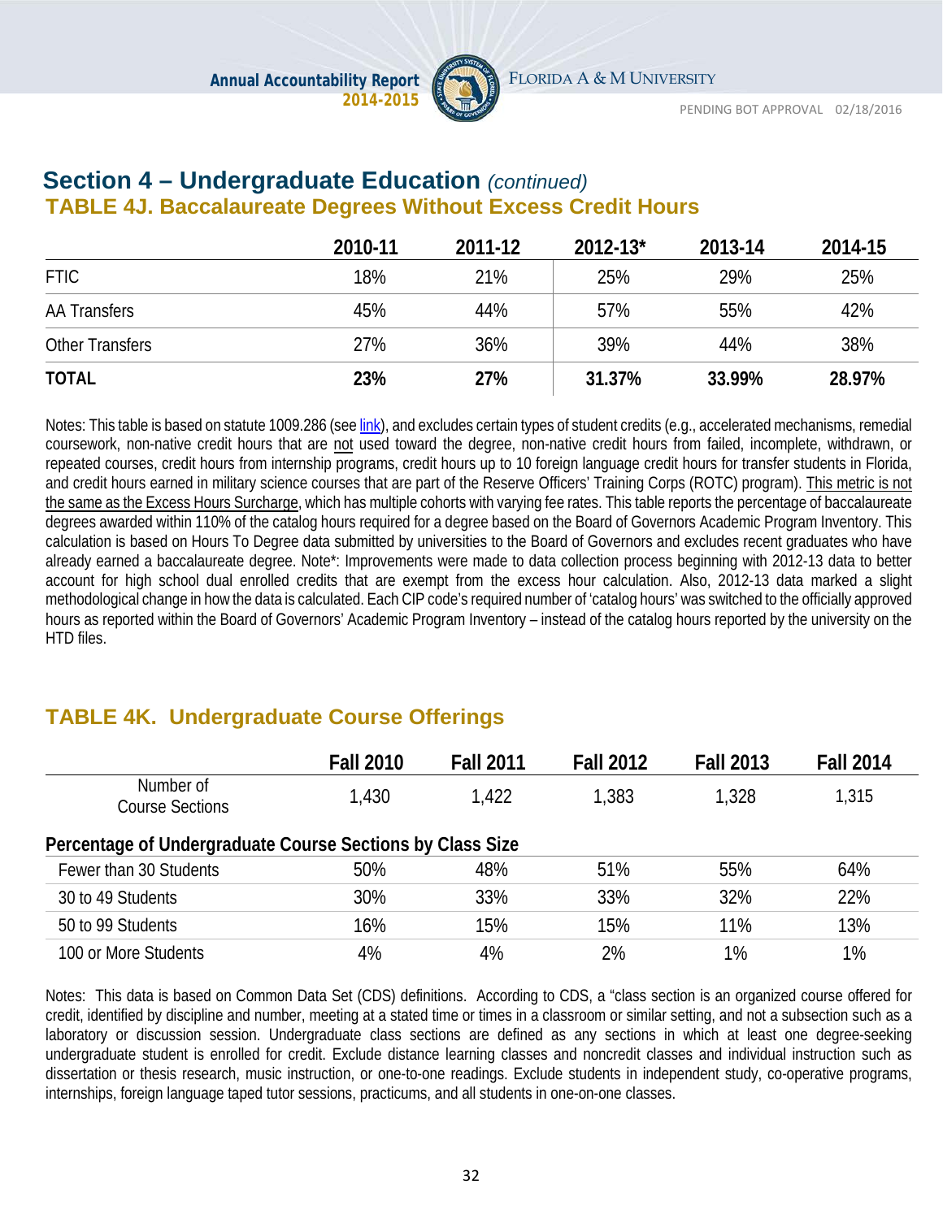## Section 4 – Undergraduate Education *(continued)*

### TABLE 4J. Baccalaureate Degrees Without Excess Credit Hours

| | 2010-11 | 2011-12 | 2012-13* | 2013-14 | 2014-15 |
|---|---|---|---|---|---|
| FTIC | 18% | 21% | 25% | 29% | 25% |
| AA Transfers | 45% | 44% | 57% | 55% | 42% |
| Other Transfers | 27% | 36% | 39% | 44% | 38% |
| **TOTAL** | **23%** | **27%** | **31.37%** | **33.99%** | **28.97%** |

Notes: This table is based on statute 1009.286 (see link), and excludes certain types of student credits (e.g., accelerated mechanisms, remedial coursework, non-native credit hours that are not used toward the degree, non-native credit hours from failed, incomplete, withdrawn, or repeated courses, credit hours from internship programs, credit hours up to 10 foreign language credit hours for transfer students in Florida, and credit hours earned in military science courses that are part of the Reserve Officers' Training Corps (ROTC) program). This metric is not the same as the Excess Hours Surcharge, which has multiple cohorts with varying fee rates. This table reports the percentage of baccalaureate degrees awarded within 110% of the catalog hours required for a degree based on the Board of Governors Academic Program Inventory. This calculation is based on Hours To Degree data submitted by universities to the Board of Governors and excludes recent graduates who have already earned a baccalaureate degree. Note*: Improvements were made to data collection process beginning with 2012-13 data to better account for high school dual enrolled credits that are exempt from the excess hour calculation. Also, 2012-13 data marked a slight methodological change in how the data is calculated. Each CIP code's required number of 'catalog hours' was switched to the officially approved hours as reported within the Board of Governors' Academic Program Inventory – instead of the catalog hours reported by the university on the HTD files.

### TABLE 4K. Undergraduate Course Offerings

| | Fall 2010 | Fall 2011 | Fall 2012 | Fall 2013 | Fall 2014 |
|---|---|---|---|---|---|
| Number of Course Sections | 1,430 | 1,422 | 1,383 | 1,328 | 1,315 |
| **Percentage of Undergraduate Course Sections by Class Size** | | | | | |
| Fewer than 30 Students | 50% | 48% | 51% | 55% | 64% |
| 30 to 49 Students | 30% | 33% | 33% | 32% | 22% |
| 50 to 99 Students | 16% | 15% | 15% | 11% | 13% |
| 100 or More Students | 4% | 4% | 2% | 1% | 1% |

Notes: This data is based on Common Data Set (CDS) definitions. According to CDS, a "class section is an organized course offered for credit, identified by discipline and number, meeting at a stated time or times in a classroom or similar setting, and not a subsection such as a laboratory or discussion session. Undergraduate class sections are defined as any sections in which at least one degree-seeking undergraduate student is enrolled for credit. Exclude distance learning classes and noncredit classes and individual instruction such as dissertation or thesis research, music instruction, or one-to-one readings. Exclude students in independent study, co-operative programs, internships, foreign language taped tutor sessions, practicums, and all students in one-on-one classes.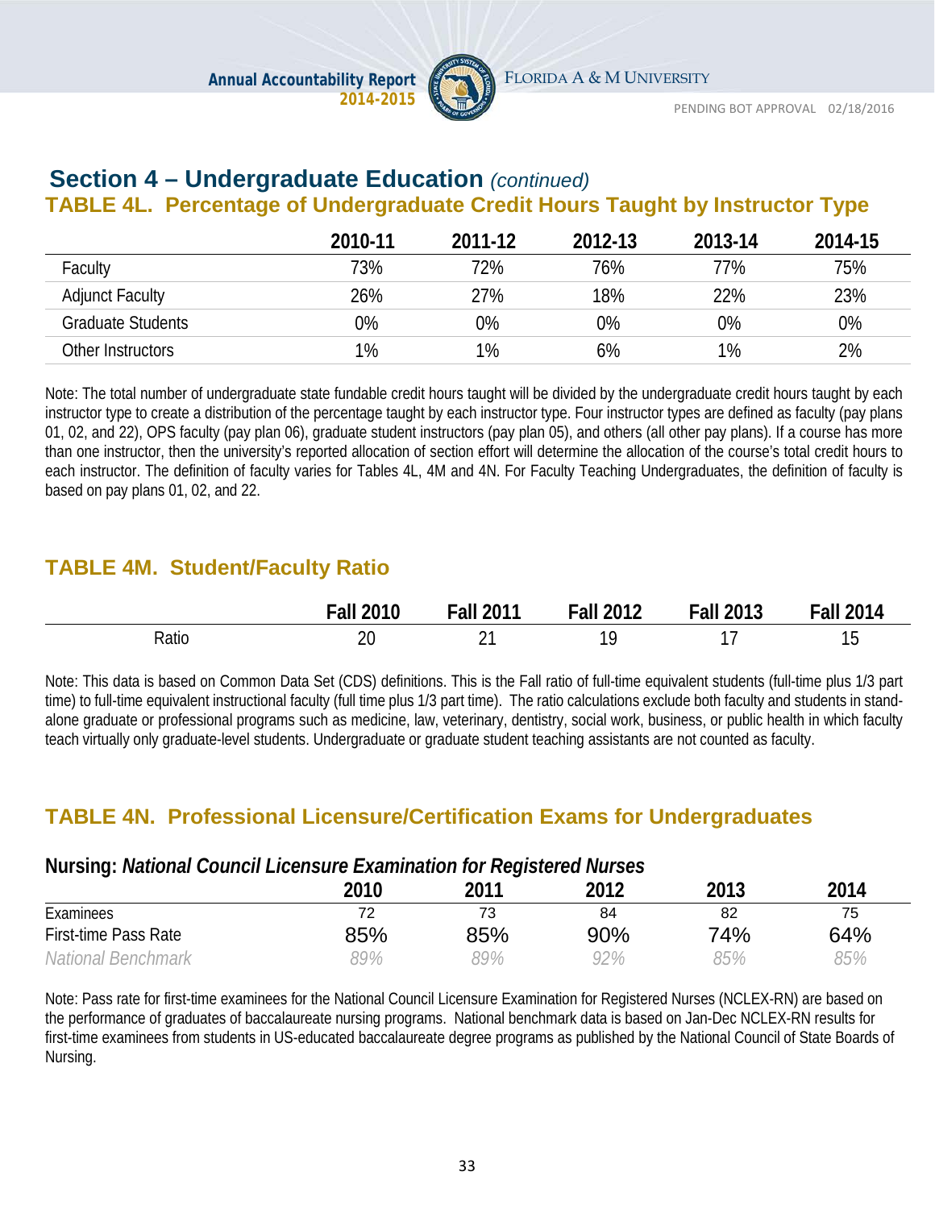## Section 4 – Undergraduate Education *(continued)*

### TABLE 4L. Percentage of Undergraduate Credit Hours Taught by Instructor Type

| | 2010-11 | 2011-12 | 2012-13 | 2013-14 | 2014-15 |
|---|---|---|---|---|---|
| Faculty | 73% | 72% | 76% | 77% | 75% |
| Adjunct Faculty | 26% | 27% | 18% | 22% | 23% |
| Graduate Students | 0% | 0% | 0% | 0% | 0% |
| Other Instructors | 1% | 1% | 6% | 1% | 2% |

Note: The total number of undergraduate state fundable credit hours taught will be divided by the undergraduate credit hours taught by each instructor type to create a distribution of the percentage taught by each instructor type. Four instructor types are defined as faculty (pay plans 01, 02, and 22), OPS faculty (pay plan 06), graduate student instructors (pay plan 05), and others (all other pay plans). If a course has more than one instructor, then the university's reported allocation of section effort will determine the allocation of the course's total credit hours to each instructor. The definition of faculty varies for Tables 4L, 4M and 4N. For Faculty Teaching Undergraduates, the definition of faculty is based on pay plans 01, 02, and 22.

### TABLE 4M. Student/Faculty Ratio

| | Fall 2010 | Fall 2011 | Fall 2012 | Fall 2013 | Fall 2014 |
|---|---|---|---|---|---|
| Ratio | 20 | 21 | 19 | 17 | 15 |

Note: This data is based on Common Data Set (CDS) definitions. This is the Fall ratio of full-time equivalent students (full-time plus 1/3 part time) to full-time equivalent instructional faculty (full time plus 1/3 part time). The ratio calculations exclude both faculty and students in stand-alone graduate or professional programs such as medicine, law, veterinary, dentistry, social work, business, or public health in which faculty teach virtually only graduate-level students. Undergraduate or graduate student teaching assistants are not counted as faculty.

### TABLE 4N. Professional Licensure/Certification Exams for Undergraduates

**Nursing: *National Council Licensure Examination for Registered Nurses***

| | 2010 | 2011 | 2012 | 2013 | 2014 |
|---|---|---|---|---|---|
| Examinees | 72 | 73 | 84 | 82 | 75 |
| First-time Pass Rate | 85% | 85% | 90% | 74% | 64% |
| *National Benchmark* | *89%* | *89%* | *92%* | *85%* | *85%* |

Note: Pass rate for first-time examinees for the National Council Licensure Examination for Registered Nurses (NCLEX-RN) are based on the performance of graduates of baccalaureate nursing programs. National benchmark data is based on Jan-Dec NCLEX-RN results for first-time examinees from students in US-educated baccalaureate degree programs as published by the National Council of State Boards of Nursing.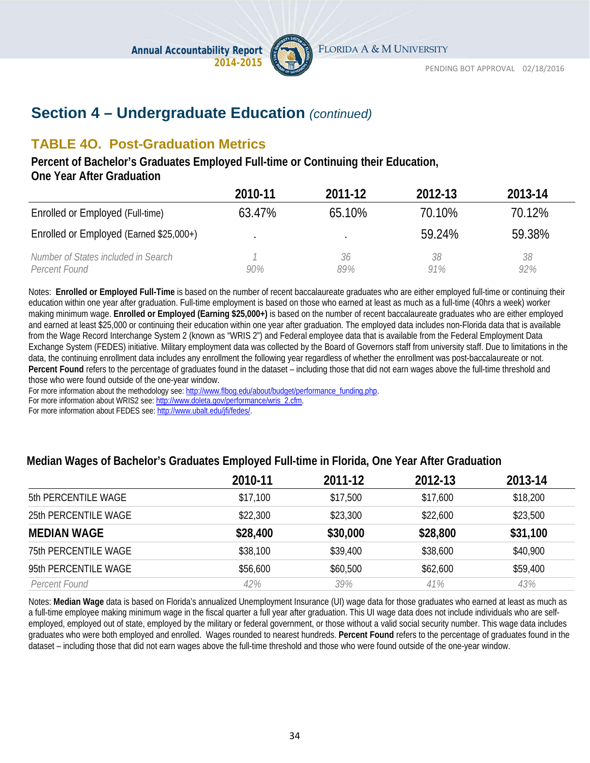## Section 4 – Undergraduate Education *(continued)*

### TABLE 4O. Post-Graduation Metrics

**Percent of Bachelor's Graduates Employed Full-time or Continuing their Education, One Year After Graduation**

| | 2010-11 | 2011-12 | 2012-13 | 2013-14 |
|---|---|---|---|---|
| Enrolled or Employed (Full-time) | 63.47% | 65.10% | 70.10% | 70.12% |
| Enrolled or Employed (Earned $25,000+) | . | . | 59.24% | 59.38% |
| *Number of States included in Search* | *1* | *36* | *38* | *38* |
| *Percent Found* | *90%* | *89%* | *91%* | *92%* |

Notes: **Enrolled or Employed Full-Time** is based on the number of recent baccalaureate graduates who are either employed full-time or continuing their education within one year after graduation. Full-time employment is based on those who earned at least as much as a full-time (40hrs a week) worker making minimum wage. **Enrolled or Employed (Earning $25,000+)** is based on the number of recent baccalaureate graduates who are either employed and earned at least $25,000 or continuing their education within one year after graduation. The employed data includes non-Florida data that is available from the Wage Record Interchange System 2 (known as "WRIS 2") and Federal employee data that is available from the Federal Employment Data Exchange System (FEDES) initiative. Military employment data was collected by the Board of Governors staff from university staff. Due to limitations in the data, the continuing enrollment data includes any enrollment the following year regardless of whether the enrollment was post-baccalaureate or not. **Percent Found** refers to the percentage of graduates found in the dataset – including those that did not earn wages above the full-time threshold and those who were found outside of the one-year window.
For more information about the methodology see: http://www.flbog.edu/about/budget/performance_funding.php.
For more information about WRIS2 see: http://www.doleta.gov/performance/wris_2.cfm.
For more information about FEDES see: http://www.ubalt.edu/jfi/fedes/.

**Median Wages of Bachelor's Graduates Employed Full-time in Florida, One Year After Graduation**

| | 2010-11 | 2011-12 | 2012-13 | 2013-14 |
|---|---|---|---|---|
| 5th PERCENTILE WAGE | $17,100 | $17,500 | $17,600 | $18,200 |
| 25th PERCENTILE WAGE | $22,300 | $23,300 | $22,600 | $23,500 |
| **MEDIAN WAGE** | **$28,400** | **$30,000** | **$28,800** | **$31,100** |
| 75th PERCENTILE WAGE | $38,100 | $39,400 | $38,600 | $40,900 |
| 95th PERCENTILE WAGE | $56,600 | $60,500 | $62,600 | $59,400 |
| *Percent Found* | *42%* | *39%* | *41%* | *43%* |

Notes: **Median Wage** data is based on Florida's annualized Unemployment Insurance (UI) wage data for those graduates who earned at least as much as a full-time employee making minimum wage in the fiscal quarter a full year after graduation. This UI wage data does not include individuals who are self-employed, employed out of state, employed by the military or federal government, or those without a valid social security number. This wage data includes graduates who were both employed and enrolled. Wages rounded to nearest hundreds. **Percent Found** refers to the percentage of graduates found in the dataset – including those that did not earn wages above the full-time threshold and those who were found outside of the one-year window.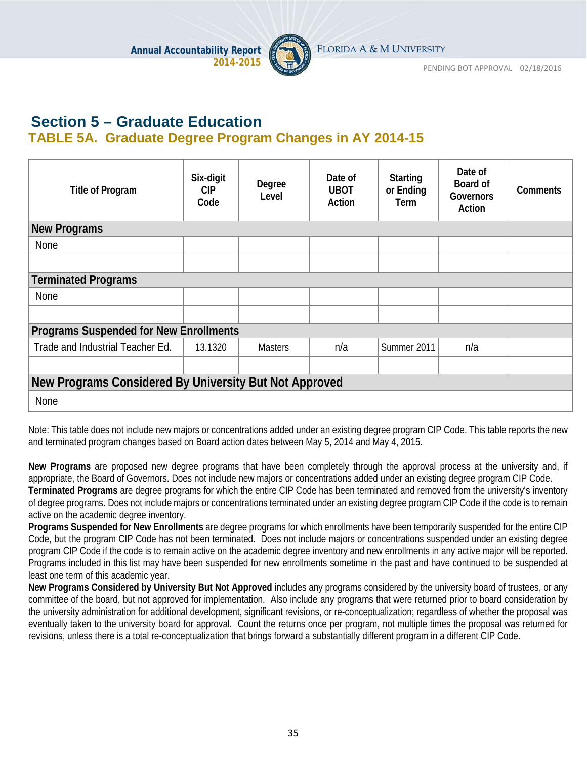## Section 5 – Graduate Education

### TABLE 5A. Graduate Degree Program Changes in AY 2014-15

| Title of Program | Six-digit CIP Code | Degree Level | Date of UBOT Action | Starting or Ending Term | Date of Board of Governors Action | Comments |
|---|---|---|---|---|---|---|
| **New Programs** | | | | | | |
| None | | | | | | |
| | | | | | | |
| **Terminated Programs** | | | | | | |
| None | | | | | | |
| | | | | | | |
| **Programs Suspended for New Enrollments** | | | | | | |
| Trade and Industrial Teacher Ed. | 13.1320 | Masters | n/a | Summer 2011 | n/a | |
| | | | | | | |
| **New Programs Considered By University But Not Approved** | | | | | | |
| None | | | | | | |

Note: This table does not include new majors or concentrations added under an existing degree program CIP Code. This table reports the new and terminated program changes based on Board action dates between May 5, 2014 and May 4, 2015.

**New Programs** are proposed new degree programs that have been completely through the approval process at the university and, if appropriate, the Board of Governors. Does not include new majors or concentrations added under an existing degree program CIP Code.
**Terminated Programs** are degree programs for which the entire CIP Code has been terminated and removed from the university's inventory of degree programs. Does not include majors or concentrations terminated under an existing degree program CIP Code if the code is to remain active on the academic degree inventory.
**Programs Suspended for New Enrollments** are degree programs for which enrollments have been temporarily suspended for the entire CIP Code, but the program CIP Code has not been terminated. Does not include majors or concentrations suspended under an existing degree program CIP Code if the code is to remain active on the academic degree inventory and new enrollments in any active major will be reported. Programs included in this list may have been suspended for new enrollments sometime in the past and have continued to be suspended at least one term of this academic year.
**New Programs Considered by University But Not Approved** includes any programs considered by the university board of trustees, or any committee of the board, but not approved for implementation. Also include any programs that were returned prior to board consideration by the university administration for additional development, significant revisions, or re-conceptualization; regardless of whether the proposal was eventually taken to the university board for approval. Count the returns once per program, not multiple times the proposal was returned for revisions, unless there is a total re-conceptualization that brings forward a substantially different program in a different CIP Code.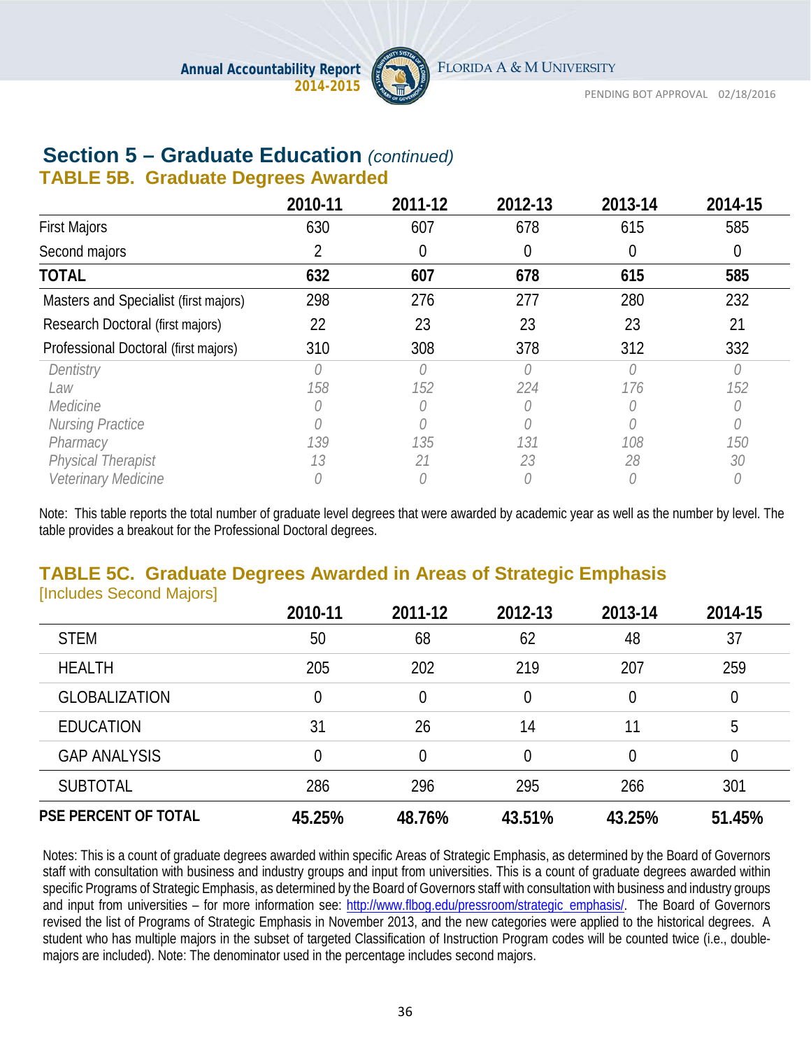# Section 5 – Graduate Education *(continued)*

## TABLE 5B. Graduate Degrees Awarded

| | 2010-11 | 2011-12 | 2012-13 | 2013-14 | 2014-15 |
|---|---|---|---|---|---|
| First Majors | 630 | 607 | 678 | 615 | 585 |
| Second majors | 2 | 0 | 0 | 0 | 0 |
| **TOTAL** | **632** | **607** | **678** | **615** | **585** |
| Masters and Specialist (first majors) | 298 | 276 | 277 | 280 | 232 |
| Research Doctoral (first majors) | 22 | 23 | 23 | 23 | 21 |
| Professional Doctoral (first majors) | 310 | 308 | 378 | 312 | 332 |
| *Dentistry* | *0* | *0* | *0* | *0* | *0* |
| *Law* | *158* | *152* | *224* | *176* | *152* |
| *Medicine* | *0* | *0* | *0* | *0* | *0* |
| *Nursing Practice* | *0* | *0* | *0* | *0* | *0* |
| *Pharmacy* | *139* | *135* | *131* | *108* | *150* |
| *Physical Therapist* | *13* | *21* | *23* | *28* | *30* |
| *Veterinary Medicine* | *0* | *0* | *0* | *0* | *0* |

Note: This table reports the total number of graduate level degrees that were awarded by academic year as well as the number by level. The table provides a breakout for the Professional Doctoral degrees.

## TABLE 5C. Graduate Degrees Awarded in Areas of Strategic Emphasis

[Includes Second Majors]

| | 2010-11 | 2011-12 | 2012-13 | 2013-14 | 2014-15 |
|---|---|---|---|---|---|
| STEM | 50 | 68 | 62 | 48 | 37 |
| HEALTH | 205 | 202 | 219 | 207 | 259 |
| GLOBALIZATION | 0 | 0 | 0 | 0 | 0 |
| EDUCATION | 31 | 26 | 14 | 11 | 5 |
| GAP ANALYSIS | 0 | 0 | 0 | 0 | 0 |
| SUBTOTAL | 286 | 296 | 295 | 266 | 301 |
| **PSE PERCENT OF TOTAL** | **45.25%** | **48.76%** | **43.51%** | **43.25%** | **51.45%** |

Notes: This is a count of graduate degrees awarded within specific Areas of Strategic Emphasis, as determined by the Board of Governors staff with consultation with business and industry groups and input from universities. This is a count of graduate degrees awarded within specific Programs of Strategic Emphasis, as determined by the Board of Governors staff with consultation with business and industry groups and input from universities – for more information see: http://www.flbog.edu/pressroom/strategic_emphasis/. The Board of Governors revised the list of Programs of Strategic Emphasis in November 2013, and the new categories were applied to the historical degrees. A student who has multiple majors in the subset of targeted Classification of Instruction Program codes will be counted twice (i.e., double-majors are included). Note: The denominator used in the percentage includes second majors.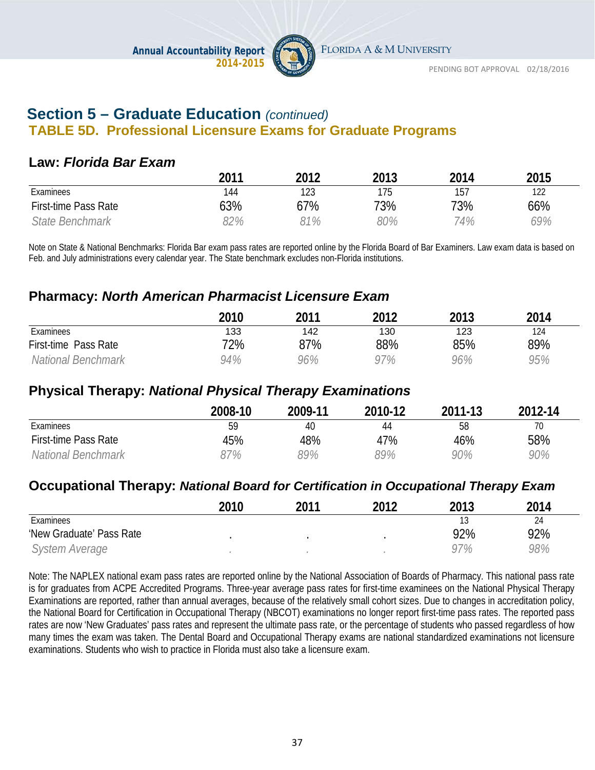## Section 5 – Graduate Education *(continued)*

### TABLE 5D. Professional Licensure Exams for Graduate Programs

#### Law: *Florida Bar Exam*

| | 2011 | 2012 | 2013 | 2014 | 2015 |
|---|---|---|---|---|---|
| Examinees | 144 | 123 | 175 | 157 | 122 |
| First-time Pass Rate | 63% | 67% | 73% | 73% | 66% |
| *State Benchmark* | *82%* | *81%* | *80%* | *74%* | *69%* |

Note on State & National Benchmarks: Florida Bar exam pass rates are reported online by the Florida Board of Bar Examiners. Law exam data is based on Feb. and July administrations every calendar year. The State benchmark excludes non-Florida institutions.

#### Pharmacy: *North American Pharmacist Licensure Exam*

| | 2010 | 2011 | 2012 | 2013 | 2014 |
|---|---|---|---|---|---|
| Examinees | 133 | 142 | 130 | 123 | 124 |
| First-time Pass Rate | 72% | 87% | 88% | 85% | 89% |
| *National Benchmark* | *94%* | *96%* | *97%* | *96%* | *95%* |

#### Physical Therapy: *National Physical Therapy Examinations*

| | 2008-10 | 2009-11 | 2010-12 | 2011-13 | 2012-14 |
|---|---|---|---|---|---|
| Examinees | 59 | 40 | 44 | 58 | 70 |
| First-time Pass Rate | 45% | 48% | 47% | 46% | 58% |
| *National Benchmark* | *87%* | *89%* | *89%* | *90%* | *90%* |

#### Occupational Therapy: *National Board for Certification in Occupational Therapy Exam*

| | 2010 | 2011 | 2012 | 2013 | 2014 |
|---|---|---|---|---|---|
| Examinees | | | | 13 | 24 |
| 'New Graduate' Pass Rate | . | . | . | 92% | 92% |
| *System Average* | *.* | *.* | *.* | *97%* | *98%* |

Note: The NAPLEX national exam pass rates are reported online by the National Association of Boards of Pharmacy. This national pass rate is for graduates from ACPE Accredited Programs. Three-year average pass rates for first-time examinees on the National Physical Therapy Examinations are reported, rather than annual averages, because of the relatively small cohort sizes. Due to changes in accreditation policy, the National Board for Certification in Occupational Therapy (NBCOT) examinations no longer report first-time pass rates. The reported pass rates are now 'New Graduates' pass rates and represent the ultimate pass rate, or the percentage of students who passed regardless of how many times the exam was taken. The Dental Board and Occupational Therapy exams are national standardized examinations not licensure examinations. Students who wish to practice in Florida must also take a licensure exam.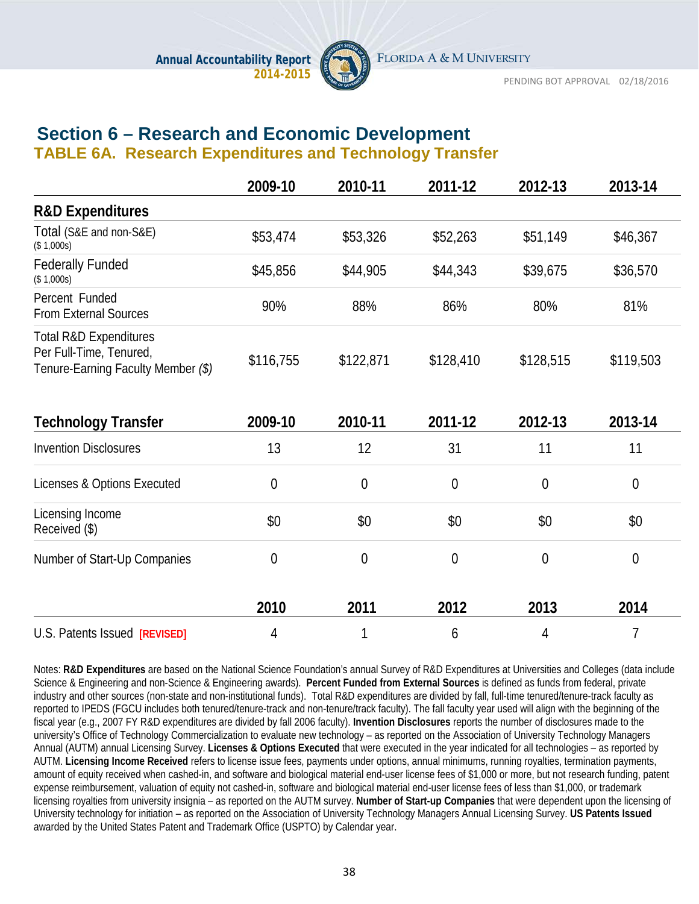## Section 6 – Research and Economic Development

### TABLE 6A. Research Expenditures and Technology Transfer

| | 2009-10 | 2010-11 | 2011-12 | 2012-13 | 2013-14 |
|---|---|---|---|---|---|
| **R&D Expenditures** | | | | | |
| Total (S&E and non-S&E) ($ 1,000s) | $53,474 | $53,326 | $52,263 | $51,149 | $46,367 |
| Federally Funded ($ 1,000s) | $45,856 | $44,905 | $44,343 | $39,675 | $36,570 |
| Percent Funded From External Sources | 90% | 88% | 86% | 80% | 81% |
| Total R&D Expenditures Per Full-Time, Tenured, Tenure-Earning Faculty Member *($)* | $116,755 | $122,871 | $128,410 | $128,515 | $119,503 |

| **Technology Transfer** | 2009-10 | 2010-11 | 2011-12 | 2012-13 | 2013-14 |
|---|---|---|---|---|---|
| Invention Disclosures | 13 | 12 | 31 | 11 | 11 |
| Licenses & Options Executed | 0 | 0 | 0 | 0 | 0 |
| Licensing Income Received ($) | $0 | $0 | $0 | $0 | $0 |
| Number of Start-Up Companies | 0 | 0 | 0 | 0 | 0 |

| | 2010 | 2011 | 2012 | 2013 | 2014 |
|---|---|---|---|---|---|
| U.S. Patents Issued [REVISED] | 4 | 1 | 6 | 4 | 7 |

Notes: **R&D Expenditures** are based on the National Science Foundation's annual Survey of R&D Expenditures at Universities and Colleges (data include Science & Engineering and non-Science & Engineering awards). **Percent Funded from External Sources** is defined as funds from federal, private industry and other sources (non-state and non-institutional funds). Total R&D expenditures are divided by fall, full-time tenured/tenure-track faculty as reported to IPEDS (FGCU includes both tenured/tenure-track and non-tenure/track faculty). The fall faculty year used will align with the beginning of the fiscal year (e.g., 2007 FY R&D expenditures are divided by fall 2006 faculty). **Invention Disclosures** reports the number of disclosures made to the university's Office of Technology Commercialization to evaluate new technology – as reported on the Association of University Technology Managers Annual (AUTM) annual Licensing Survey. **Licenses & Options Executed** that were executed in the year indicated for all technologies – as reported by AUTM. **Licensing Income Received** refers to license issue fees, payments under options, annual minimums, running royalties, termination payments, amount of equity received when cashed-in, and software and biological material end-user license fees of $1,000 or more, but not research funding, patent expense reimbursement, valuation of equity not cashed-in, software and biological material end-user license fees of less than $1,000, or trademark licensing royalties from university insignia – as reported on the AUTM survey. **Number of Start-up Companies** that were dependent upon the licensing of University technology for initiation – as reported on the Association of University Technology Managers Annual Licensing Survey. **US Patents Issued** awarded by the United States Patent and Trademark Office (USPTO) by Calendar year.